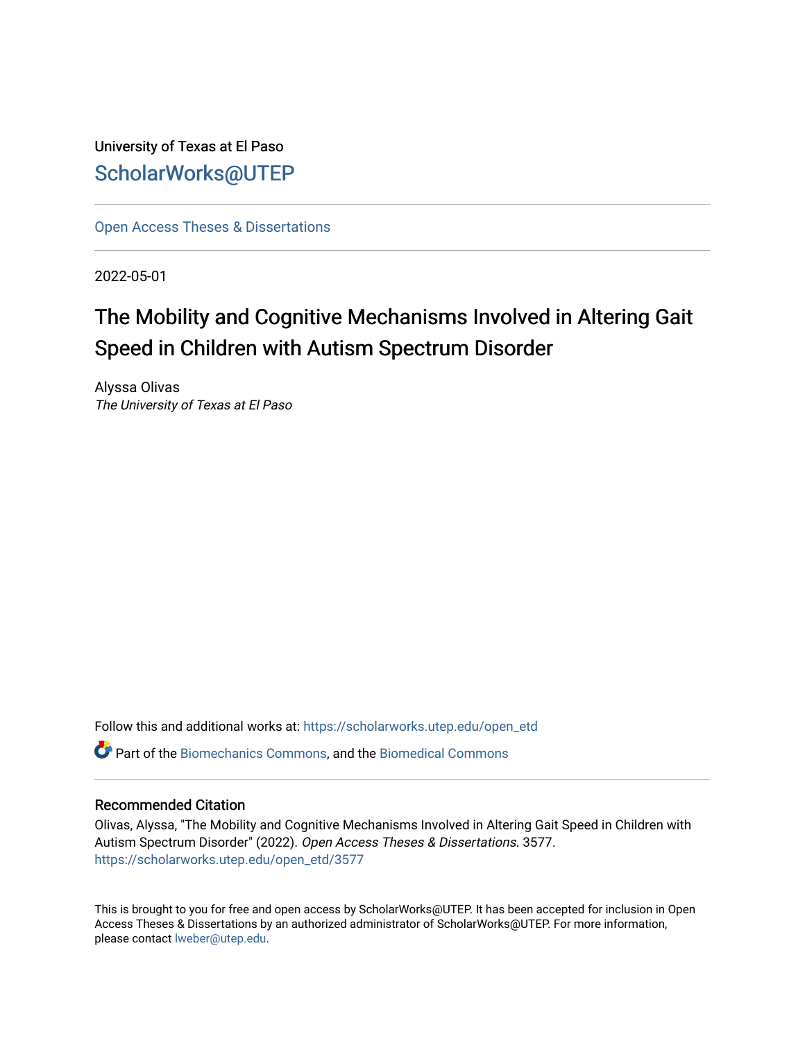University of Texas at El Paso

ScholarWorks@UTEP

Open Access Theses & Dissertations

2022-05-01

# The Mobility and Cognitive Mechanisms Involved in Altering Gait Speed in Children with Autism Spectrum Disorder

Alyssa Olivas

*The University of Texas at El Paso*

Follow this and additional works at: https://scholarworks.utep.edu/open_etd

Part of the Biomechanics Commons, and the Biomedical Commons

## Recommended Citation

Olivas, Alyssa, "The Mobility and Cognitive Mechanisms Involved in Altering Gait Speed in Children with Autism Spectrum Disorder" (2022). *Open Access Theses & Dissertations*. 3577.
https://scholarworks.utep.edu/open_etd/3577

This is brought to you for free and open access by ScholarWorks@UTEP. It has been accepted for inclusion in Open Access Theses & Dissertations by an authorized administrator of ScholarWorks@UTEP. For more information, please contact lweber@utep.edu.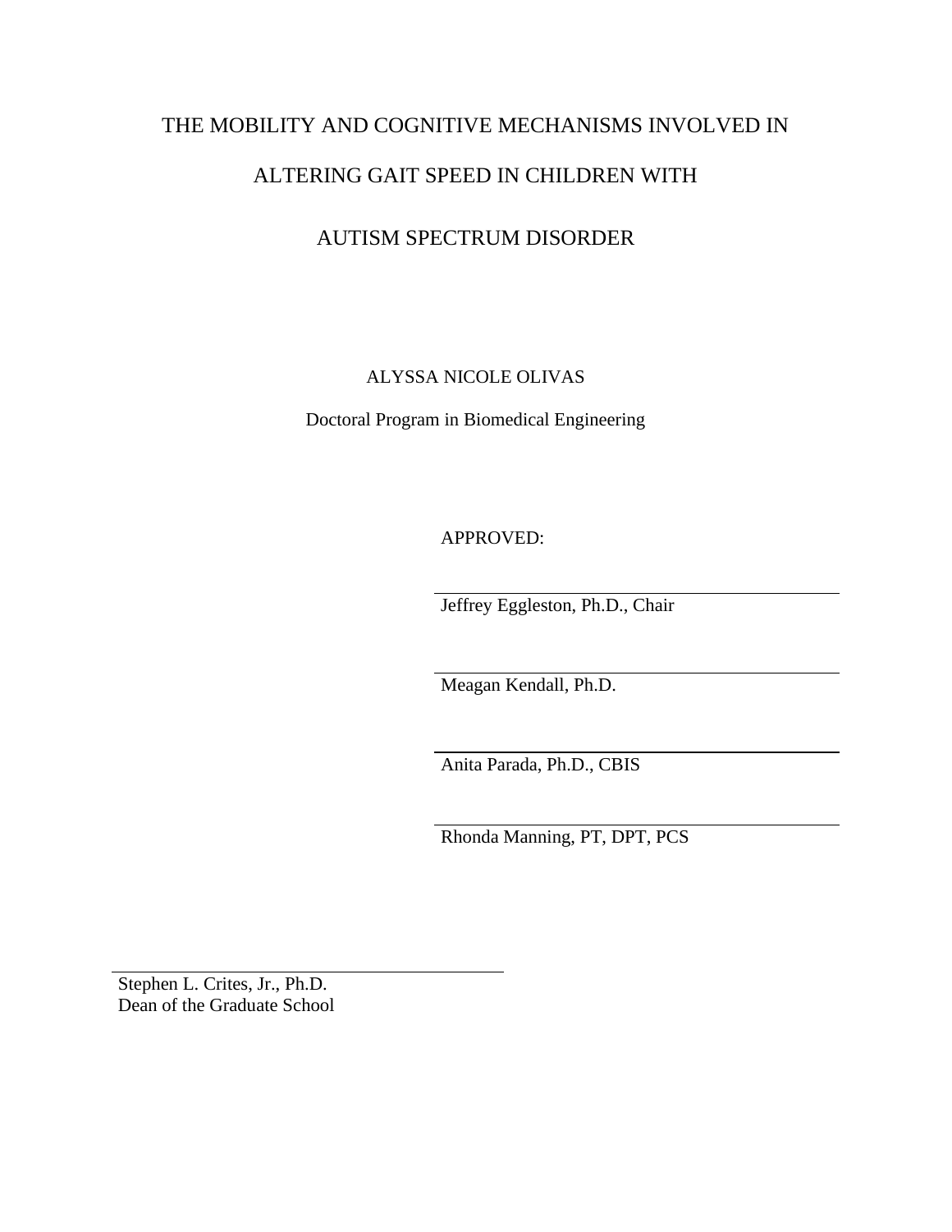# THE MOBILITY AND COGNITIVE MECHANISMS INVOLVED IN ALTERING GAIT SPEED IN CHILDREN WITH AUTISM SPECTRUM DISORDER

ALYSSA NICOLE OLIVAS

Doctoral Program in Biomedical Engineering

APPROVED:

Jeffrey Eggleston, Ph.D., Chair

Meagan Kendall, Ph.D.

Anita Parada, Ph.D., CBIS

Rhonda Manning, PT, DPT, PCS

Stephen L. Crites, Jr., Ph.D.
Dean of the Graduate School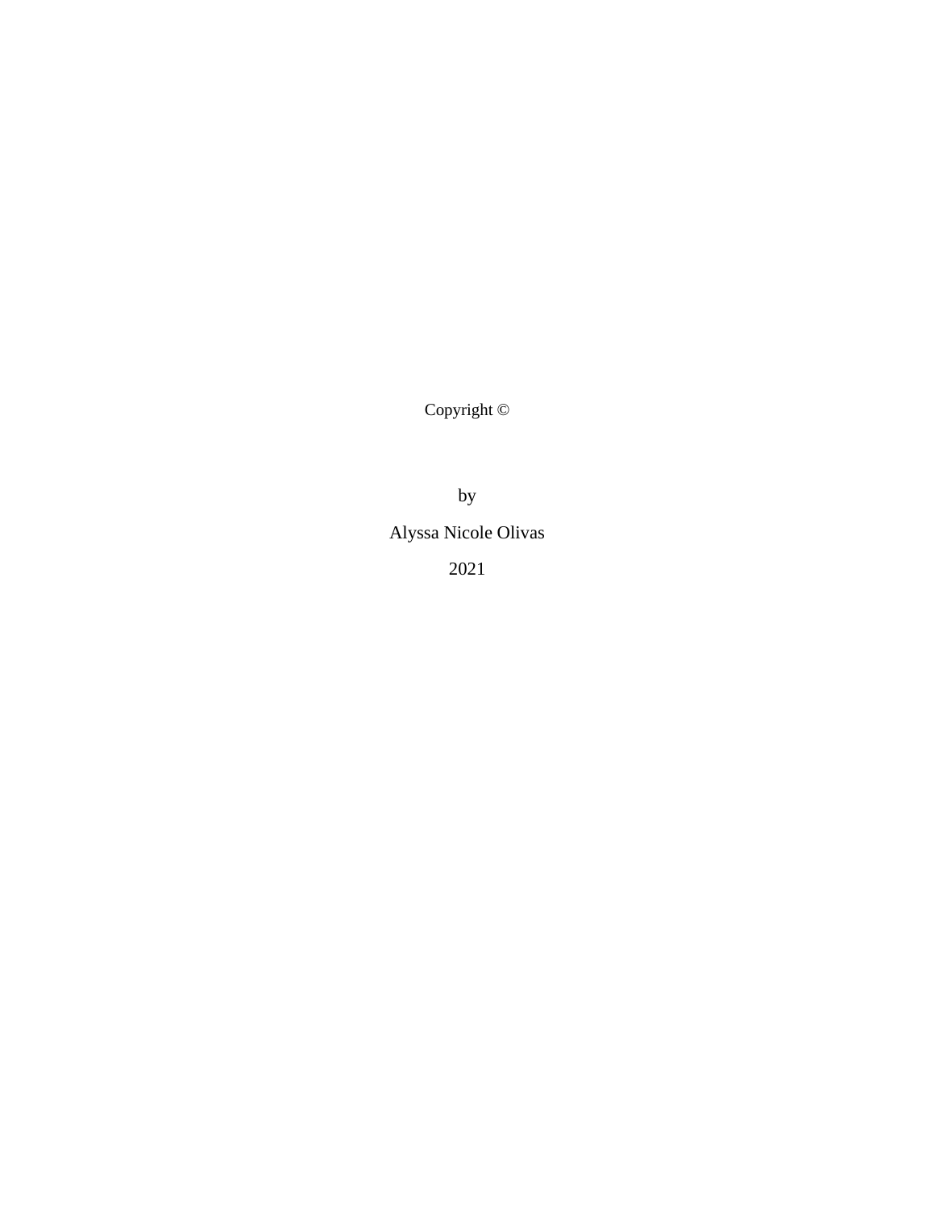Copyright ©

by

Alyssa Nicole Olivas

2021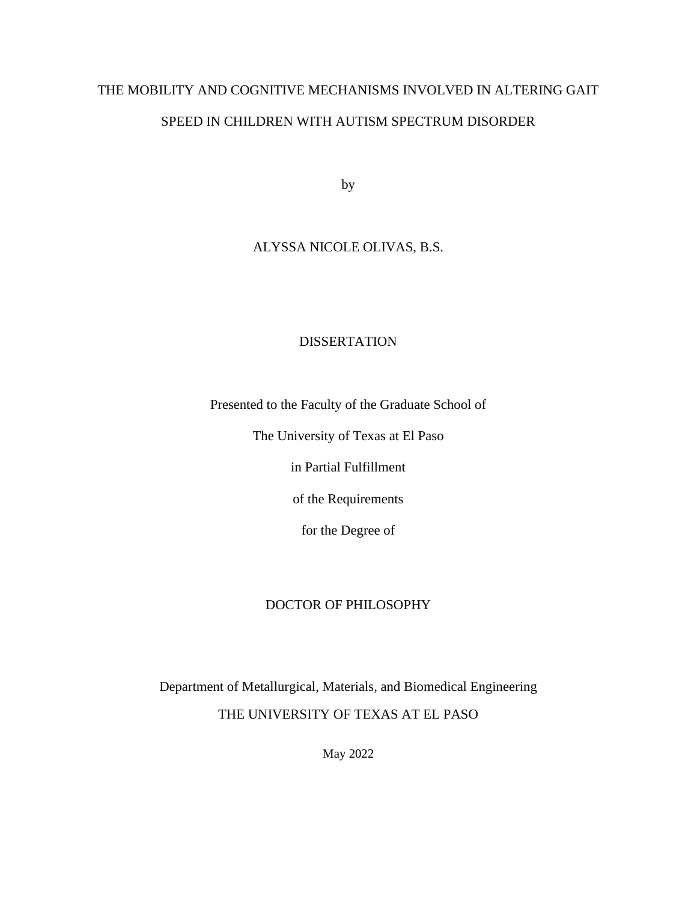THE MOBILITY AND COGNITIVE MECHANISMS INVOLVED IN ALTERING GAIT SPEED IN CHILDREN WITH AUTISM SPECTRUM DISORDER

by

ALYSSA NICOLE OLIVAS, B.S.

DISSERTATION

Presented to the Faculty of the Graduate School of

The University of Texas at El Paso

in Partial Fulfillment

of the Requirements

for the Degree of

DOCTOR OF PHILOSOPHY

Department of Metallurgical, Materials, and Biomedical Engineering

THE UNIVERSITY OF TEXAS AT EL PASO

May 2022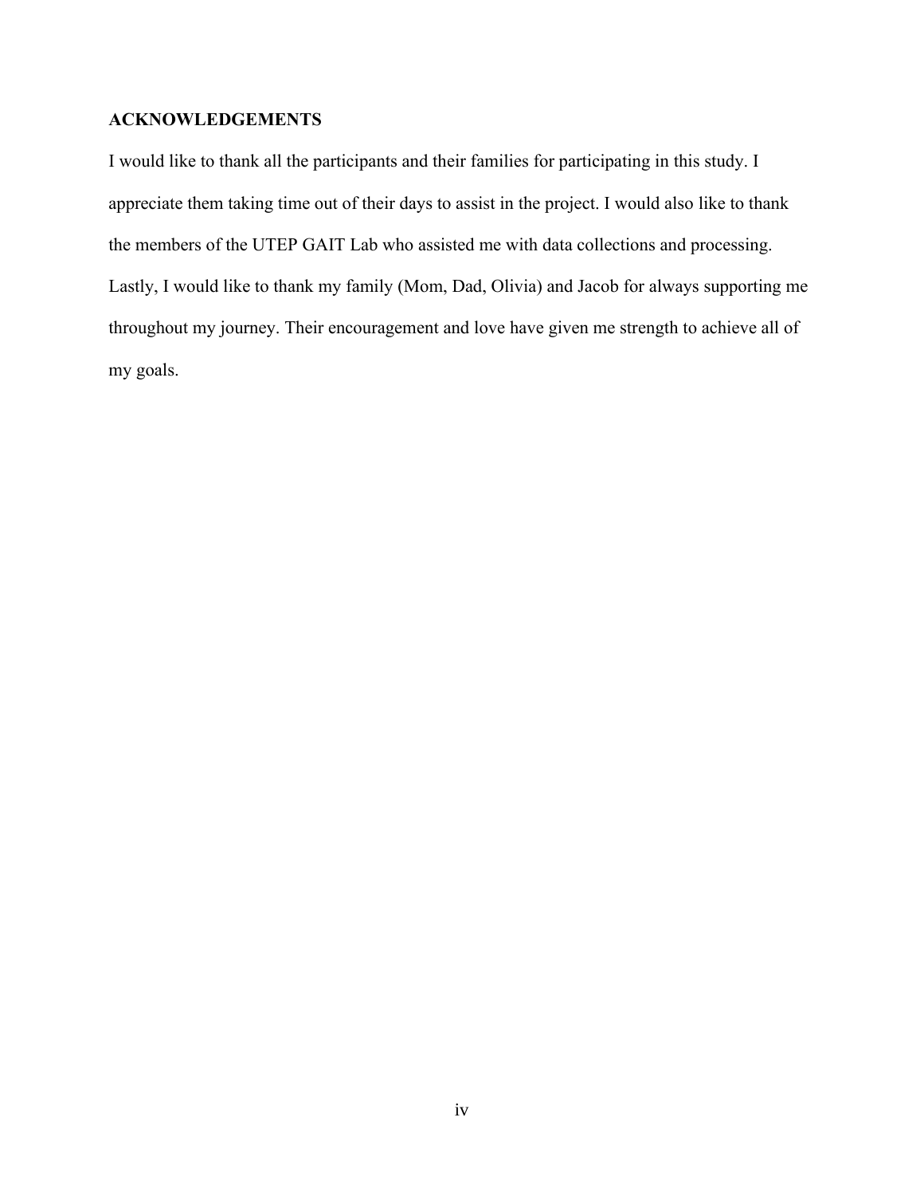## ACKNOWLEDGEMENTS

I would like to thank all the participants and their families for participating in this study. I appreciate them taking time out of their days to assist in the project. I would also like to thank the members of the UTEP GAIT Lab who assisted me with data collections and processing. Lastly, I would like to thank my family (Mom, Dad, Olivia) and Jacob for always supporting me throughout my journey. Their encouragement and love have given me strength to achieve all of my goals.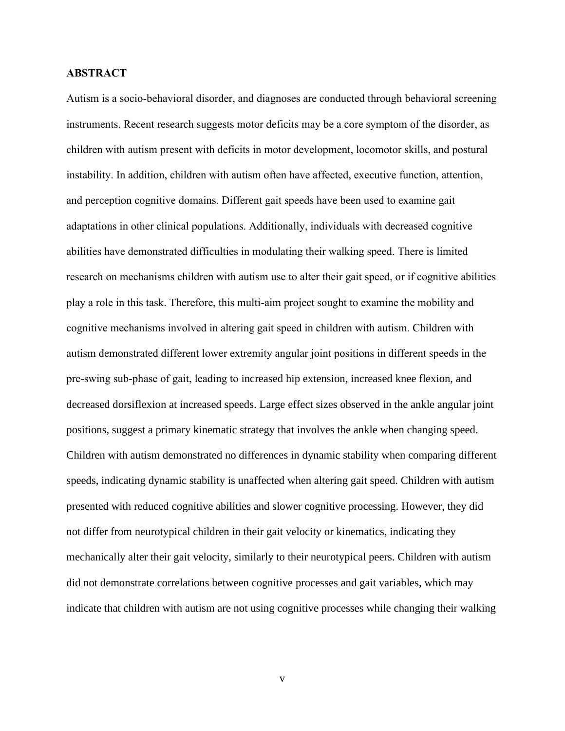## ABSTRACT

Autism is a socio-behavioral disorder, and diagnoses are conducted through behavioral screening instruments. Recent research suggests motor deficits may be a core symptom of the disorder, as children with autism present with deficits in motor development, locomotor skills, and postural instability. In addition, children with autism often have affected, executive function, attention, and perception cognitive domains. Different gait speeds have been used to examine gait adaptations in other clinical populations. Additionally, individuals with decreased cognitive abilities have demonstrated difficulties in modulating their walking speed. There is limited research on mechanisms children with autism use to alter their gait speed, or if cognitive abilities play a role in this task. Therefore, this multi-aim project sought to examine the mobility and cognitive mechanisms involved in altering gait speed in children with autism. Children with autism demonstrated different lower extremity angular joint positions in different speeds in the pre-swing sub-phase of gait, leading to increased hip extension, increased knee flexion, and decreased dorsiflexion at increased speeds. Large effect sizes observed in the ankle angular joint positions, suggest a primary kinematic strategy that involves the ankle when changing speed. Children with autism demonstrated no differences in dynamic stability when comparing different speeds, indicating dynamic stability is unaffected when altering gait speed. Children with autism presented with reduced cognitive abilities and slower cognitive processing. However, they did not differ from neurotypical children in their gait velocity or kinematics, indicating they mechanically alter their gait velocity, similarly to their neurotypical peers. Children with autism did not demonstrate correlations between cognitive processes and gait variables, which may indicate that children with autism are not using cognitive processes while changing their walking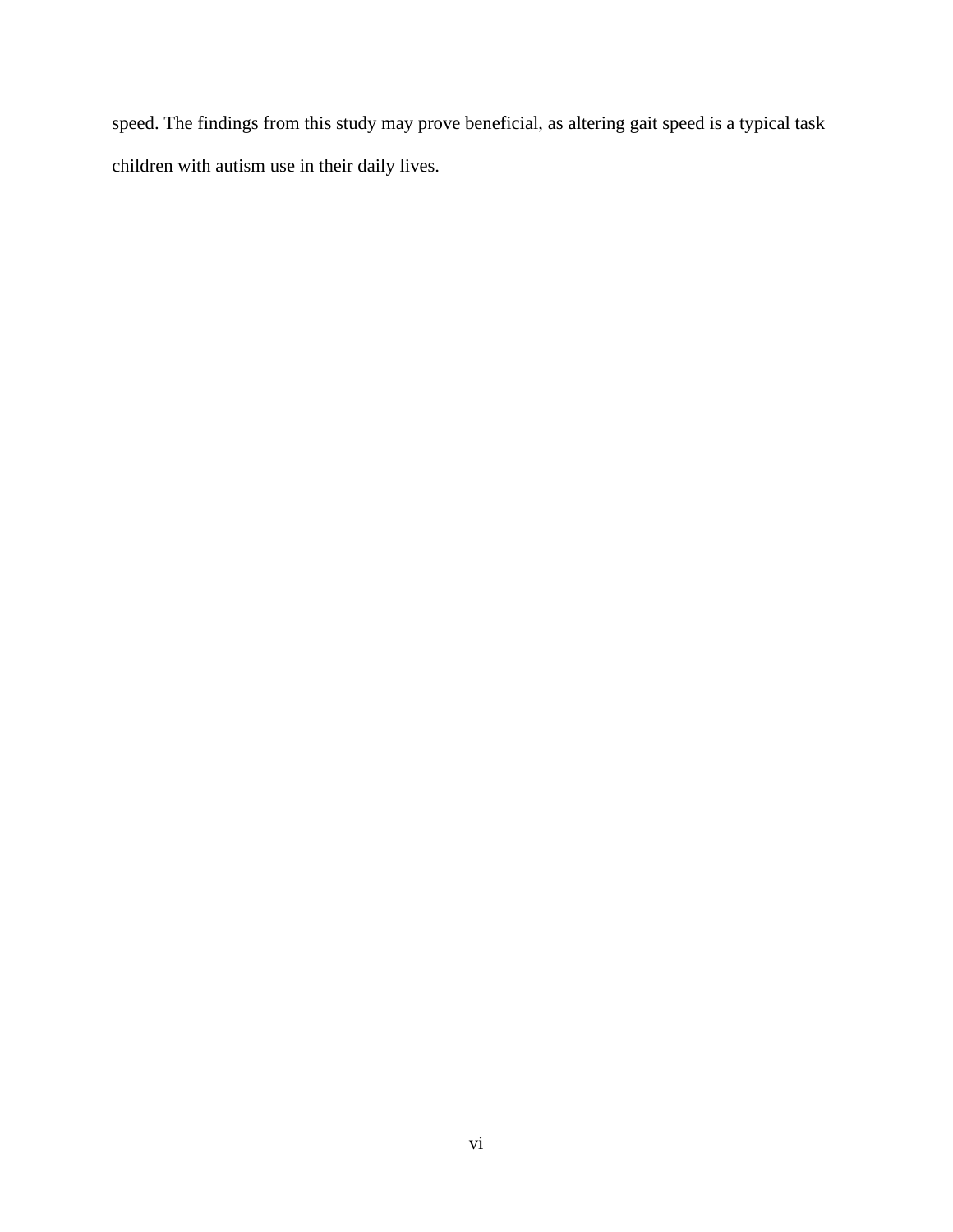speed. The findings from this study may prove beneficial, as altering gait speed is a typical task children with autism use in their daily lives.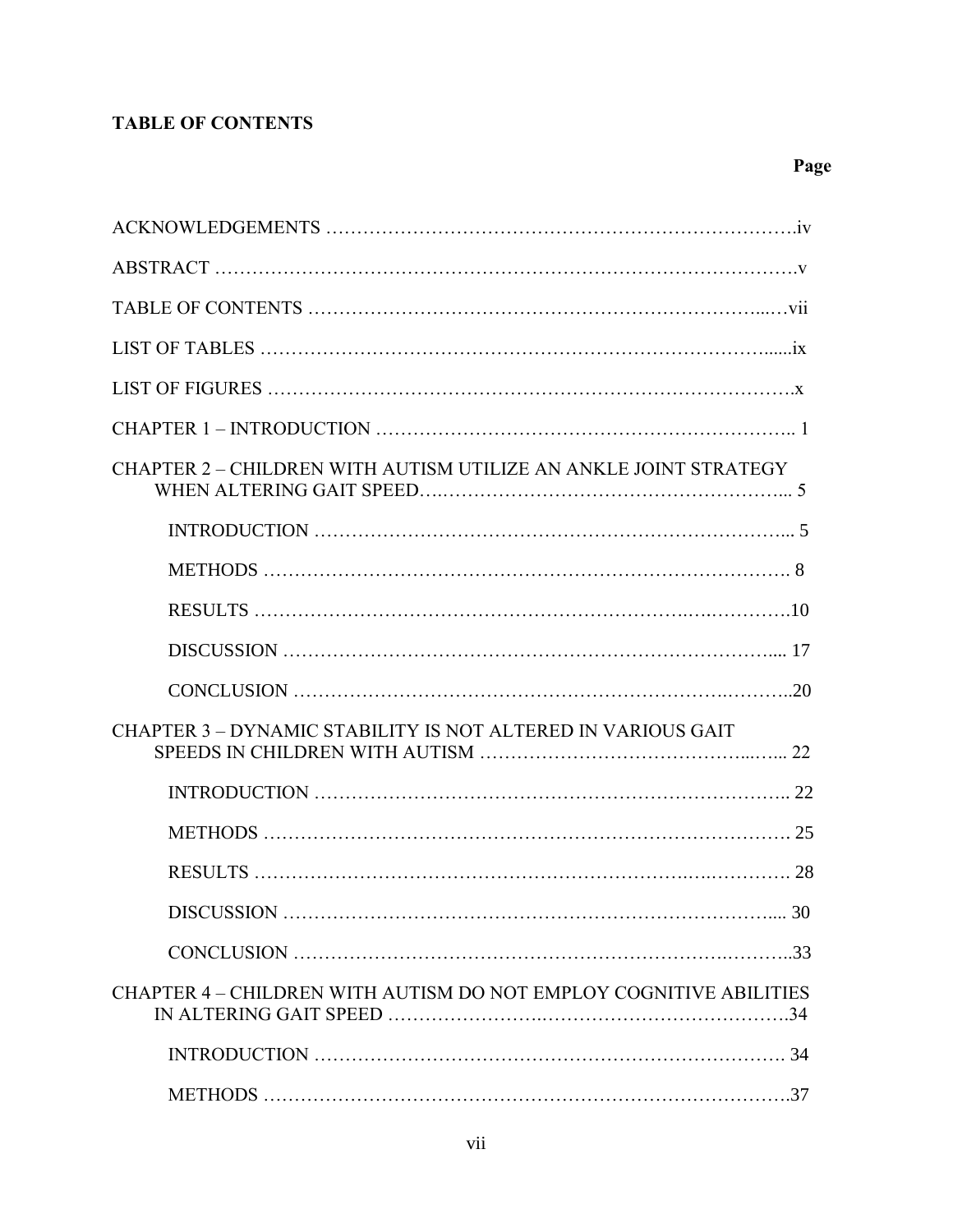**TABLE OF CONTENTS**

**Page**

ACKNOWLEDGEMENTS …………………………………………………………………….iv

ABSTRACT ……………………………………………………………………………….v

TABLE OF CONTENTS ………………………………………………………………...…vii

LIST OF TABLES …………………………………………………………………….....ix

LIST OF FIGURES ……………………………………………………………………….x

CHAPTER 1 – INTRODUCTION ………………………………………………………….. 1

CHAPTER 2 – CHILDREN WITH AUTISM UTILIZE AN ANKLE JOINT STRATEGY WHEN ALTERING GAIT SPEED………………………………………………... 5

- INTRODUCTION ……………………………………………………………….... 5
- METHODS ………………………………………………………………………. 8
- RESULTS ……………………………………………………………………….10
- DISCUSSION ……………………………………………………………….... 17
- CONCLUSION ……………………………………………………………..……..20

CHAPTER 3 – DYNAMIC STABILITY IS NOT ALTERED IN VARIOUS GAIT SPEEDS IN CHILDREN WITH AUTISM ……………………………………...…... 22

- INTRODUCTION …………………………………………………………….. 22
- METHODS ………………………………………………………………………. 25
- RESULTS ……………………………………………………………………. 28
- DISCUSSION ………………………………………………………………..... 30
- CONCLUSION ……………………………………………………………..……..33

CHAPTER 4 – CHILDREN WITH AUTISM DO NOT EMPLOY COGNITIVE ABILITIES IN ALTERING GAIT SPEED ………………………………………………….34

- INTRODUCTION ……………………………………………………………. 34
- METHODS ……………………………………………………………………….37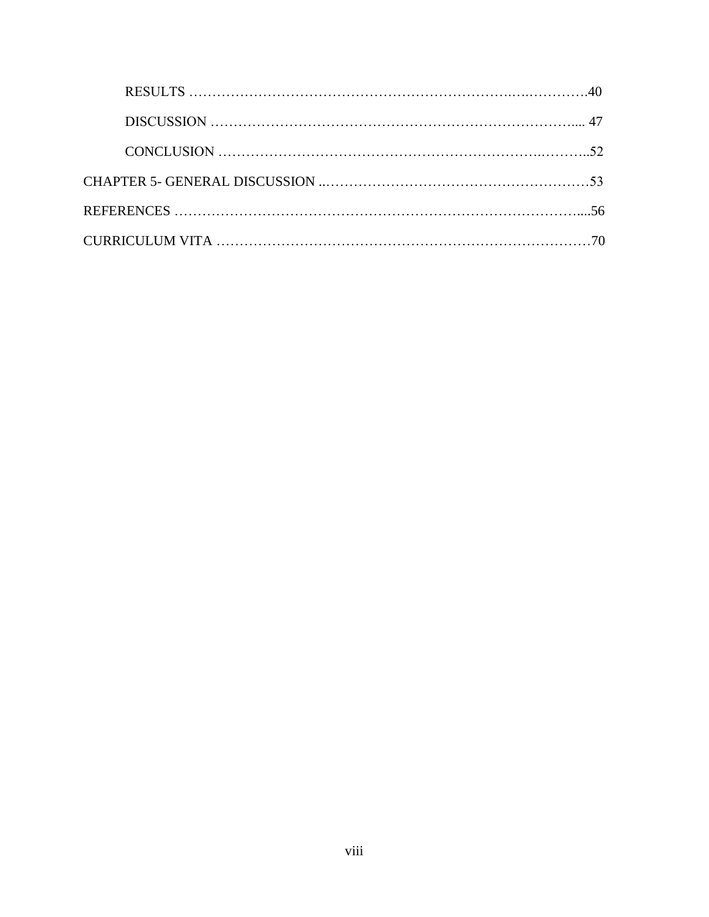RESULTS …………………………………………………………………….………….40

DISCUSSION ……………………………………………………………………..... 47

CONCLUSION ………………………………………………………….………..52

CHAPTER 5- GENERAL DISCUSSION ..…………………………………………………53

REFERENCES ……………………………………………………………………………....56

CURRICULUM VITA ………………………………………………………………………70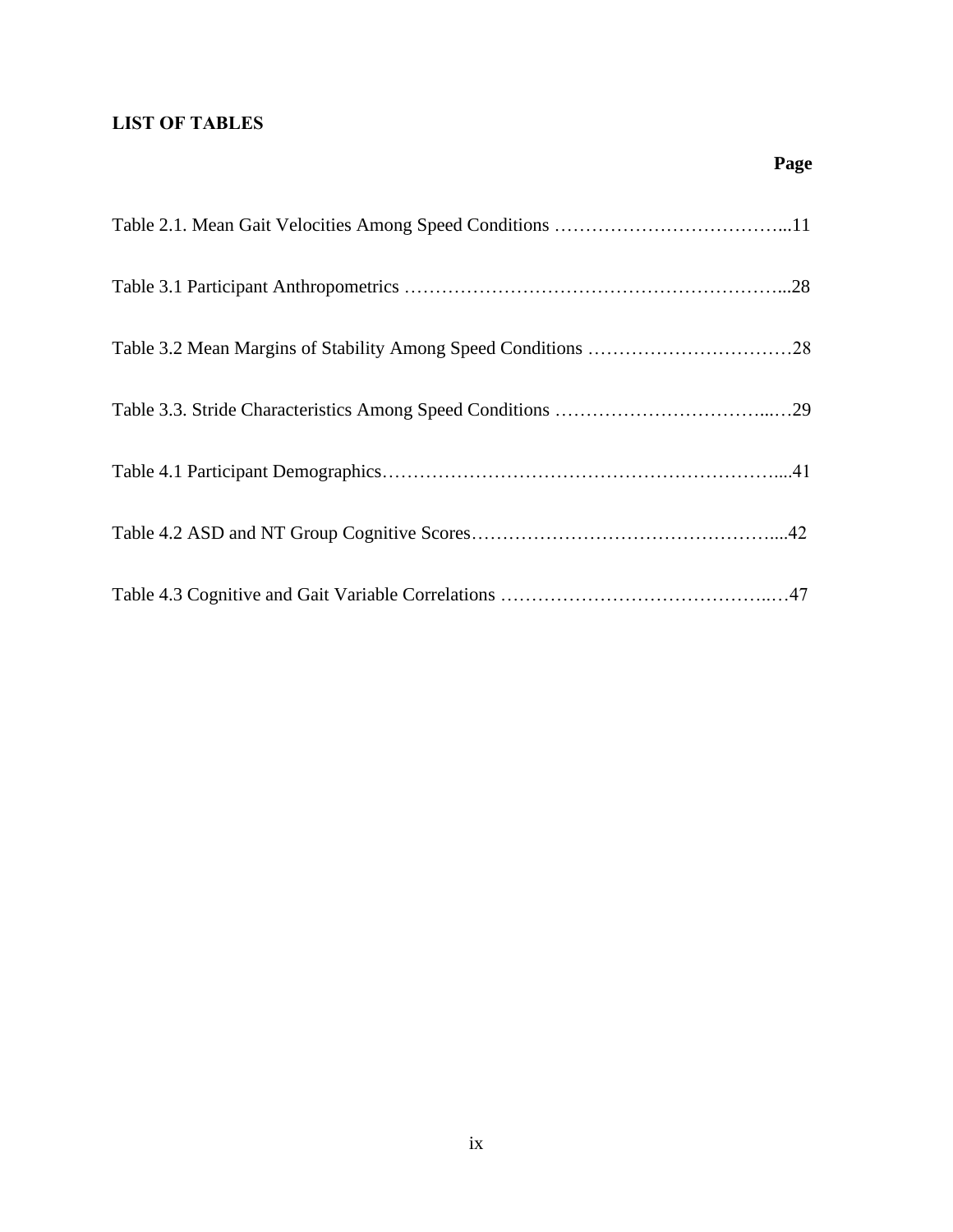## LIST OF TABLES

**Page**

Table 2.1. Mean Gait Velocities Among Speed Conditions ………………………………...11

Table 3.1 Participant Anthropometrics …………………………………………………...28

Table 3.2 Mean Margins of Stability Among Speed Conditions ……………………………28

Table 3.3. Stride Characteristics Among Speed Conditions ……………………………..…29

Table 4.1 Participant Demographics……………………………………………………....41

Table 4.2 ASD and NT Group Cognitive Scores…………………………………………....42

Table 4.3 Cognitive and Gait Variable Correlations ……………………………………..…47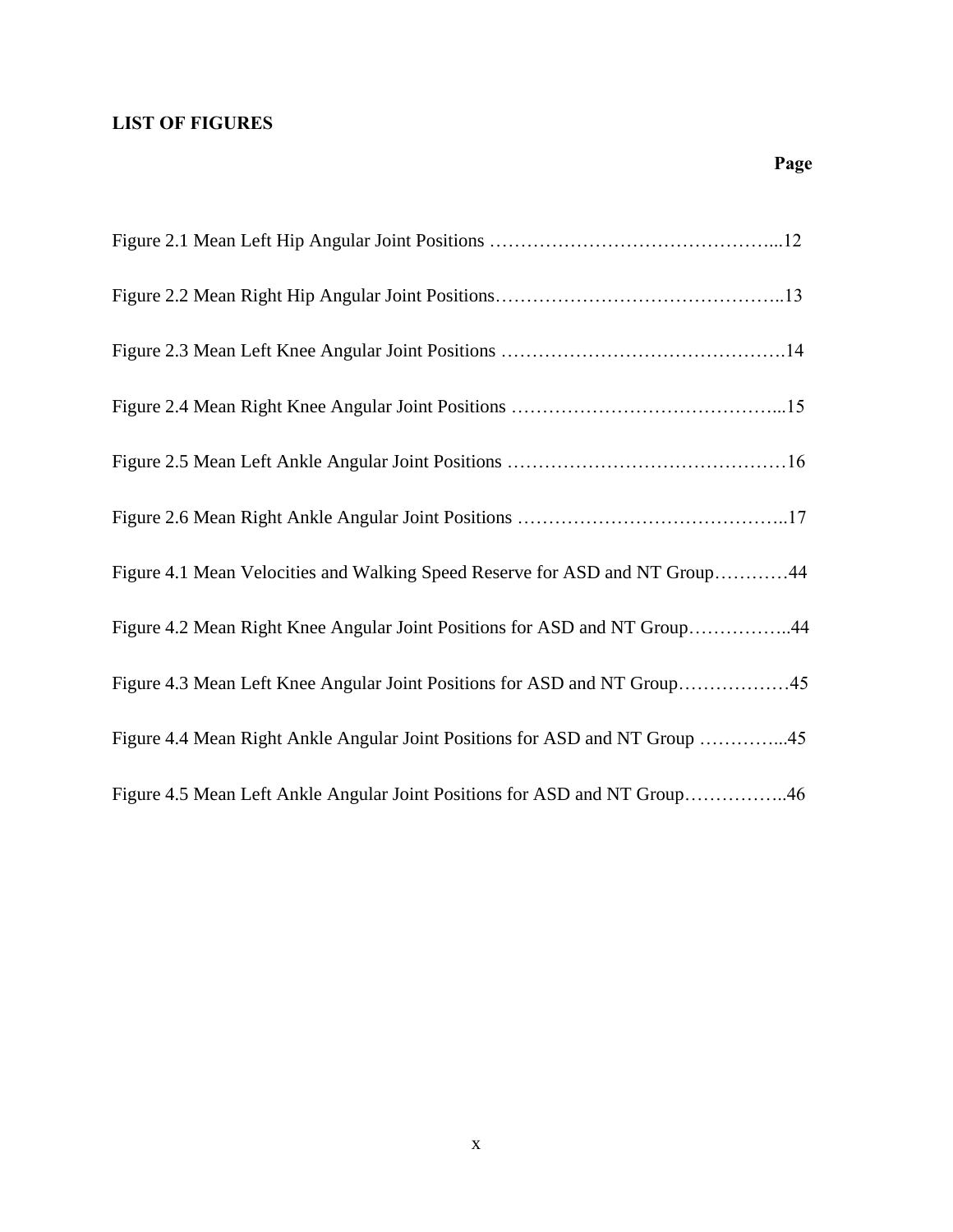## LIST OF FIGURES

| | Page |
|---|---|
| Figure 2.1 Mean Left Hip Angular Joint Positions | 12 |
| Figure 2.2 Mean Right Hip Angular Joint Positions | 13 |
| Figure 2.3 Mean Left Knee Angular Joint Positions | 14 |
| Figure 2.4 Mean Right Knee Angular Joint Positions | 15 |
| Figure 2.5 Mean Left Ankle Angular Joint Positions | 16 |
| Figure 2.6 Mean Right Ankle Angular Joint Positions | 17 |
| Figure 4.1 Mean Velocities and Walking Speed Reserve for ASD and NT Group | 44 |
| Figure 4.2 Mean Right Knee Angular Joint Positions for ASD and NT Group | 44 |
| Figure 4.3 Mean Left Knee Angular Joint Positions for ASD and NT Group | 45 |
| Figure 4.4 Mean Right Ankle Angular Joint Positions for ASD and NT Group | 45 |
| Figure 4.5 Mean Left Ankle Angular Joint Positions for ASD and NT Group | 46 |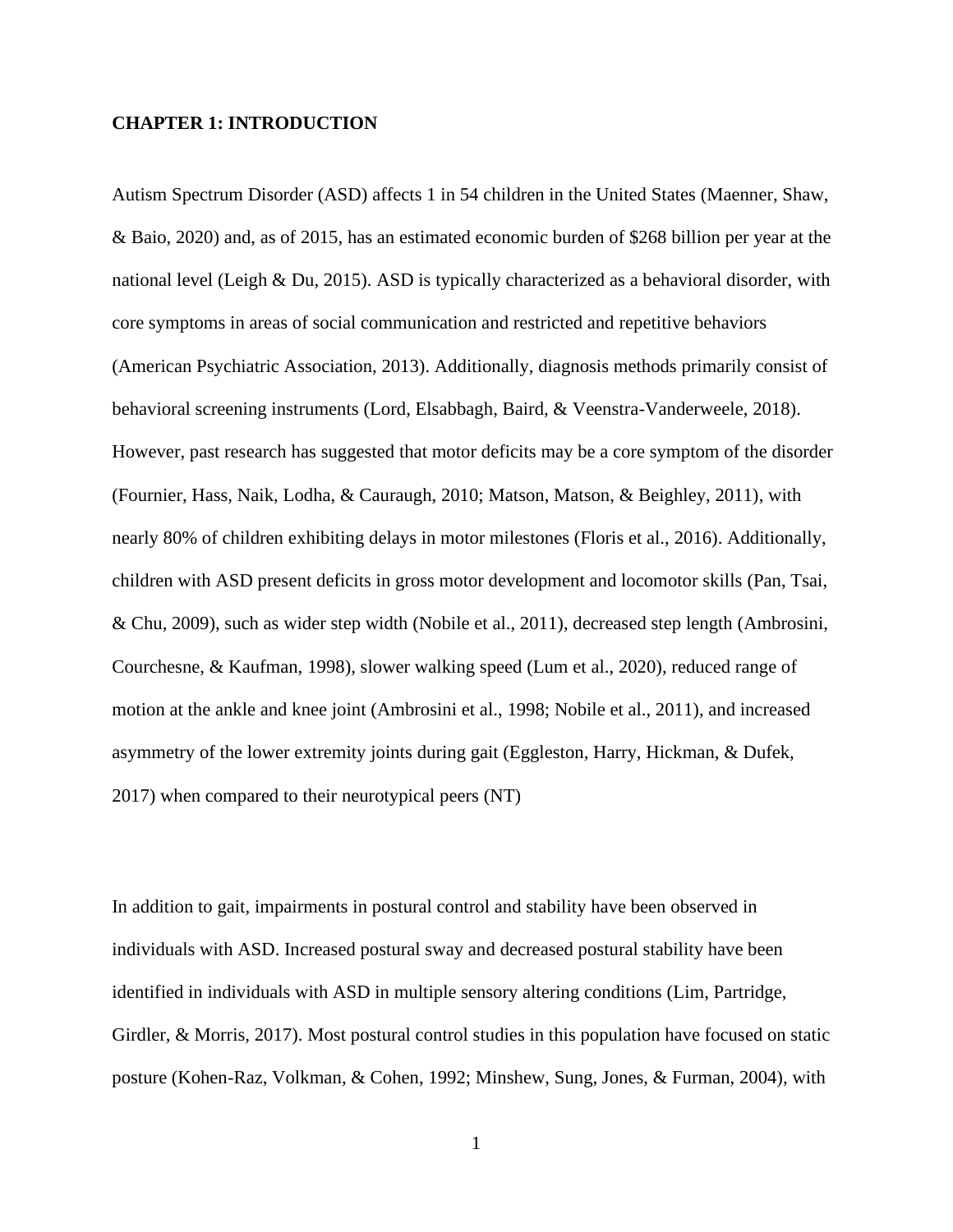# CHAPTER 1: INTRODUCTION

Autism Spectrum Disorder (ASD) affects 1 in 54 children in the United States (Maenner, Shaw, & Baio, 2020) and, as of 2015, has an estimated economic burden of $268 billion per year at the national level (Leigh & Du, 2015). ASD is typically characterized as a behavioral disorder, with core symptoms in areas of social communication and restricted and repetitive behaviors (American Psychiatric Association, 2013). Additionally, diagnosis methods primarily consist of behavioral screening instruments (Lord, Elsabbagh, Baird, & Veenstra-Vanderweele, 2018). However, past research has suggested that motor deficits may be a core symptom of the disorder (Fournier, Hass, Naik, Lodha, & Cauraugh, 2010; Matson, Matson, & Beighley, 2011), with nearly 80% of children exhibiting delays in motor milestones (Floris et al., 2016). Additionally, children with ASD present deficits in gross motor development and locomotor skills (Pan, Tsai, & Chu, 2009), such as wider step width (Nobile et al., 2011), decreased step length (Ambrosini, Courchesne, & Kaufman, 1998), slower walking speed (Lum et al., 2020), reduced range of motion at the ankle and knee joint (Ambrosini et al., 1998; Nobile et al., 2011), and increased asymmetry of the lower extremity joints during gait (Eggleston, Harry, Hickman, & Dufek, 2017) when compared to their neurotypical peers (NT)

In addition to gait, impairments in postural control and stability have been observed in individuals with ASD. Increased postural sway and decreased postural stability have been identified in individuals with ASD in multiple sensory altering conditions (Lim, Partridge, Girdler, & Morris, 2017). Most postural control studies in this population have focused on static posture (Kohen-Raz, Volkman, & Cohen, 1992; Minshew, Sung, Jones, & Furman, 2004), with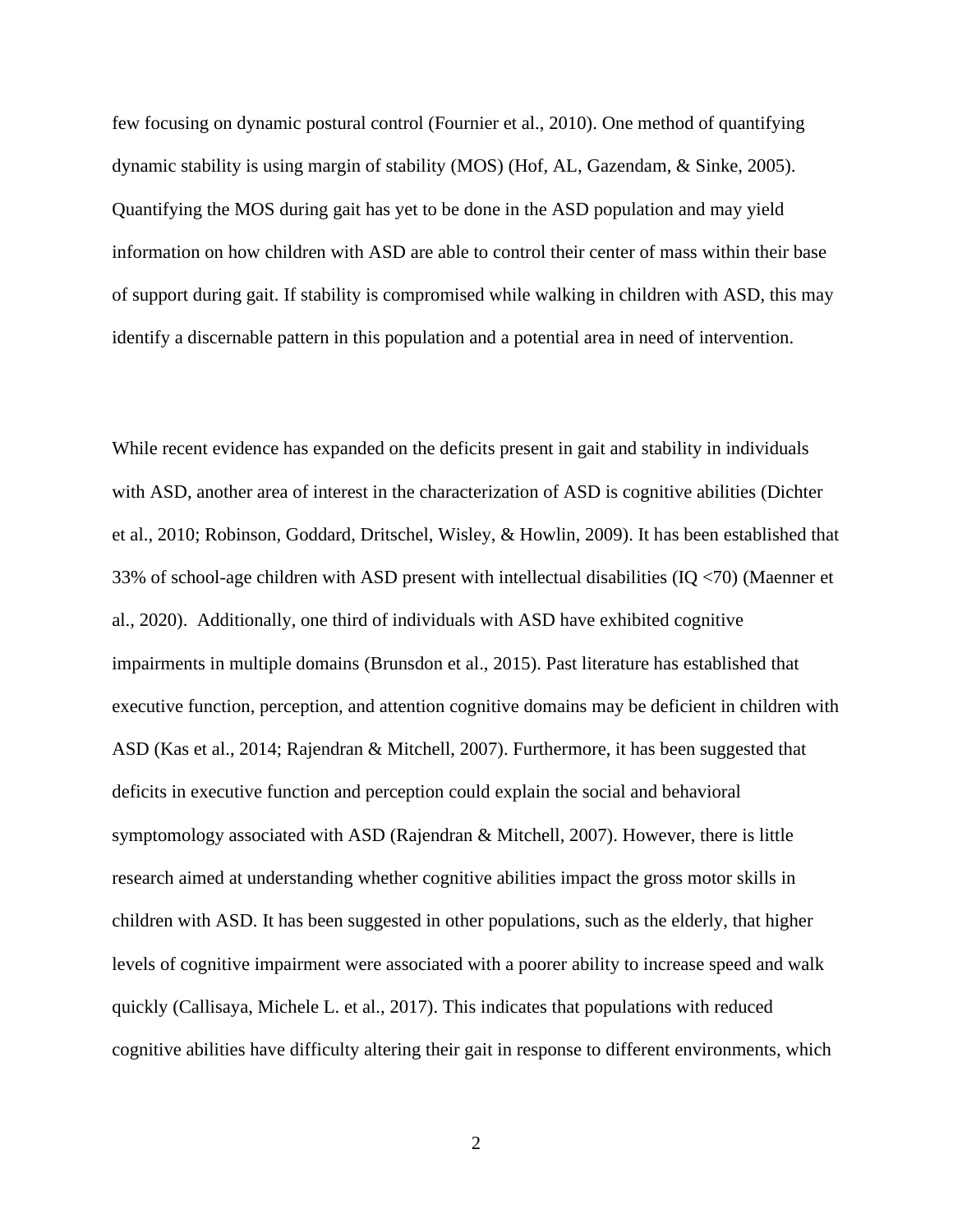few focusing on dynamic postural control (Fournier et al., 2010). One method of quantifying dynamic stability is using margin of stability (MOS) (Hof, AL, Gazendam, & Sinke, 2005). Quantifying the MOS during gait has yet to be done in the ASD population and may yield information on how children with ASD are able to control their center of mass within their base of support during gait. If stability is compromised while walking in children with ASD, this may identify a discernable pattern in this population and a potential area in need of intervention.

While recent evidence has expanded on the deficits present in gait and stability in individuals with ASD, another area of interest in the characterization of ASD is cognitive abilities (Dichter et al., 2010; Robinson, Goddard, Dritschel, Wisley, & Howlin, 2009). It has been established that 33% of school-age children with ASD present with intellectual disabilities (IQ <70) (Maenner et al., 2020). Additionally, one third of individuals with ASD have exhibited cognitive impairments in multiple domains (Brunsdon et al., 2015). Past literature has established that executive function, perception, and attention cognitive domains may be deficient in children with ASD (Kas et al., 2014; Rajendran & Mitchell, 2007). Furthermore, it has been suggested that deficits in executive function and perception could explain the social and behavioral symptomology associated with ASD (Rajendran & Mitchell, 2007). However, there is little research aimed at understanding whether cognitive abilities impact the gross motor skills in children with ASD. It has been suggested in other populations, such as the elderly, that higher levels of cognitive impairment were associated with a poorer ability to increase speed and walk quickly (Callisaya, Michele L. et al., 2017). This indicates that populations with reduced cognitive abilities have difficulty altering their gait in response to different environments, which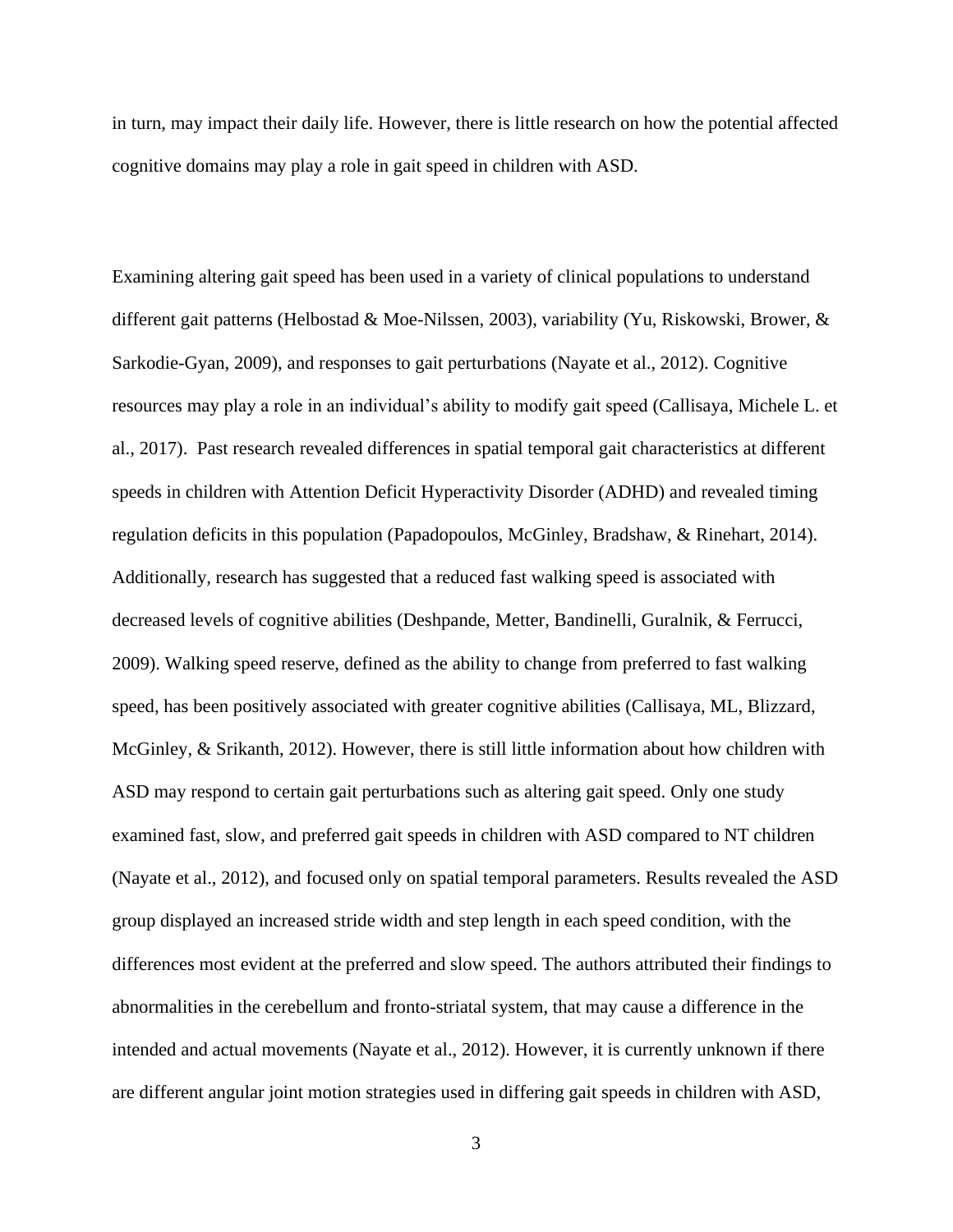in turn, may impact their daily life. However, there is little research on how the potential affected cognitive domains may play a role in gait speed in children with ASD.

Examining altering gait speed has been used in a variety of clinical populations to understand different gait patterns (Helbostad & Moe-Nilssen, 2003), variability (Yu, Riskowski, Brower, & Sarkodie-Gyan, 2009), and responses to gait perturbations (Nayate et al., 2012). Cognitive resources may play a role in an individual's ability to modify gait speed (Callisaya, Michele L. et al., 2017). Past research revealed differences in spatial temporal gait characteristics at different speeds in children with Attention Deficit Hyperactivity Disorder (ADHD) and revealed timing regulation deficits in this population (Papadopoulos, McGinley, Bradshaw, & Rinehart, 2014). Additionally, research has suggested that a reduced fast walking speed is associated with decreased levels of cognitive abilities (Deshpande, Metter, Bandinelli, Guralnik, & Ferrucci, 2009). Walking speed reserve, defined as the ability to change from preferred to fast walking speed, has been positively associated with greater cognitive abilities (Callisaya, ML, Blizzard, McGinley, & Srikanth, 2012). However, there is still little information about how children with ASD may respond to certain gait perturbations such as altering gait speed. Only one study examined fast, slow, and preferred gait speeds in children with ASD compared to NT children (Nayate et al., 2012), and focused only on spatial temporal parameters. Results revealed the ASD group displayed an increased stride width and step length in each speed condition, with the differences most evident at the preferred and slow speed. The authors attributed their findings to abnormalities in the cerebellum and fronto-striatal system, that may cause a difference in the intended and actual movements (Nayate et al., 2012). However, it is currently unknown if there are different angular joint motion strategies used in differing gait speeds in children with ASD,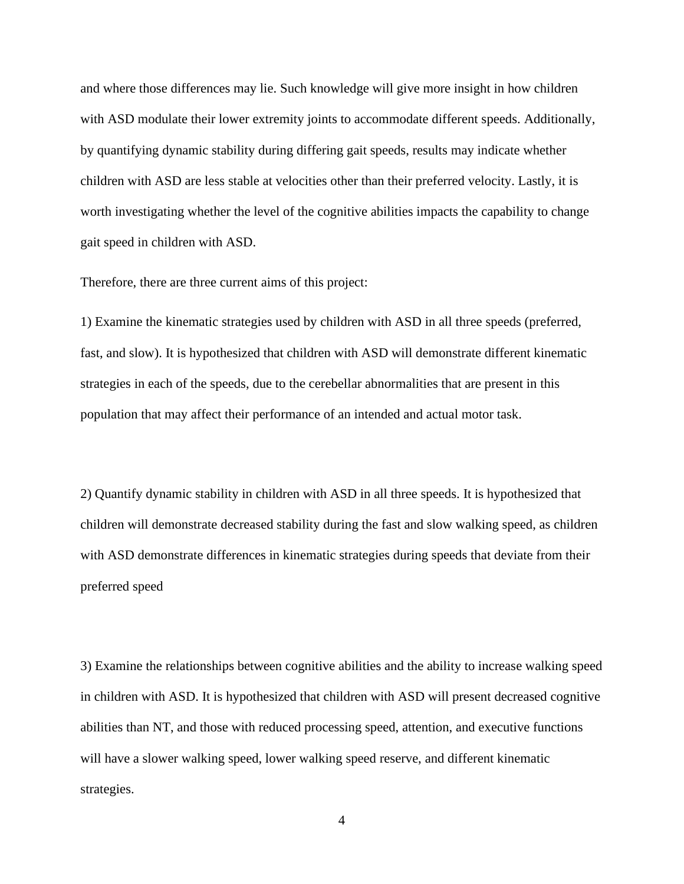and where those differences may lie. Such knowledge will give more insight in how children with ASD modulate their lower extremity joints to accommodate different speeds. Additionally, by quantifying dynamic stability during differing gait speeds, results may indicate whether children with ASD are less stable at velocities other than their preferred velocity. Lastly, it is worth investigating whether the level of the cognitive abilities impacts the capability to change gait speed in children with ASD.

Therefore, there are three current aims of this project:

1) Examine the kinematic strategies used by children with ASD in all three speeds (preferred, fast, and slow). It is hypothesized that children with ASD will demonstrate different kinematic strategies in each of the speeds, due to the cerebellar abnormalities that are present in this population that may affect their performance of an intended and actual motor task.

2) Quantify dynamic stability in children with ASD in all three speeds. It is hypothesized that children will demonstrate decreased stability during the fast and slow walking speed, as children with ASD demonstrate differences in kinematic strategies during speeds that deviate from their preferred speed

3) Examine the relationships between cognitive abilities and the ability to increase walking speed in children with ASD. It is hypothesized that children with ASD will present decreased cognitive abilities than NT, and those with reduced processing speed, attention, and executive functions will have a slower walking speed, lower walking speed reserve, and different kinematic strategies.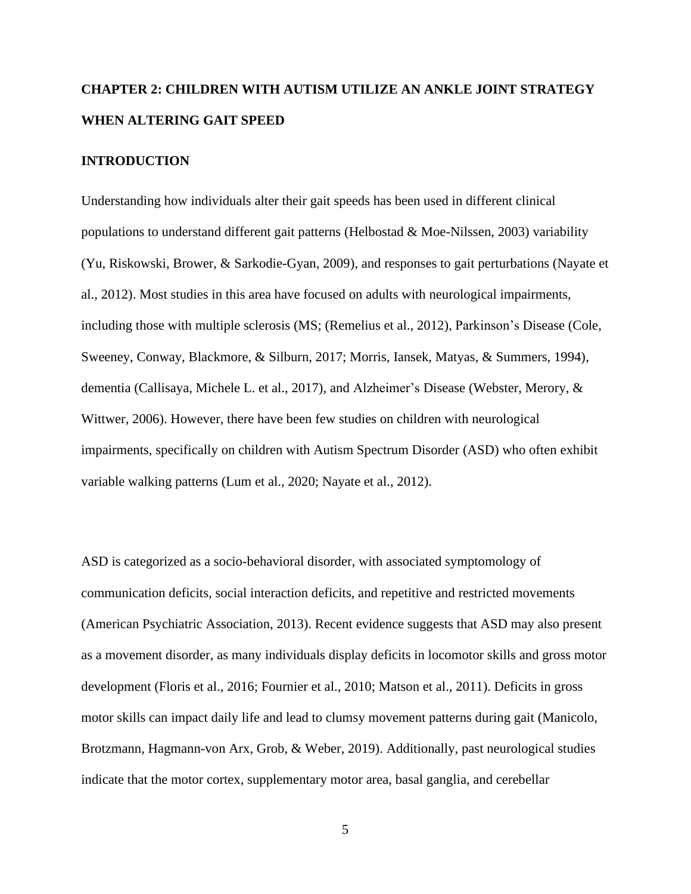## CHAPTER 2: CHILDREN WITH AUTISM UTILIZE AN ANKLE JOINT STRATEGY WHEN ALTERING GAIT SPEED

### INTRODUCTION

Understanding how individuals alter their gait speeds has been used in different clinical populations to understand different gait patterns (Helbostad & Moe-Nilssen, 2003) variability (Yu, Riskowski, Brower, & Sarkodie-Gyan, 2009), and responses to gait perturbations (Nayate et al., 2012). Most studies in this area have focused on adults with neurological impairments, including those with multiple sclerosis (MS; (Remelius et al., 2012), Parkinson's Disease (Cole, Sweeney, Conway, Blackmore, & Silburn, 2017; Morris, Iansek, Matyas, & Summers, 1994), dementia (Callisaya, Michele L. et al., 2017), and Alzheimer's Disease (Webster, Merory, & Wittwer, 2006). However, there have been few studies on children with neurological impairments, specifically on children with Autism Spectrum Disorder (ASD) who often exhibit variable walking patterns (Lum et al., 2020; Nayate et al., 2012).

ASD is categorized as a socio-behavioral disorder, with associated symptomology of communication deficits, social interaction deficits, and repetitive and restricted movements (American Psychiatric Association, 2013). Recent evidence suggests that ASD may also present as a movement disorder, as many individuals display deficits in locomotor skills and gross motor development (Floris et al., 2016; Fournier et al., 2010; Matson et al., 2011). Deficits in gross motor skills can impact daily life and lead to clumsy movement patterns during gait (Manicolo, Brotzmann, Hagmann-von Arx, Grob, & Weber, 2019). Additionally, past neurological studies indicate that the motor cortex, supplementary motor area, basal ganglia, and cerebellar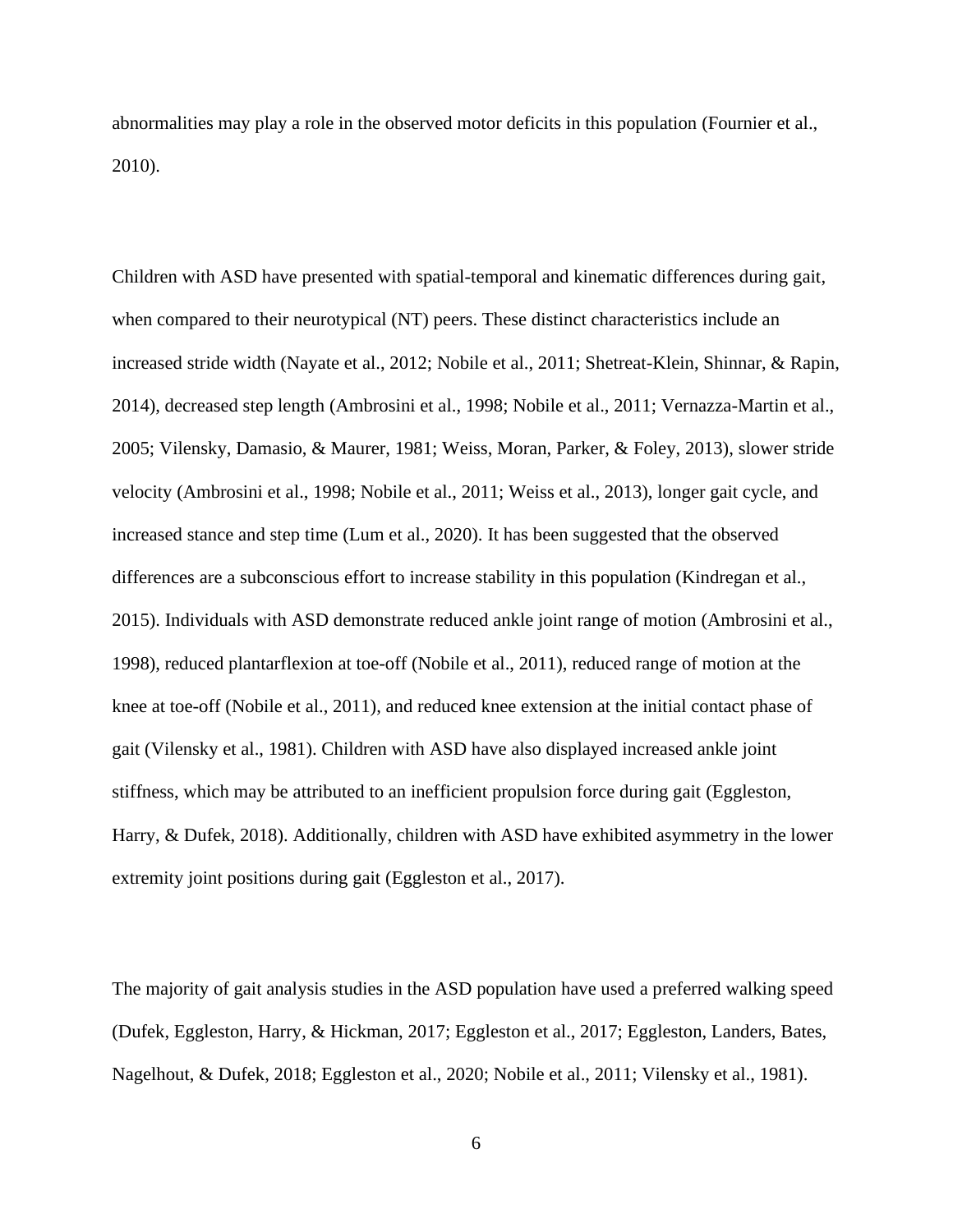abnormalities may play a role in the observed motor deficits in this population (Fournier et al., 2010).

Children with ASD have presented with spatial-temporal and kinematic differences during gait, when compared to their neurotypical (NT) peers. These distinct characteristics include an increased stride width (Nayate et al., 2012; Nobile et al., 2011; Shetreat-Klein, Shinnar, & Rapin, 2014), decreased step length (Ambrosini et al., 1998; Nobile et al., 2011; Vernazza-Martin et al., 2005; Vilensky, Damasio, & Maurer, 1981; Weiss, Moran, Parker, & Foley, 2013), slower stride velocity (Ambrosini et al., 1998; Nobile et al., 2011; Weiss et al., 2013), longer gait cycle, and increased stance and step time (Lum et al., 2020). It has been suggested that the observed differences are a subconscious effort to increase stability in this population (Kindregan et al., 2015). Individuals with ASD demonstrate reduced ankle joint range of motion (Ambrosini et al., 1998), reduced plantarflexion at toe-off (Nobile et al., 2011), reduced range of motion at the knee at toe-off (Nobile et al., 2011), and reduced knee extension at the initial contact phase of gait (Vilensky et al., 1981). Children with ASD have also displayed increased ankle joint stiffness, which may be attributed to an inefficient propulsion force during gait (Eggleston, Harry, & Dufek, 2018). Additionally, children with ASD have exhibited asymmetry in the lower extremity joint positions during gait (Eggleston et al., 2017).

The majority of gait analysis studies in the ASD population have used a preferred walking speed (Dufek, Eggleston, Harry, & Hickman, 2017; Eggleston et al., 2017; Eggleston, Landers, Bates, Nagelhout, & Dufek, 2018; Eggleston et al., 2020; Nobile et al., 2011; Vilensky et al., 1981).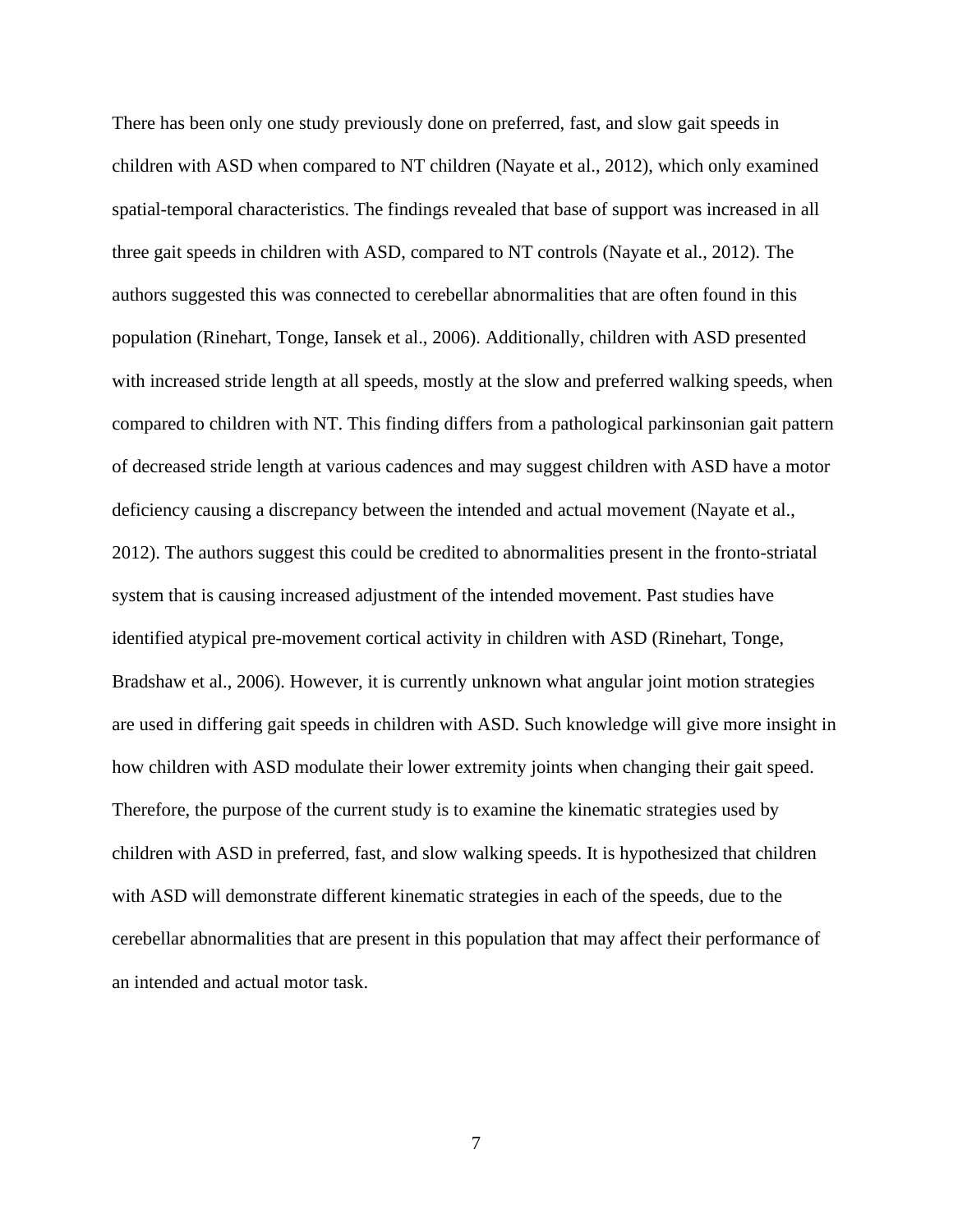There has been only one study previously done on preferred, fast, and slow gait speeds in children with ASD when compared to NT children (Nayate et al., 2012), which only examined spatial-temporal characteristics. The findings revealed that base of support was increased in all three gait speeds in children with ASD, compared to NT controls (Nayate et al., 2012). The authors suggested this was connected to cerebellar abnormalities that are often found in this population (Rinehart, Tonge, Iansek et al., 2006). Additionally, children with ASD presented with increased stride length at all speeds, mostly at the slow and preferred walking speeds, when compared to children with NT. This finding differs from a pathological parkinsonian gait pattern of decreased stride length at various cadences and may suggest children with ASD have a motor deficiency causing a discrepancy between the intended and actual movement (Nayate et al., 2012). The authors suggest this could be credited to abnormalities present in the fronto-striatal system that is causing increased adjustment of the intended movement. Past studies have identified atypical pre-movement cortical activity in children with ASD (Rinehart, Tonge, Bradshaw et al., 2006). However, it is currently unknown what angular joint motion strategies are used in differing gait speeds in children with ASD. Such knowledge will give more insight in how children with ASD modulate their lower extremity joints when changing their gait speed. Therefore, the purpose of the current study is to examine the kinematic strategies used by children with ASD in preferred, fast, and slow walking speeds. It is hypothesized that children with ASD will demonstrate different kinematic strategies in each of the speeds, due to the cerebellar abnormalities that are present in this population that may affect their performance of an intended and actual motor task.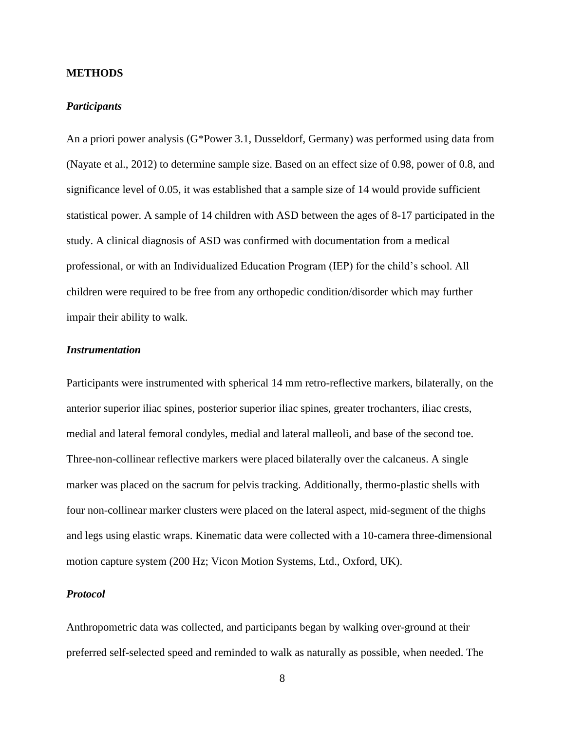## METHODS

### *Participants*

An a priori power analysis (G*Power 3.1, Dusseldorf, Germany) was performed using data from (Nayate et al., 2012) to determine sample size. Based on an effect size of 0.98, power of 0.8, and significance level of 0.05, it was established that a sample size of 14 would provide sufficient statistical power. A sample of 14 children with ASD between the ages of 8-17 participated in the study. A clinical diagnosis of ASD was confirmed with documentation from a medical professional, or with an Individualized Education Program (IEP) for the child's school. All children were required to be free from any orthopedic condition/disorder which may further impair their ability to walk.

### *Instrumentation*

Participants were instrumented with spherical 14 mm retro-reflective markers, bilaterally, on the anterior superior iliac spines, posterior superior iliac spines, greater trochanters, iliac crests, medial and lateral femoral condyles, medial and lateral malleoli, and base of the second toe. Three-non-collinear reflective markers were placed bilaterally over the calcaneus. A single marker was placed on the sacrum for pelvis tracking. Additionally, thermo-plastic shells with four non-collinear marker clusters were placed on the lateral aspect, mid-segment of the thighs and legs using elastic wraps. Kinematic data were collected with a 10-camera three-dimensional motion capture system (200 Hz; Vicon Motion Systems, Ltd., Oxford, UK).

### *Protocol*

Anthropometric data was collected, and participants began by walking over-ground at their preferred self-selected speed and reminded to walk as naturally as possible, when needed. The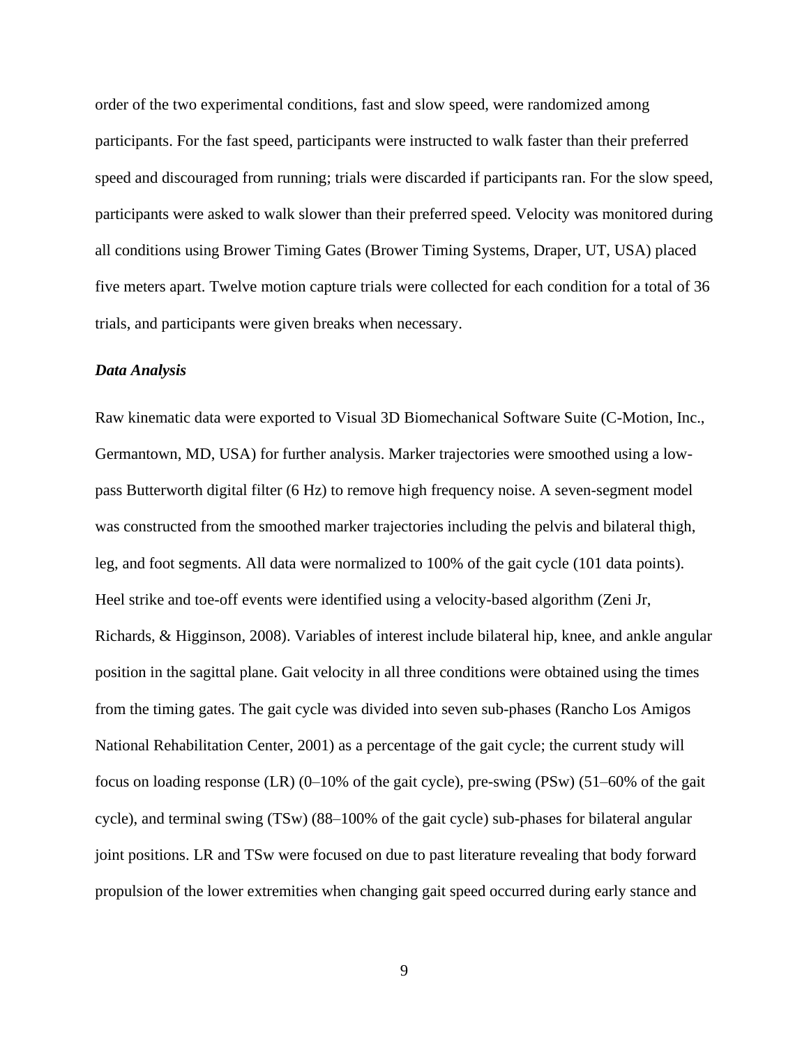order of the two experimental conditions, fast and slow speed, were randomized among participants. For the fast speed, participants were instructed to walk faster than their preferred speed and discouraged from running; trials were discarded if participants ran. For the slow speed, participants were asked to walk slower than their preferred speed. Velocity was monitored during all conditions using Brower Timing Gates (Brower Timing Systems, Draper, UT, USA) placed five meters apart. Twelve motion capture trials were collected for each condition for a total of 36 trials, and participants were given breaks when necessary.

### *Data Analysis*

Raw kinematic data were exported to Visual 3D Biomechanical Software Suite (C-Motion, Inc., Germantown, MD, USA) for further analysis. Marker trajectories were smoothed using a low-pass Butterworth digital filter (6 Hz) to remove high frequency noise. A seven-segment model was constructed from the smoothed marker trajectories including the pelvis and bilateral thigh, leg, and foot segments. All data were normalized to 100% of the gait cycle (101 data points). Heel strike and toe-off events were identified using a velocity-based algorithm (Zeni Jr, Richards, & Higginson, 2008). Variables of interest include bilateral hip, knee, and ankle angular position in the sagittal plane. Gait velocity in all three conditions were obtained using the times from the timing gates. The gait cycle was divided into seven sub-phases (Rancho Los Amigos National Rehabilitation Center, 2001) as a percentage of the gait cycle; the current study will focus on loading response (LR) (0–10% of the gait cycle), pre-swing (PSw) (51–60% of the gait cycle), and terminal swing (TSw) (88–100% of the gait cycle) sub-phases for bilateral angular joint positions. LR and TSw were focused on due to past literature revealing that body forward propulsion of the lower extremities when changing gait speed occurred during early stance and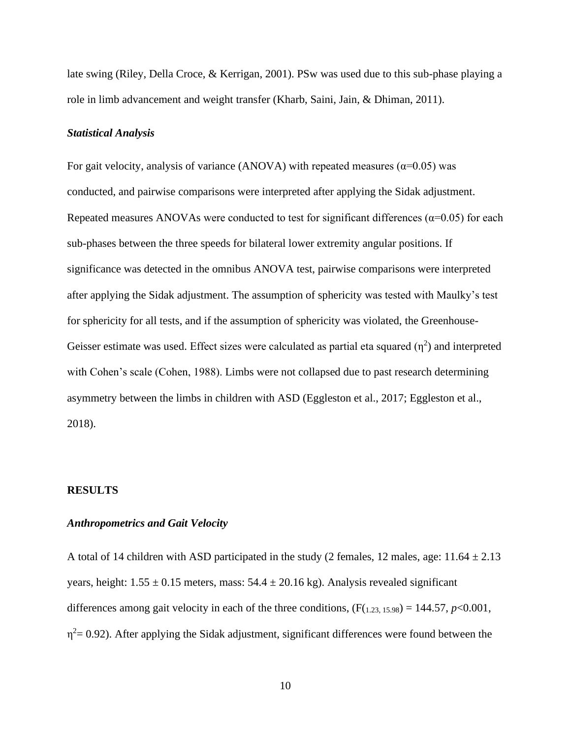late swing (Riley, Della Croce, & Kerrigan, 2001). PSw was used due to this sub-phase playing a role in limb advancement and weight transfer (Kharb, Saini, Jain, & Dhiman, 2011).

### *Statistical Analysis*

For gait velocity, analysis of variance (ANOVA) with repeated measures ($\alpha$=0.05) was conducted, and pairwise comparisons were interpreted after applying the Sidak adjustment. Repeated measures ANOVAs were conducted to test for significant differences ($\alpha$=0.05) for each sub-phases between the three speeds for bilateral lower extremity angular positions. If significance was detected in the omnibus ANOVA test, pairwise comparisons were interpreted after applying the Sidak adjustment. The assumption of sphericity was tested with Maulky's test for sphericity for all tests, and if the assumption of sphericity was violated, the Greenhouse-Geisser estimate was used. Effect sizes were calculated as partial eta squared ($\eta^2$) and interpreted with Cohen's scale (Cohen, 1988). Limbs were not collapsed due to past research determining asymmetry between the limbs in children with ASD (Eggleston et al., 2017; Eggleston et al., 2018).

## RESULTS

### *Anthropometrics and Gait Velocity*

A total of 14 children with ASD participated in the study (2 females, 12 males, age: 11.64 ± 2.13 years, height: 1.55 ± 0.15 meters, mass: 54.4 ± 20.16 kg). Analysis revealed significant differences among gait velocity in each of the three conditions, ($F_{(1.23,\ 15.98)}$ = 144.57, $p$<0.001, $\eta^2$= 0.92). After applying the Sidak adjustment, significant differences were found between the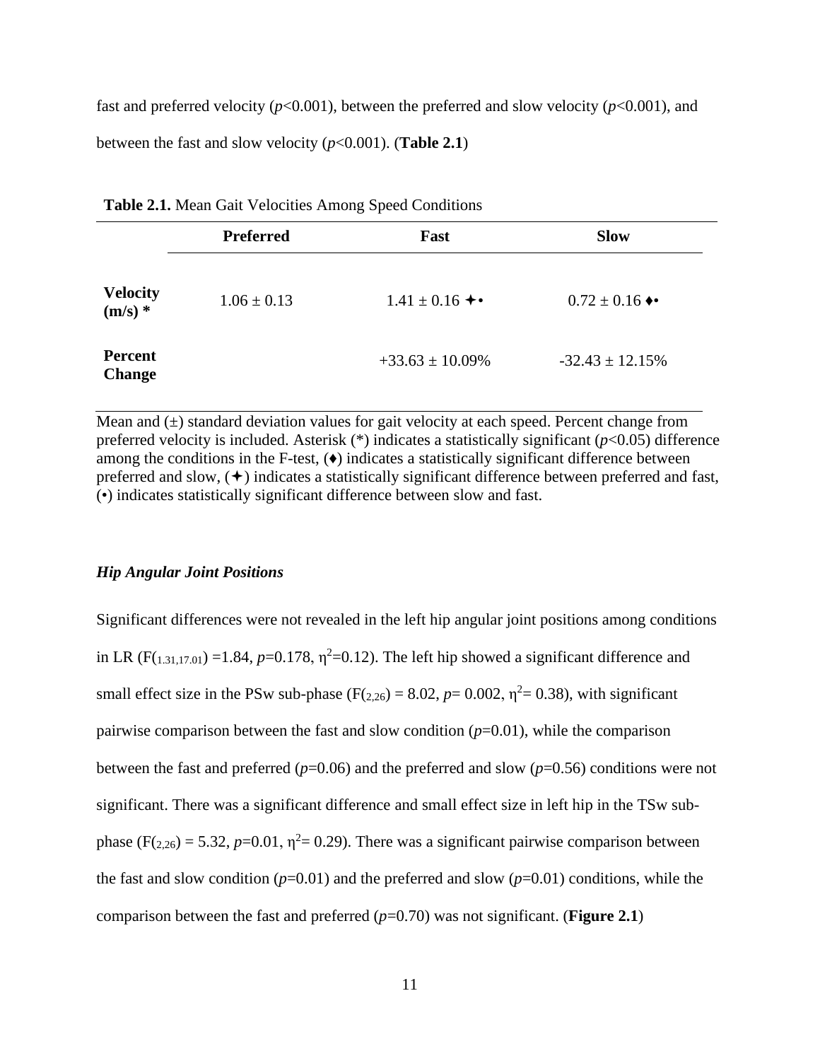fast and preferred velocity ($p$<0.001), between the preferred and slow velocity ($p$<0.001), and between the fast and slow velocity ($p$<0.001). (**Table 2.1**)

**Table 2.1.** Mean Gait Velocities Among Speed Conditions

| | **Preferred** | **Fast** | **Slow** |
|---|---|---|---|
| **Velocity (m/s) *** | 1.06 ± 0.13 | 1.41 ± 0.16 ✦• | 0.72 ± 0.16 ♦• |
| **Percent Change** | | +33.63 ± 10.09% | -32.43 ± 12.15% |

Mean and (±) standard deviation values for gait velocity at each speed. Percent change from preferred velocity is included. Asterisk (*) indicates a statistically significant ($p$<0.05) difference among the conditions in the F-test, (♦) indicates a statistically significant difference between preferred and slow, (✦) indicates a statistically significant difference between preferred and fast, (•) indicates statistically significant difference between slow and fast.

### *Hip Angular Joint Positions*

Significant differences were not revealed in the left hip angular joint positions among conditions in LR ($F_{(1.31,17.01)}$ =1.84, $p$=0.178, $\eta^2$=0.12). The left hip showed a significant difference and small effect size in the PSw sub-phase ($F_{(2,26)}$ = 8.02, $p$= 0.002, $\eta^2$= 0.38), with significant pairwise comparison between the fast and slow condition ($p$=0.01), while the comparison between the fast and preferred ($p$=0.06) and the preferred and slow ($p$=0.56) conditions were not significant. There was a significant difference and small effect size in left hip in the TSw sub-phase ($F_{(2,26)}$) = 5.32, $p$=0.01, $\eta^2$= 0.29). There was a significant pairwise comparison between the fast and slow condition ($p$=0.01) and the preferred and slow ($p$=0.01) conditions, while the comparison between the fast and preferred ($p$=0.70) was not significant. (**Figure 2.1**)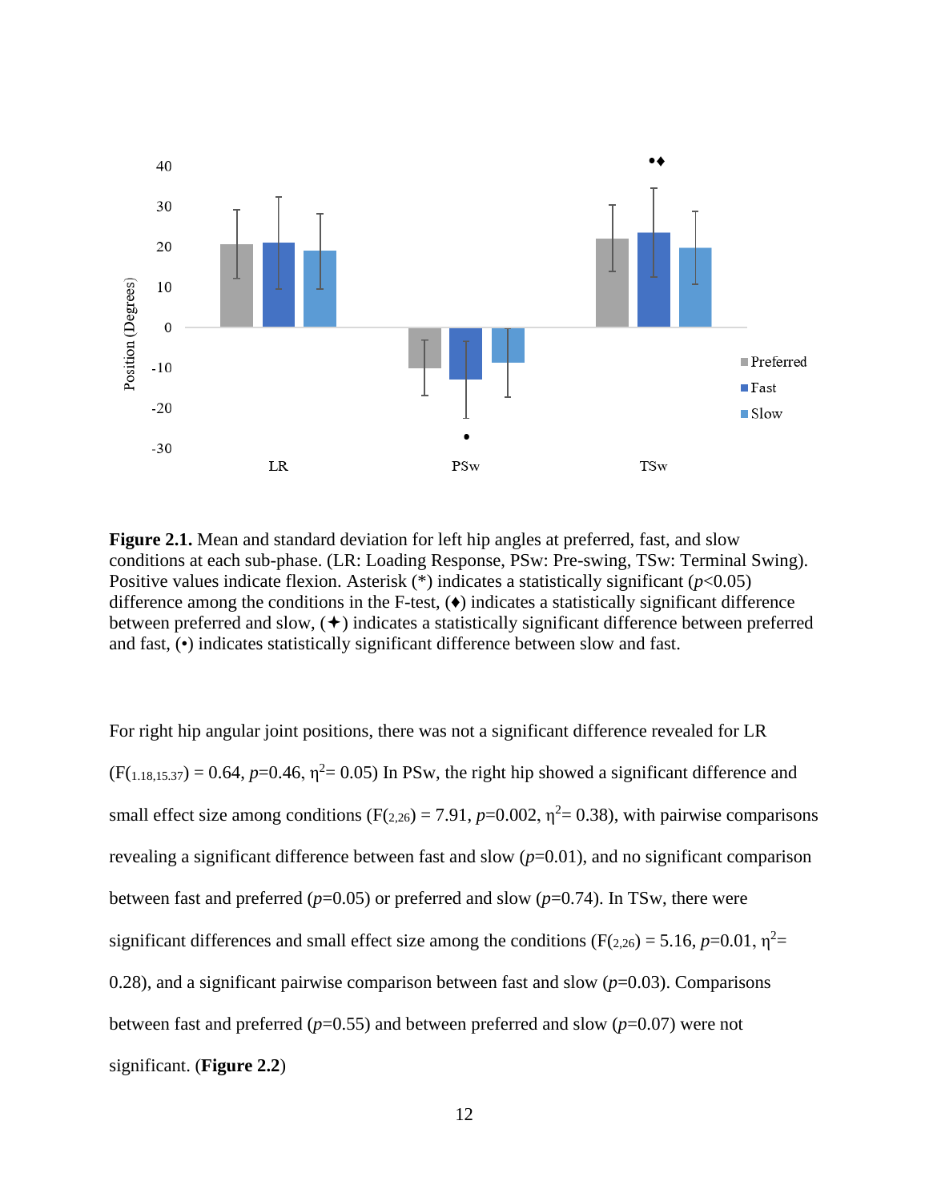**Figure 2.1.** Mean and standard deviation for left hip angles at preferred, fast, and slow conditions at each sub-phase. (LR: Loading Response, PSw: Pre-swing, TSw: Terminal Swing). Positive values indicate flexion. Asterisk (*) indicates a statistically significant (*p*<0.05) difference among the conditions in the F-test, (♦) indicates a statistically significant difference between preferred and slow, (✦) indicates a statistically significant difference between preferred and fast, (•) indicates statistically significant difference between slow and fast.

For right hip angular joint positions, there was not a significant difference revealed for LR ($F_{(1.18,15.37)} = 0.64$, $p=0.46$, $\eta^2 = 0.05$) In PSw, the right hip showed a significant difference and small effect size among conditions ($F_{(2,26)} = 7.91$, $p=0.002$, $\eta^2 = 0.38$), with pairwise comparisons revealing a significant difference between fast and slow ($p=0.01$), and no significant comparison between fast and preferred ($p=0.05$) or preferred and slow ($p=0.74$). In TSw, there were significant differences and small effect size among the conditions ($F_{(2,26)} = 5.16$, $p=0.01$, $\eta^2 = 0.28$), and a significant pairwise comparison between fast and slow ($p=0.03$). Comparisons between fast and preferred ($p=0.55$) and between preferred and slow ($p=0.07$) were not significant. (**Figure 2.2**)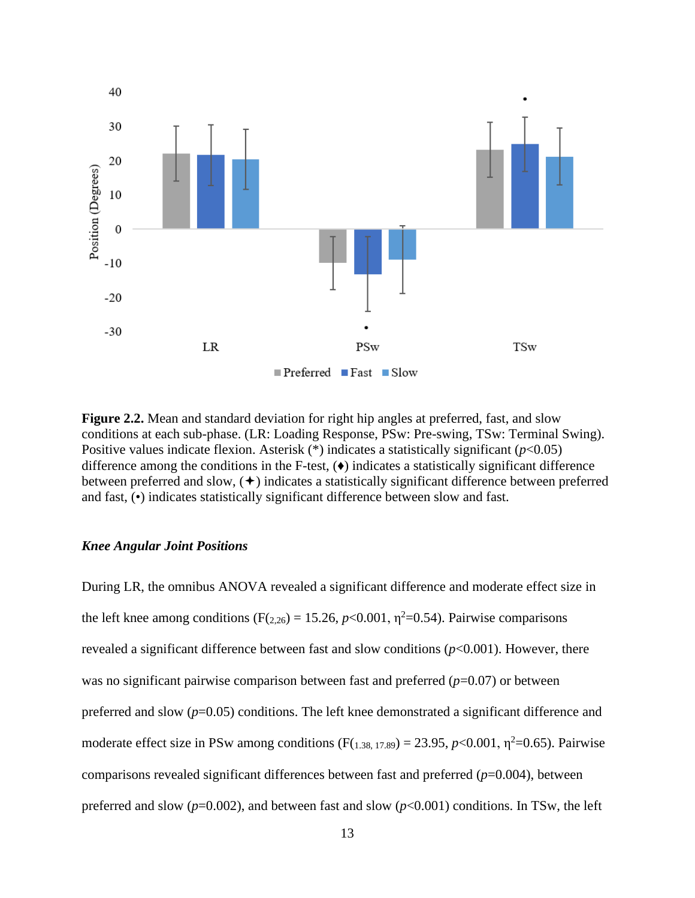**Figure 2.2.** Mean and standard deviation for right hip angles at preferred, fast, and slow conditions at each sub-phase. (LR: Loading Response, PSw: Pre-swing, TSw: Terminal Swing). Positive values indicate flexion. Asterisk (*) indicates a statistically significant ($p$<0.05) difference among the conditions in the F-test, (♦) indicates a statistically significant difference between preferred and slow, (✦) indicates a statistically significant difference between preferred and fast, (•) indicates statistically significant difference between slow and fast.

### ***Knee Angular Joint Positions***

During LR, the omnibus ANOVA revealed a significant difference and moderate effect size in the left knee among conditions ($F_{(2,26)}$ = 15.26, $p$<0.001, $\eta^2$=0.54). Pairwise comparisons revealed a significant difference between fast and slow conditions ($p$<0.001). However, there was no significant pairwise comparison between fast and preferred ($p$=0.07) or between preferred and slow ($p$=0.05) conditions. The left knee demonstrated a significant difference and moderate effect size in PSw among conditions ($F_{(1.38,\ 17.89)}$ = 23.95, $p$<0.001, $\eta^2$=0.65). Pairwise comparisons revealed significant differences between fast and preferred ($p$=0.004), between preferred and slow ($p$=0.002), and between fast and slow ($p$<0.001) conditions. In TSw, the left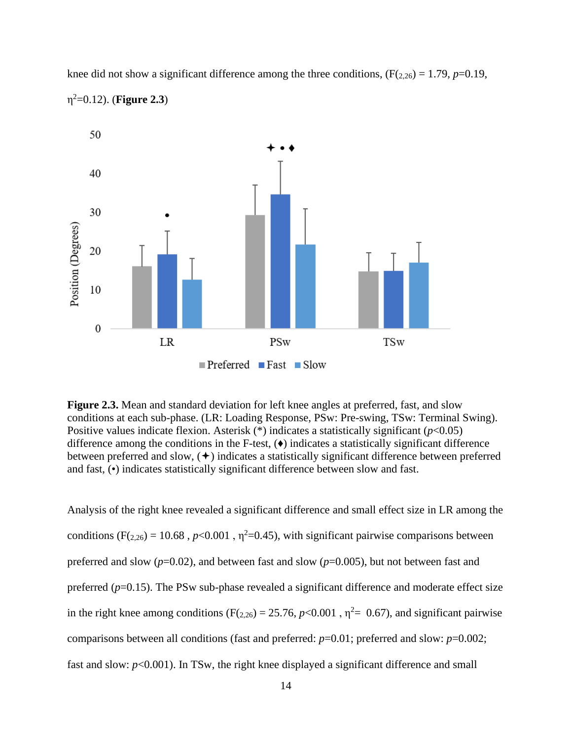knee did not show a significant difference among the three conditions, ($F_{(2,26)} = 1.79$, $p$=0.19, $\eta^2$=0.12). (**Figure 2.3**)

**Figure 2.3.** Mean and standard deviation for left knee angles at preferred, fast, and slow conditions at each sub-phase. (LR: Loading Response, PSw: Pre-swing, TSw: Terminal Swing). Positive values indicate flexion. Asterisk (*) indicates a statistically significant ($p$<0.05) difference among the conditions in the F-test, (♦) indicates a statistically significant difference between preferred and slow, (✦) indicates a statistically significant difference between preferred and fast, (•) indicates statistically significant difference between slow and fast.

Analysis of the right knee revealed a significant difference and small effect size in LR among the conditions ($F_{(2,26)} = 10.68$ , $p$<0.001 , $\eta^2$=0.45), with significant pairwise comparisons between preferred and slow ($p$=0.02), and between fast and slow ($p$=0.005), but not between fast and preferred ($p$=0.15). The PSw sub-phase revealed a significant difference and moderate effect size in the right knee among conditions ($F_{(2,26)} = 25.76$, $p$<0.001 , $\eta^2$= 0.67), and significant pairwise comparisons between all conditions (fast and preferred: $p$=0.01; preferred and slow: $p$=0.002; fast and slow: $p$<0.001). In TSw, the right knee displayed a significant difference and small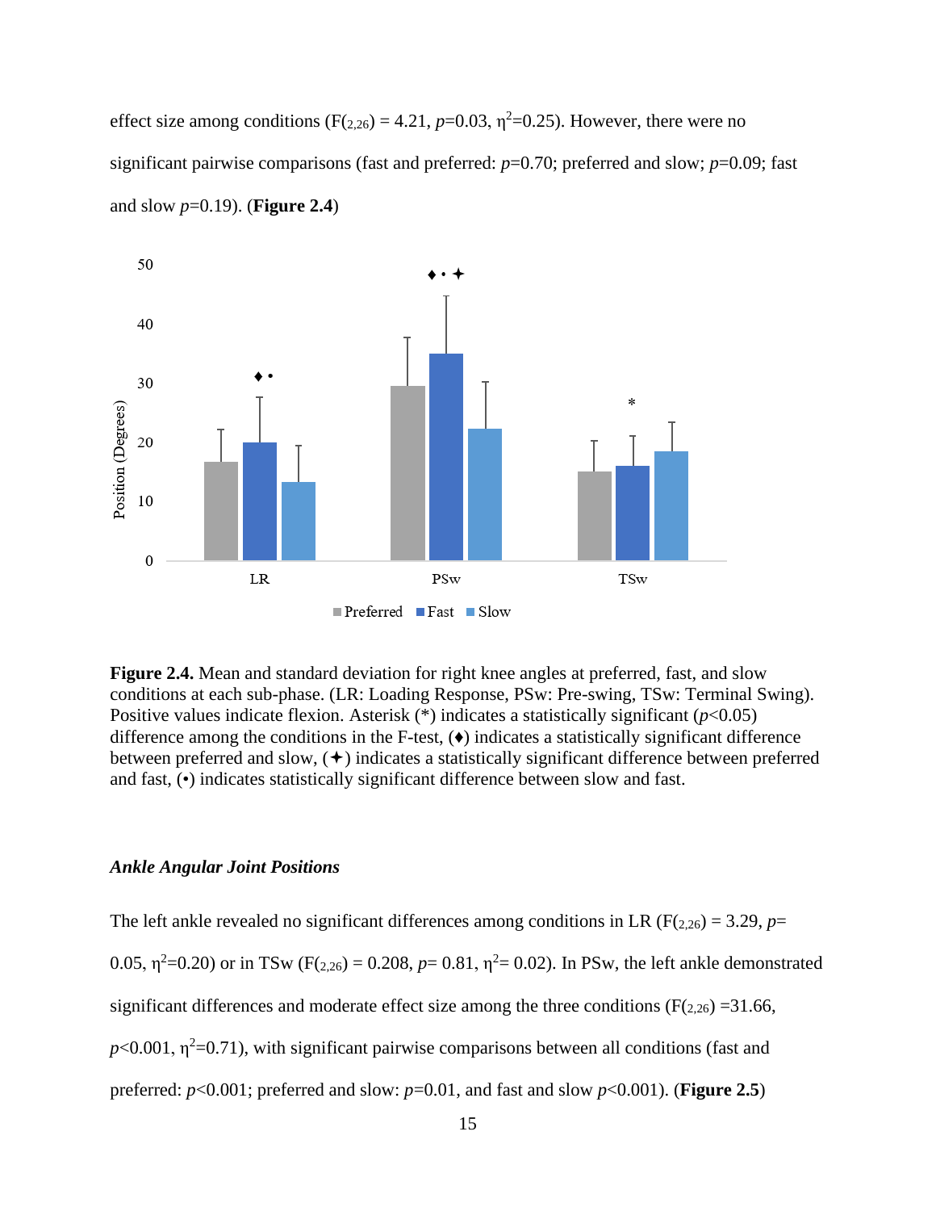effect size among conditions ($F_{(2,26)} = 4.21$, $p$=0.03, $\eta^2$=0.25). However, there were no significant pairwise comparisons (fast and preferred: $p$=0.70; preferred and slow; $p$=0.09; fast and slow $p$=0.19). (**Figure 2.4**)

**Figure 2.4.** Mean and standard deviation for right knee angles at preferred, fast, and slow conditions at each sub-phase. (LR: Loading Response, PSw: Pre-swing, TSw: Terminal Swing). Positive values indicate flexion. Asterisk (*) indicates a statistically significant ($p$<0.05) difference among the conditions in the F-test, (♦) indicates a statistically significant difference between preferred and slow, (✦) indicates a statistically significant difference between preferred and fast, (•) indicates statistically significant difference between slow and fast.

### *Ankle Angular Joint Positions*

The left ankle revealed no significant differences among conditions in LR ($F_{(2,26)} = 3.29$, $p$= 0.05, $\eta^2$=0.20) or in TSw ($F_{(2,26)} = 0.208$, $p$= 0.81, $\eta^2$= 0.02). In PSw, the left ankle demonstrated significant differences and moderate effect size among the three conditions ($F_{(2,26)}$ =31.66, $p$<0.001, $\eta^2$=0.71), with significant pairwise comparisons between all conditions (fast and preferred: $p$<0.001; preferred and slow: $p$=0.01, and fast and slow $p$<0.001). (**Figure 2.5**)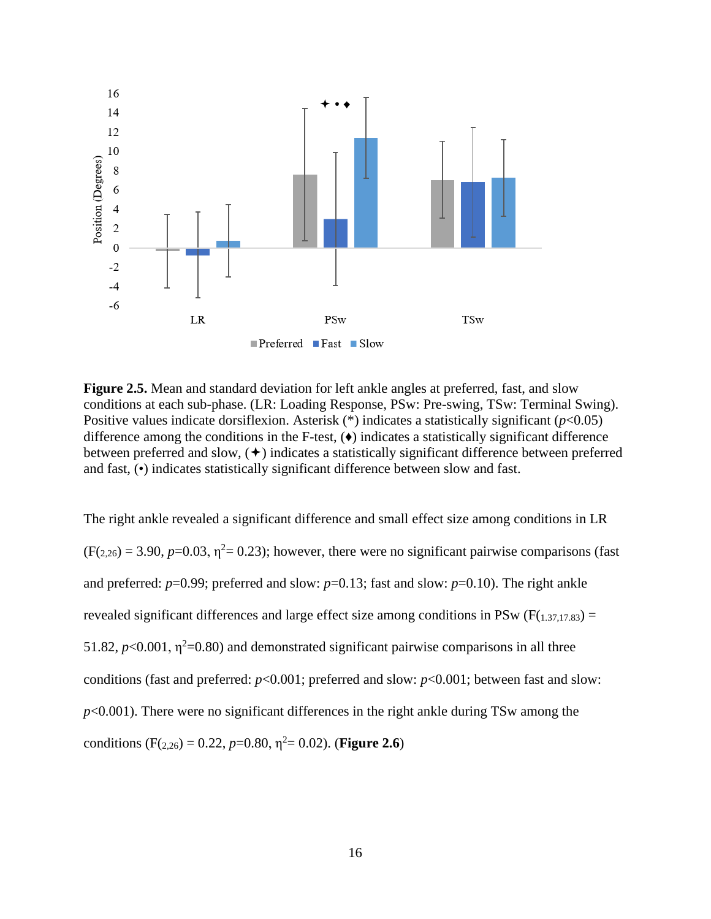**Figure 2.5.** Mean and standard deviation for left ankle angles at preferred, fast, and slow conditions at each sub-phase. (LR: Loading Response, PSw: Pre-swing, TSw: Terminal Swing). Positive values indicate dorsiflexion. Asterisk (*) indicates a statistically significant ($p$<0.05) difference among the conditions in the F-test, (♦) indicates a statistically significant difference between preferred and slow, (✦) indicates a statistically significant difference between preferred and fast, (•) indicates statistically significant difference between slow and fast.

The right ankle revealed a significant difference and small effect size among conditions in LR ($F_{(2,26)}$ = 3.90, $p$=0.03, $\eta^2$= 0.23); however, there were no significant pairwise comparisons (fast and preferred: $p$=0.99; preferred and slow: $p$=0.13; fast and slow: $p$=0.10). The right ankle revealed significant differences and large effect size among conditions in PSw ($F_{(1.37,17.83)}$ = 51.82, $p$<0.001, $\eta^2$=0.80) and demonstrated significant pairwise comparisons in all three conditions (fast and preferred: $p$<0.001; preferred and slow: $p$<0.001; between fast and slow: $p$<0.001). There were no significant differences in the right ankle during TSw among the conditions ($F_{(2,26)}$ = 0.22, $p$=0.80, $\eta^2$= 0.02). (**Figure 2.6**)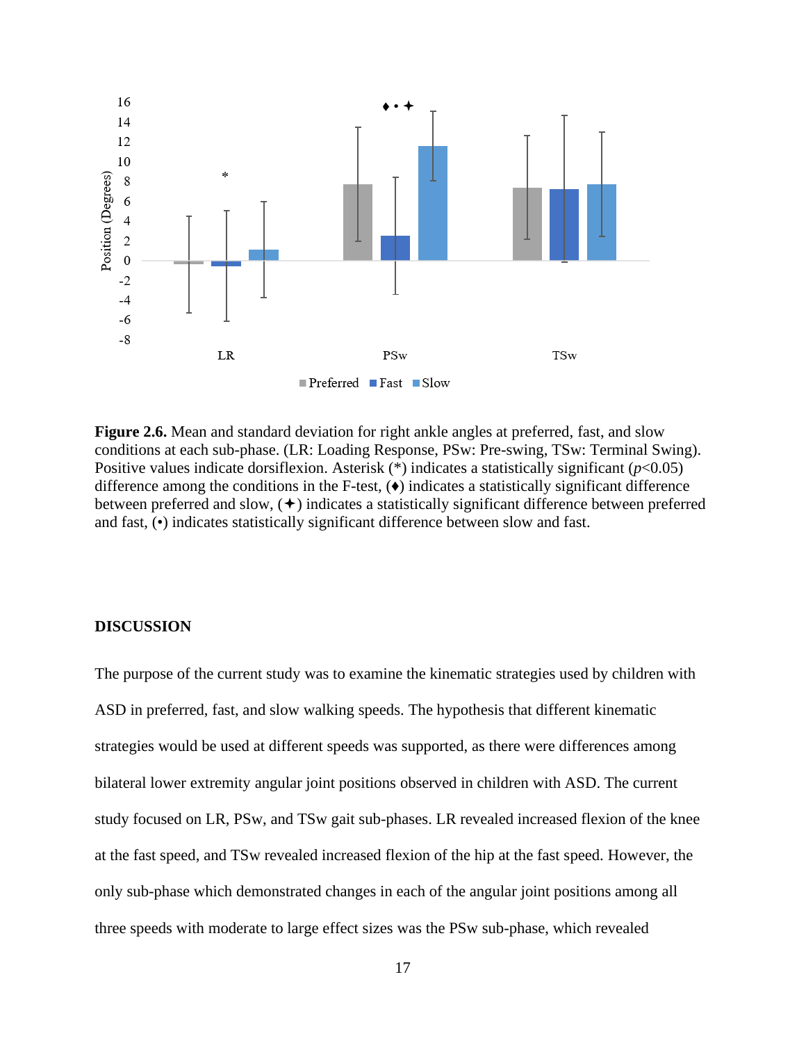**Figure 2.6.** Mean and standard deviation for right ankle angles at preferred, fast, and slow conditions at each sub-phase. (LR: Loading Response, PSw: Pre-swing, TSw: Terminal Swing). Positive values indicate dorsiflexion. Asterisk (*) indicates a statistically significant ($p$<0.05) difference among the conditions in the F-test, (♦) indicates a statistically significant difference between preferred and slow, (✦) indicates a statistically significant difference between preferred and fast, (•) indicates statistically significant difference between slow and fast.

## DISCUSSION

The purpose of the current study was to examine the kinematic strategies used by children with ASD in preferred, fast, and slow walking speeds. The hypothesis that different kinematic strategies would be used at different speeds was supported, as there were differences among bilateral lower extremity angular joint positions observed in children with ASD. The current study focused on LR, PSw, and TSw gait sub-phases. LR revealed increased flexion of the knee at the fast speed, and TSw revealed increased flexion of the hip at the fast speed. However, the only sub-phase which demonstrated changes in each of the angular joint positions among all three speeds with moderate to large effect sizes was the PSw sub-phase, which revealed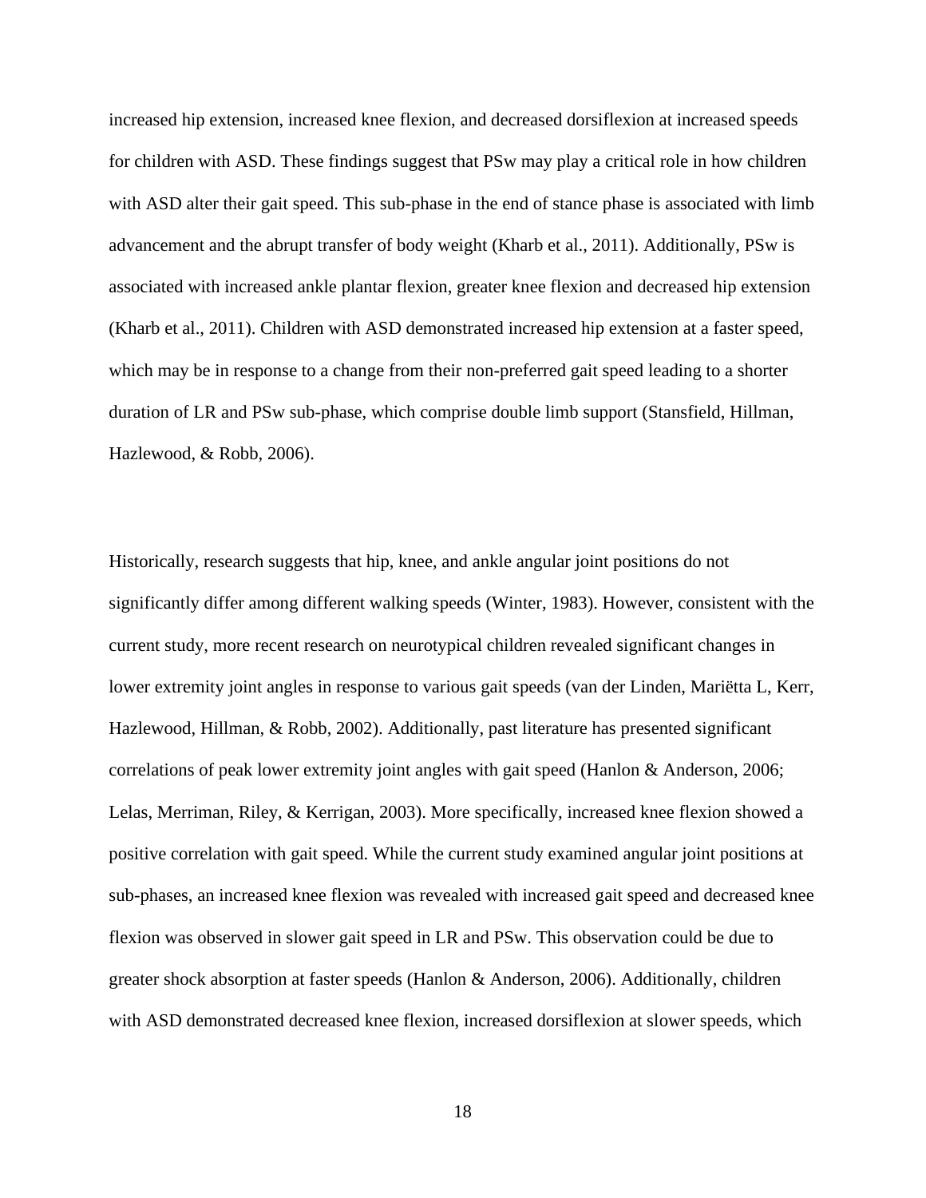increased hip extension, increased knee flexion, and decreased dorsiflexion at increased speeds for children with ASD. These findings suggest that PSw may play a critical role in how children with ASD alter their gait speed. This sub-phase in the end of stance phase is associated with limb advancement and the abrupt transfer of body weight (Kharb et al., 2011). Additionally, PSw is associated with increased ankle plantar flexion, greater knee flexion and decreased hip extension (Kharb et al., 2011). Children with ASD demonstrated increased hip extension at a faster speed, which may be in response to a change from their non-preferred gait speed leading to a shorter duration of LR and PSw sub-phase, which comprise double limb support (Stansfield, Hillman, Hazlewood, & Robb, 2006).

Historically, research suggests that hip, knee, and ankle angular joint positions do not significantly differ among different walking speeds (Winter, 1983). However, consistent with the current study, more recent research on neurotypical children revealed significant changes in lower extremity joint angles in response to various gait speeds (van der Linden, Mariëtta L, Kerr, Hazlewood, Hillman, & Robb, 2002). Additionally, past literature has presented significant correlations of peak lower extremity joint angles with gait speed (Hanlon & Anderson, 2006; Lelas, Merriman, Riley, & Kerrigan, 2003). More specifically, increased knee flexion showed a positive correlation with gait speed. While the current study examined angular joint positions at sub-phases, an increased knee flexion was revealed with increased gait speed and decreased knee flexion was observed in slower gait speed in LR and PSw. This observation could be due to greater shock absorption at faster speeds (Hanlon & Anderson, 2006). Additionally, children with ASD demonstrated decreased knee flexion, increased dorsiflexion at slower speeds, which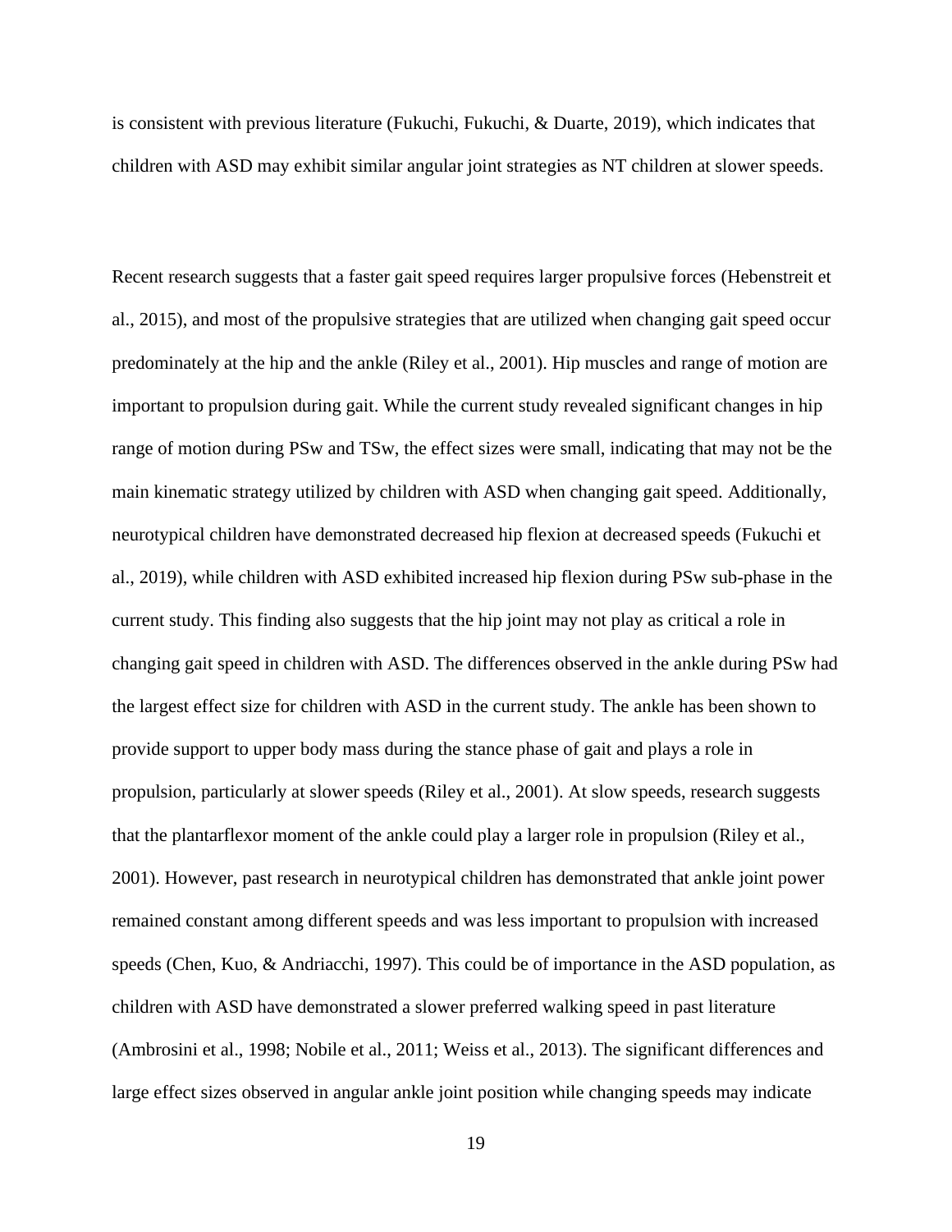is consistent with previous literature (Fukuchi, Fukuchi, & Duarte, 2019), which indicates that children with ASD may exhibit similar angular joint strategies as NT children at slower speeds.

Recent research suggests that a faster gait speed requires larger propulsive forces (Hebenstreit et al., 2015), and most of the propulsive strategies that are utilized when changing gait speed occur predominately at the hip and the ankle (Riley et al., 2001). Hip muscles and range of motion are important to propulsion during gait. While the current study revealed significant changes in hip range of motion during PSw and TSw, the effect sizes were small, indicating that may not be the main kinematic strategy utilized by children with ASD when changing gait speed. Additionally, neurotypical children have demonstrated decreased hip flexion at decreased speeds (Fukuchi et al., 2019), while children with ASD exhibited increased hip flexion during PSw sub-phase in the current study. This finding also suggests that the hip joint may not play as critical a role in changing gait speed in children with ASD. The differences observed in the ankle during PSw had the largest effect size for children with ASD in the current study. The ankle has been shown to provide support to upper body mass during the stance phase of gait and plays a role in propulsion, particularly at slower speeds (Riley et al., 2001). At slow speeds, research suggests that the plantarflexor moment of the ankle could play a larger role in propulsion (Riley et al., 2001). However, past research in neurotypical children has demonstrated that ankle joint power remained constant among different speeds and was less important to propulsion with increased speeds (Chen, Kuo, & Andriacchi, 1997). This could be of importance in the ASD population, as children with ASD have demonstrated a slower preferred walking speed in past literature (Ambrosini et al., 1998; Nobile et al., 2011; Weiss et al., 2013). The significant differences and large effect sizes observed in angular ankle joint position while changing speeds may indicate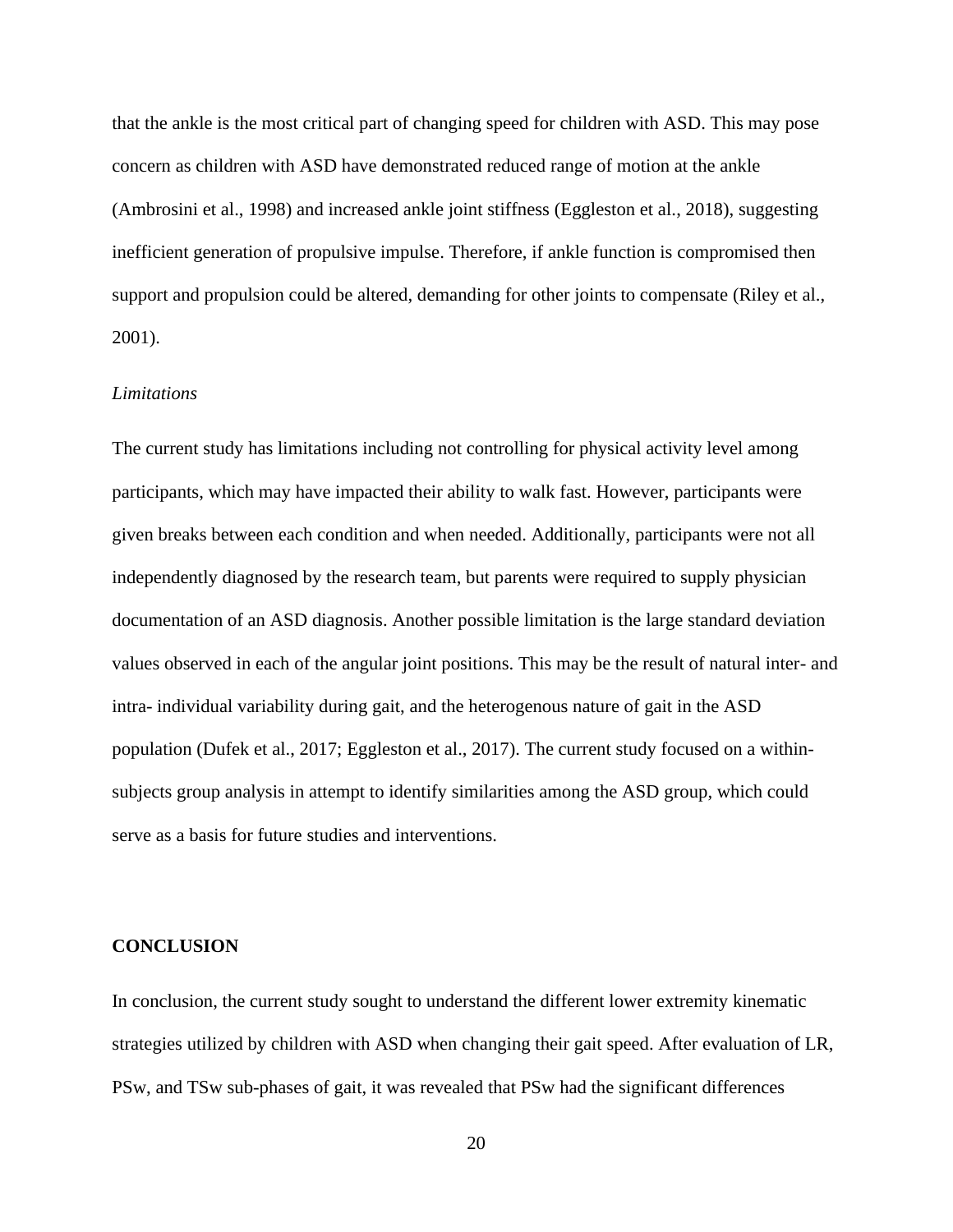that the ankle is the most critical part of changing speed for children with ASD. This may pose concern as children with ASD have demonstrated reduced range of motion at the ankle (Ambrosini et al., 1998) and increased ankle joint stiffness (Eggleston et al., 2018), suggesting inefficient generation of propulsive impulse. Therefore, if ankle function is compromised then support and propulsion could be altered, demanding for other joints to compensate (Riley et al., 2001).

### *Limitations*

The current study has limitations including not controlling for physical activity level among participants, which may have impacted their ability to walk fast. However, participants were given breaks between each condition and when needed. Additionally, participants were not all independently diagnosed by the research team, but parents were required to supply physician documentation of an ASD diagnosis. Another possible limitation is the large standard deviation values observed in each of the angular joint positions. This may be the result of natural inter- and intra- individual variability during gait, and the heterogenous nature of gait in the ASD population (Dufek et al., 2017; Eggleston et al., 2017). The current study focused on a within-subjects group analysis in attempt to identify similarities among the ASD group, which could serve as a basis for future studies and interventions.

## CONCLUSION

In conclusion, the current study sought to understand the different lower extremity kinematic strategies utilized by children with ASD when changing their gait speed. After evaluation of LR, PSw, and TSw sub-phases of gait, it was revealed that PSw had the significant differences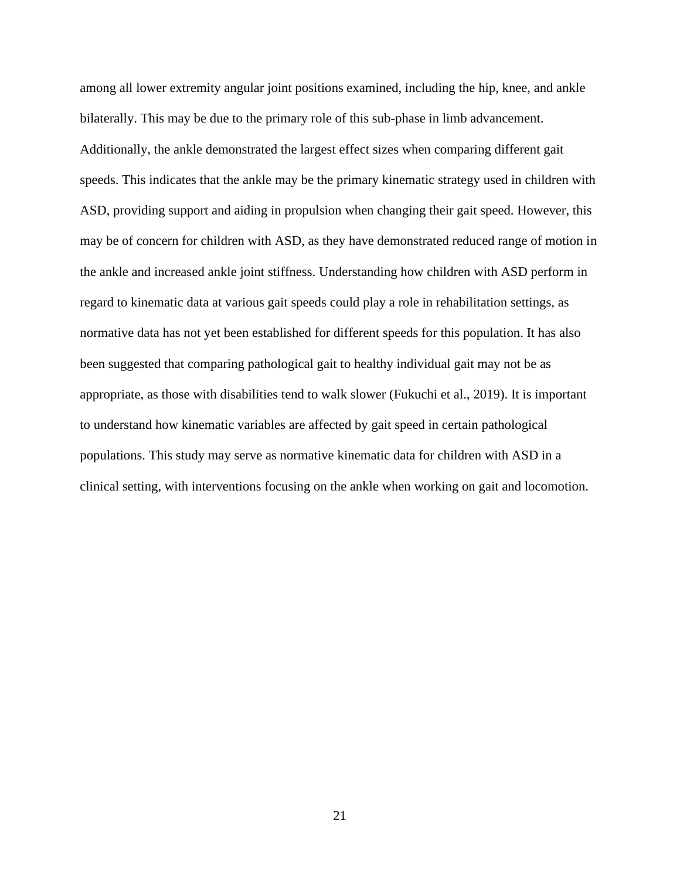among all lower extremity angular joint positions examined, including the hip, knee, and ankle bilaterally. This may be due to the primary role of this sub-phase in limb advancement. Additionally, the ankle demonstrated the largest effect sizes when comparing different gait speeds. This indicates that the ankle may be the primary kinematic strategy used in children with ASD, providing support and aiding in propulsion when changing their gait speed. However, this may be of concern for children with ASD, as they have demonstrated reduced range of motion in the ankle and increased ankle joint stiffness. Understanding how children with ASD perform in regard to kinematic data at various gait speeds could play a role in rehabilitation settings, as normative data has not yet been established for different speeds for this population. It has also been suggested that comparing pathological gait to healthy individual gait may not be as appropriate, as those with disabilities tend to walk slower (Fukuchi et al., 2019). It is important to understand how kinematic variables are affected by gait speed in certain pathological populations. This study may serve as normative kinematic data for children with ASD in a clinical setting, with interventions focusing on the ankle when working on gait and locomotion.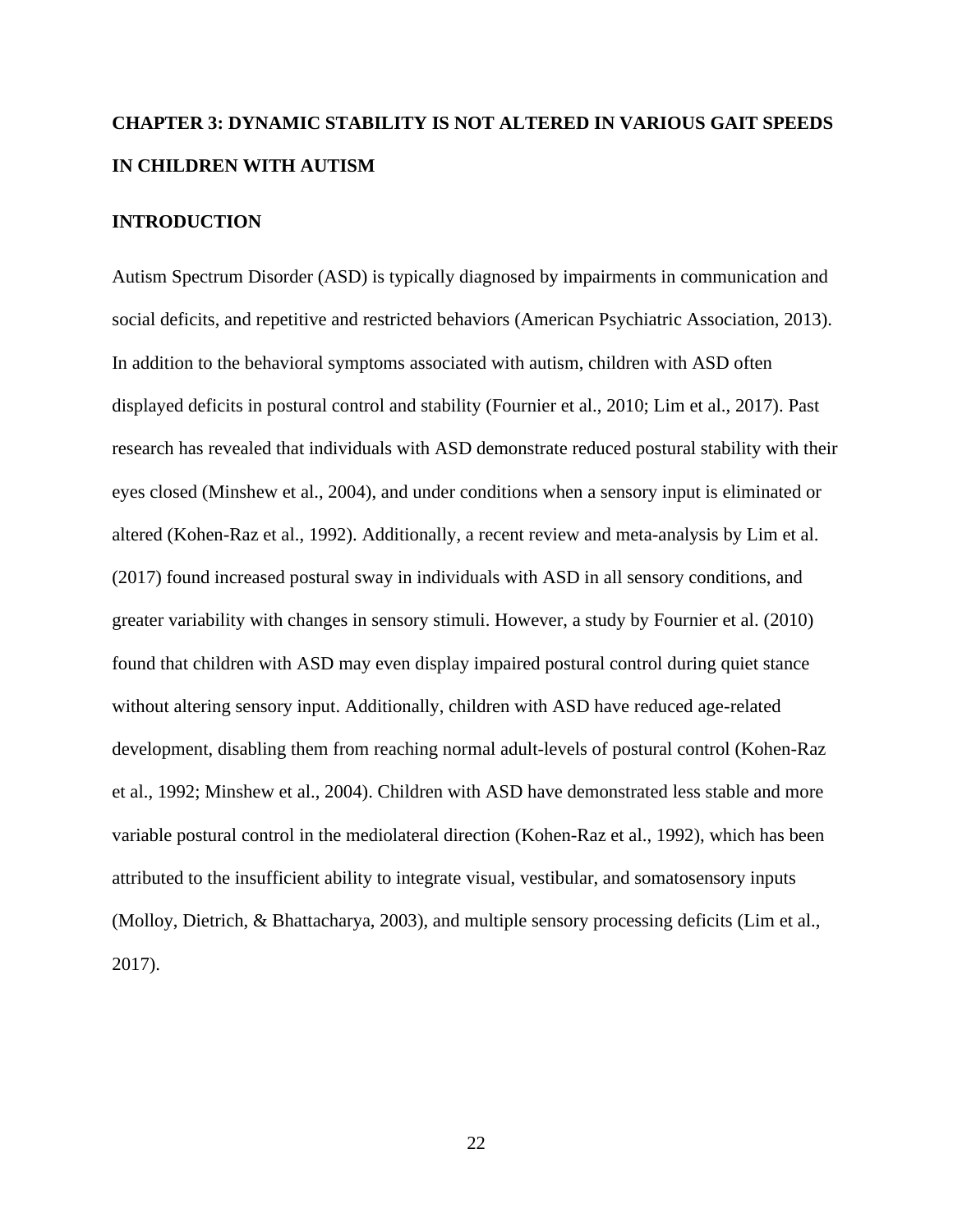# CHAPTER 3: DYNAMIC STABILITY IS NOT ALTERED IN VARIOUS GAIT SPEEDS IN CHILDREN WITH AUTISM

## INTRODUCTION

Autism Spectrum Disorder (ASD) is typically diagnosed by impairments in communication and social deficits, and repetitive and restricted behaviors (American Psychiatric Association, 2013). In addition to the behavioral symptoms associated with autism, children with ASD often displayed deficits in postural control and stability (Fournier et al., 2010; Lim et al., 2017). Past research has revealed that individuals with ASD demonstrate reduced postural stability with their eyes closed (Minshew et al., 2004), and under conditions when a sensory input is eliminated or altered (Kohen-Raz et al., 1992). Additionally, a recent review and meta-analysis by Lim et al. (2017) found increased postural sway in individuals with ASD in all sensory conditions, and greater variability with changes in sensory stimuli. However, a study by Fournier et al. (2010) found that children with ASD may even display impaired postural control during quiet stance without altering sensory input. Additionally, children with ASD have reduced age-related development, disabling them from reaching normal adult-levels of postural control (Kohen-Raz et al., 1992; Minshew et al., 2004). Children with ASD have demonstrated less stable and more variable postural control in the mediolateral direction (Kohen-Raz et al., 1992), which has been attributed to the insufficient ability to integrate visual, vestibular, and somatosensory inputs (Molloy, Dietrich, & Bhattacharya, 2003), and multiple sensory processing deficits (Lim et al., 2017).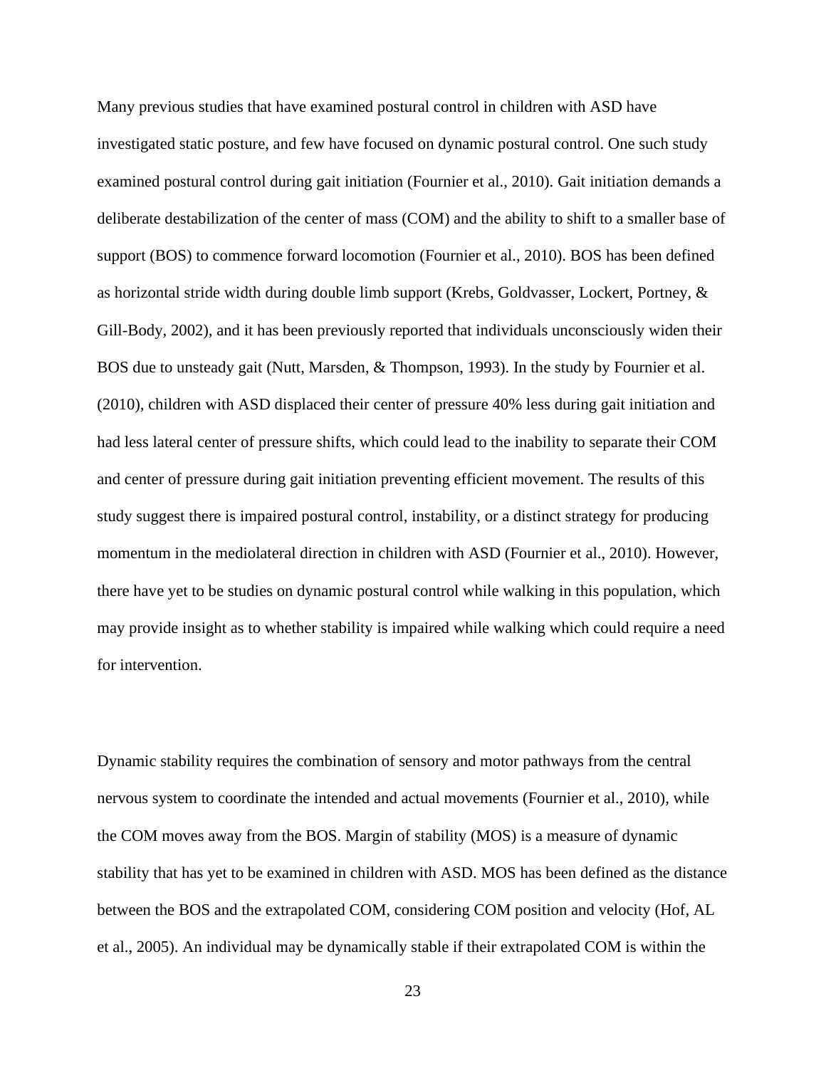Many previous studies that have examined postural control in children with ASD have investigated static posture, and few have focused on dynamic postural control. One such study examined postural control during gait initiation (Fournier et al., 2010). Gait initiation demands a deliberate destabilization of the center of mass (COM) and the ability to shift to a smaller base of support (BOS) to commence forward locomotion (Fournier et al., 2010). BOS has been defined as horizontal stride width during double limb support (Krebs, Goldvasser, Lockert, Portney, & Gill-Body, 2002), and it has been previously reported that individuals unconsciously widen their BOS due to unsteady gait (Nutt, Marsden, & Thompson, 1993). In the study by Fournier et al. (2010), children with ASD displaced their center of pressure 40% less during gait initiation and had less lateral center of pressure shifts, which could lead to the inability to separate their COM and center of pressure during gait initiation preventing efficient movement. The results of this study suggest there is impaired postural control, instability, or a distinct strategy for producing momentum in the mediolateral direction in children with ASD (Fournier et al., 2010). However, there have yet to be studies on dynamic postural control while walking in this population, which may provide insight as to whether stability is impaired while walking which could require a need for intervention.

Dynamic stability requires the combination of sensory and motor pathways from the central nervous system to coordinate the intended and actual movements (Fournier et al., 2010), while the COM moves away from the BOS. Margin of stability (MOS) is a measure of dynamic stability that has yet to be examined in children with ASD. MOS has been defined as the distance between the BOS and the extrapolated COM, considering COM position and velocity (Hof, AL et al., 2005). An individual may be dynamically stable if their extrapolated COM is within the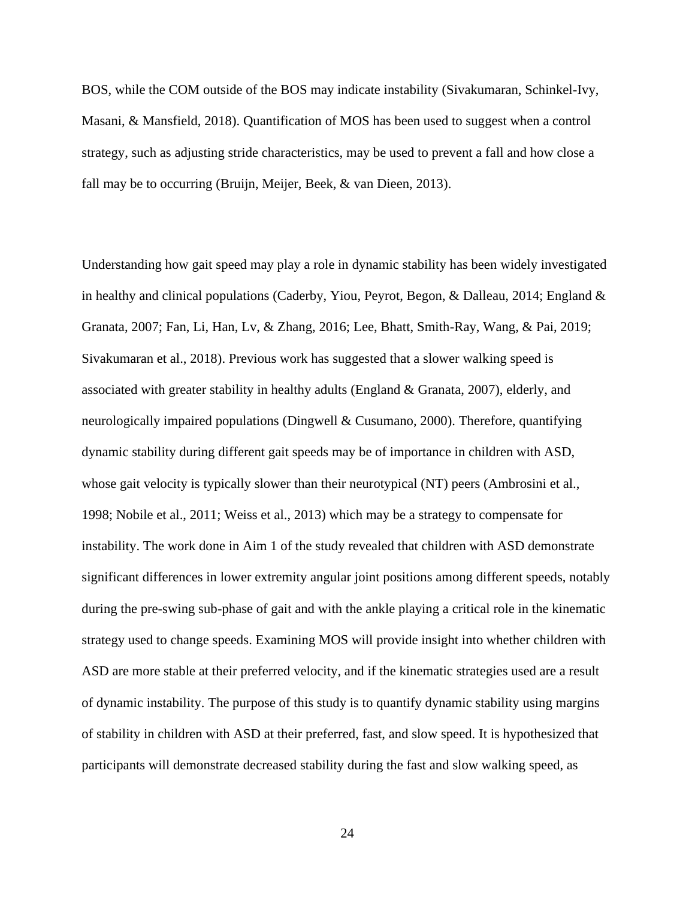BOS, while the COM outside of the BOS may indicate instability (Sivakumaran, Schinkel-Ivy, Masani, & Mansfield, 2018). Quantification of MOS has been used to suggest when a control strategy, such as adjusting stride characteristics, may be used to prevent a fall and how close a fall may be to occurring (Bruijn, Meijer, Beek, & van Dieen, 2013).

Understanding how gait speed may play a role in dynamic stability has been widely investigated in healthy and clinical populations (Caderby, Yiou, Peyrot, Begon, & Dalleau, 2014; England & Granata, 2007; Fan, Li, Han, Lv, & Zhang, 2016; Lee, Bhatt, Smith-Ray, Wang, & Pai, 2019; Sivakumaran et al., 2018). Previous work has suggested that a slower walking speed is associated with greater stability in healthy adults (England & Granata, 2007), elderly, and neurologically impaired populations (Dingwell & Cusumano, 2000). Therefore, quantifying dynamic stability during different gait speeds may be of importance in children with ASD, whose gait velocity is typically slower than their neurotypical (NT) peers (Ambrosini et al., 1998; Nobile et al., 2011; Weiss et al., 2013) which may be a strategy to compensate for instability. The work done in Aim 1 of the study revealed that children with ASD demonstrate significant differences in lower extremity angular joint positions among different speeds, notably during the pre-swing sub-phase of gait and with the ankle playing a critical role in the kinematic strategy used to change speeds. Examining MOS will provide insight into whether children with ASD are more stable at their preferred velocity, and if the kinematic strategies used are a result of dynamic instability. The purpose of this study is to quantify dynamic stability using margins of stability in children with ASD at their preferred, fast, and slow speed. It is hypothesized that participants will demonstrate decreased stability during the fast and slow walking speed, as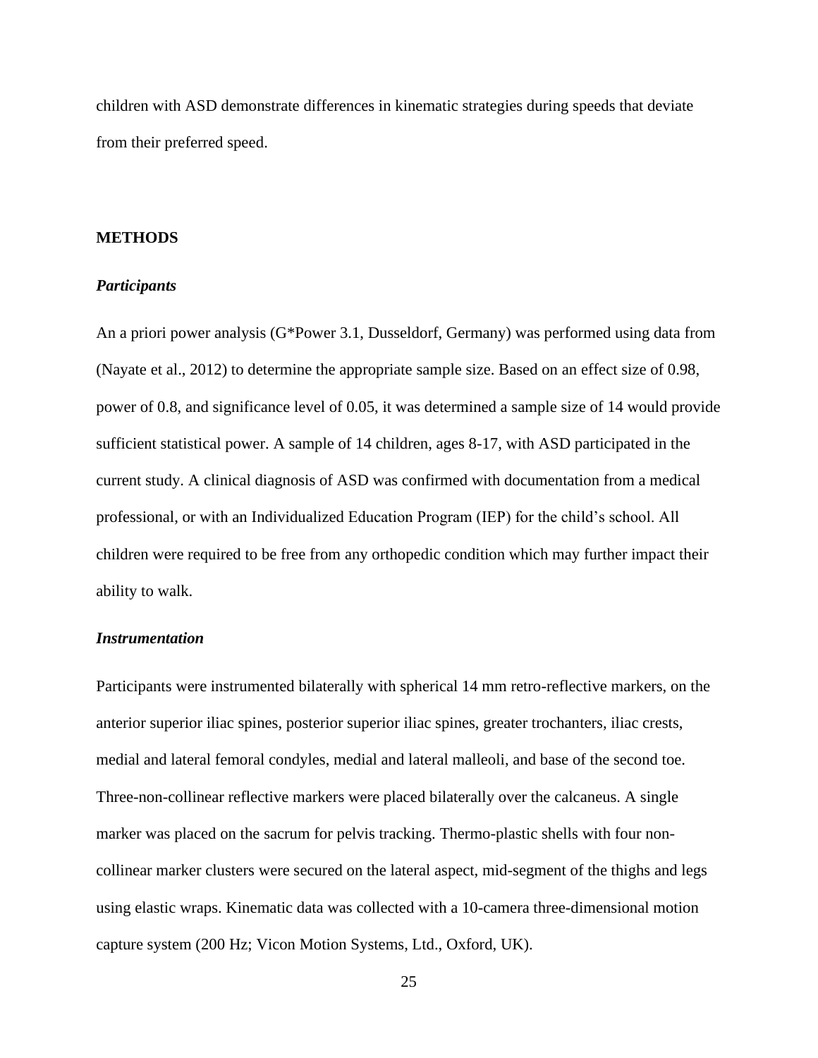children with ASD demonstrate differences in kinematic strategies during speeds that deviate from their preferred speed.

## METHODS

### *Participants*

An a priori power analysis (G*Power 3.1, Dusseldorf, Germany) was performed using data from (Nayate et al., 2012) to determine the appropriate sample size. Based on an effect size of 0.98, power of 0.8, and significance level of 0.05, it was determined a sample size of 14 would provide sufficient statistical power. A sample of 14 children, ages 8-17, with ASD participated in the current study. A clinical diagnosis of ASD was confirmed with documentation from a medical professional, or with an Individualized Education Program (IEP) for the child's school. All children were required to be free from any orthopedic condition which may further impact their ability to walk.

### *Instrumentation*

Participants were instrumented bilaterally with spherical 14 mm retro-reflective markers, on the anterior superior iliac spines, posterior superior iliac spines, greater trochanters, iliac crests, medial and lateral femoral condyles, medial and lateral malleoli, and base of the second toe. Three-non-collinear reflective markers were placed bilaterally over the calcaneus. A single marker was placed on the sacrum for pelvis tracking. Thermo-plastic shells with four non-collinear marker clusters were secured on the lateral aspect, mid-segment of the thighs and legs using elastic wraps. Kinematic data was collected with a 10-camera three-dimensional motion capture system (200 Hz; Vicon Motion Systems, Ltd., Oxford, UK).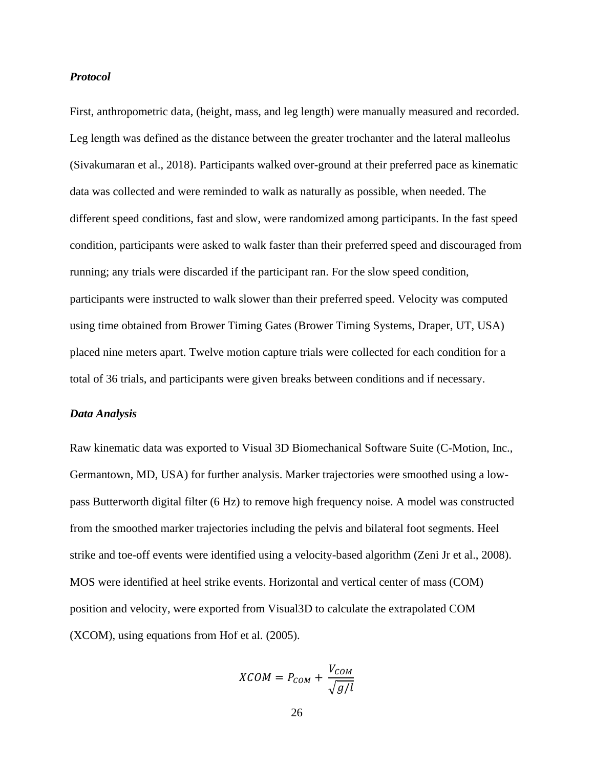### ***Protocol***

First, anthropometric data, (height, mass, and leg length) were manually measured and recorded. Leg length was defined as the distance between the greater trochanter and the lateral malleolus (Sivakumaran et al., 2018). Participants walked over-ground at their preferred pace as kinematic data was collected and were reminded to walk as naturally as possible, when needed. The different speed conditions, fast and slow, were randomized among participants. In the fast speed condition, participants were asked to walk faster than their preferred speed and discouraged from running; any trials were discarded if the participant ran. For the slow speed condition, participants were instructed to walk slower than their preferred speed. Velocity was computed using time obtained from Brower Timing Gates (Brower Timing Systems, Draper, UT, USA) placed nine meters apart. Twelve motion capture trials were collected for each condition for a total of 36 trials, and participants were given breaks between conditions and if necessary.

### ***Data Analysis***

Raw kinematic data was exported to Visual 3D Biomechanical Software Suite (C-Motion, Inc., Germantown, MD, USA) for further analysis. Marker trajectories were smoothed using a low-pass Butterworth digital filter (6 Hz) to remove high frequency noise. A model was constructed from the smoothed marker trajectories including the pelvis and bilateral foot segments. Heel strike and toe-off events were identified using a velocity-based algorithm (Zeni Jr et al., 2008). MOS were identified at heel strike events. Horizontal and vertical center of mass (COM) position and velocity, were exported from Visual3D to calculate the extrapolated COM (XCOM), using equations from Hof et al. (2005).

$$XCOM = P_{COM} + \frac{V_{COM}}{\sqrt{g/l}}$$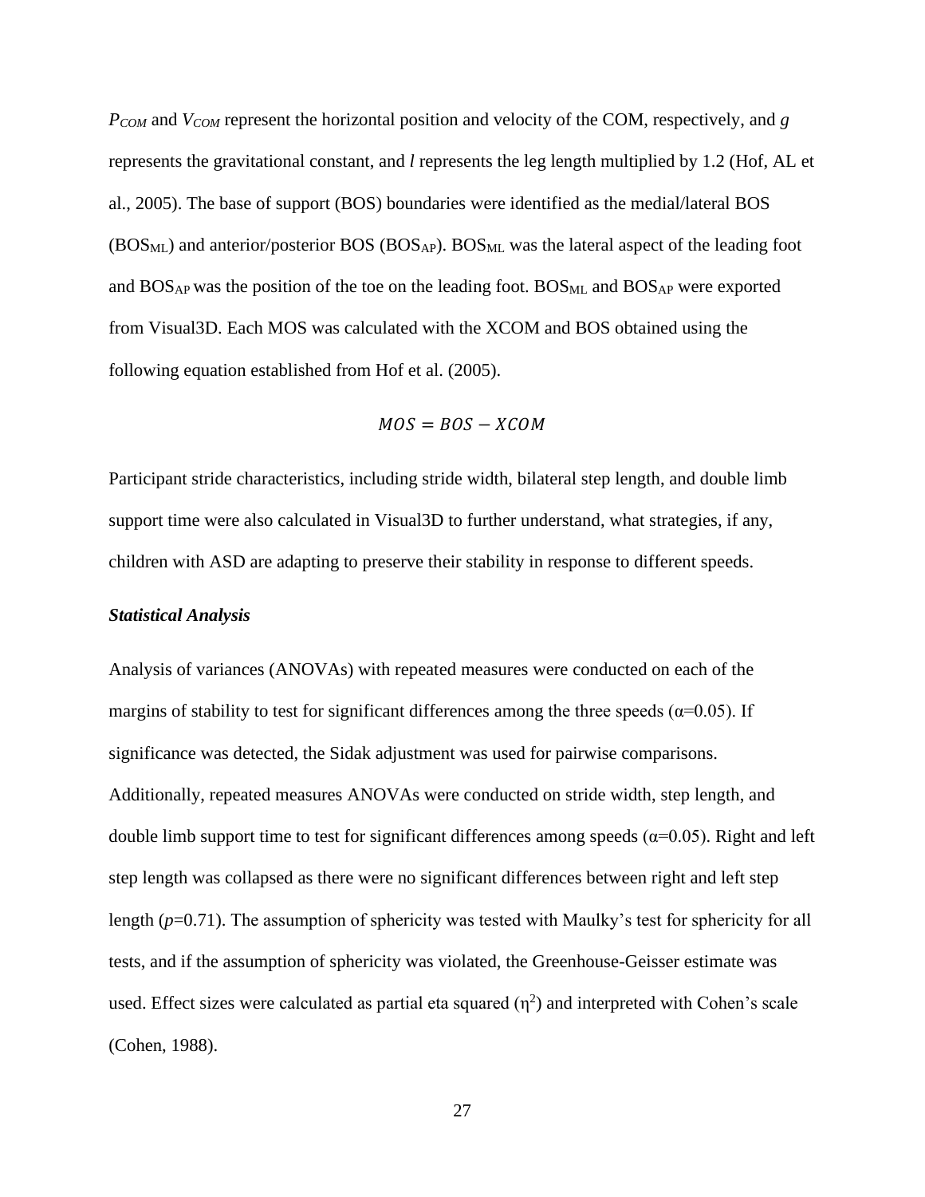$P_{COM}$ and $V_{COM}$ represent the horizontal position and velocity of the COM, respectively, and $g$ represents the gravitational constant, and $l$ represents the leg length multiplied by 1.2 (Hof, AL et al., 2005). The base of support (BOS) boundaries were identified as the medial/lateral BOS ($BOS_{ML}$) and anterior/posterior BOS ($BOS_{AP}$). $BOS_{ML}$ was the lateral aspect of the leading foot and $BOS_{AP}$ was the position of the toe on the leading foot. $BOS_{ML}$ and $BOS_{AP}$ were exported from Visual3D. Each MOS was calculated with the XCOM and BOS obtained using the following equation established from Hof et al. (2005).

$$MOS = BOS - XCOM$$

Participant stride characteristics, including stride width, bilateral step length, and double limb support time were also calculated in Visual3D to further understand, what strategies, if any, children with ASD are adapting to preserve their stability in response to different speeds.

***Statistical Analysis***

Analysis of variances (ANOVAs) with repeated measures were conducted on each of the margins of stability to test for significant differences among the three speeds ($\alpha$=0.05). If significance was detected, the Sidak adjustment was used for pairwise comparisons. Additionally, repeated measures ANOVAs were conducted on stride width, step length, and double limb support time to test for significant differences among speeds ($\alpha$=0.05). Right and left step length was collapsed as there were no significant differences between right and left step length ($p$=0.71). The assumption of sphericity was tested with Maulky's test for sphericity for all tests, and if the assumption of sphericity was violated, the Greenhouse-Geisser estimate was used. Effect sizes were calculated as partial eta squared ($\eta^2$) and interpreted with Cohen's scale (Cohen, 1988).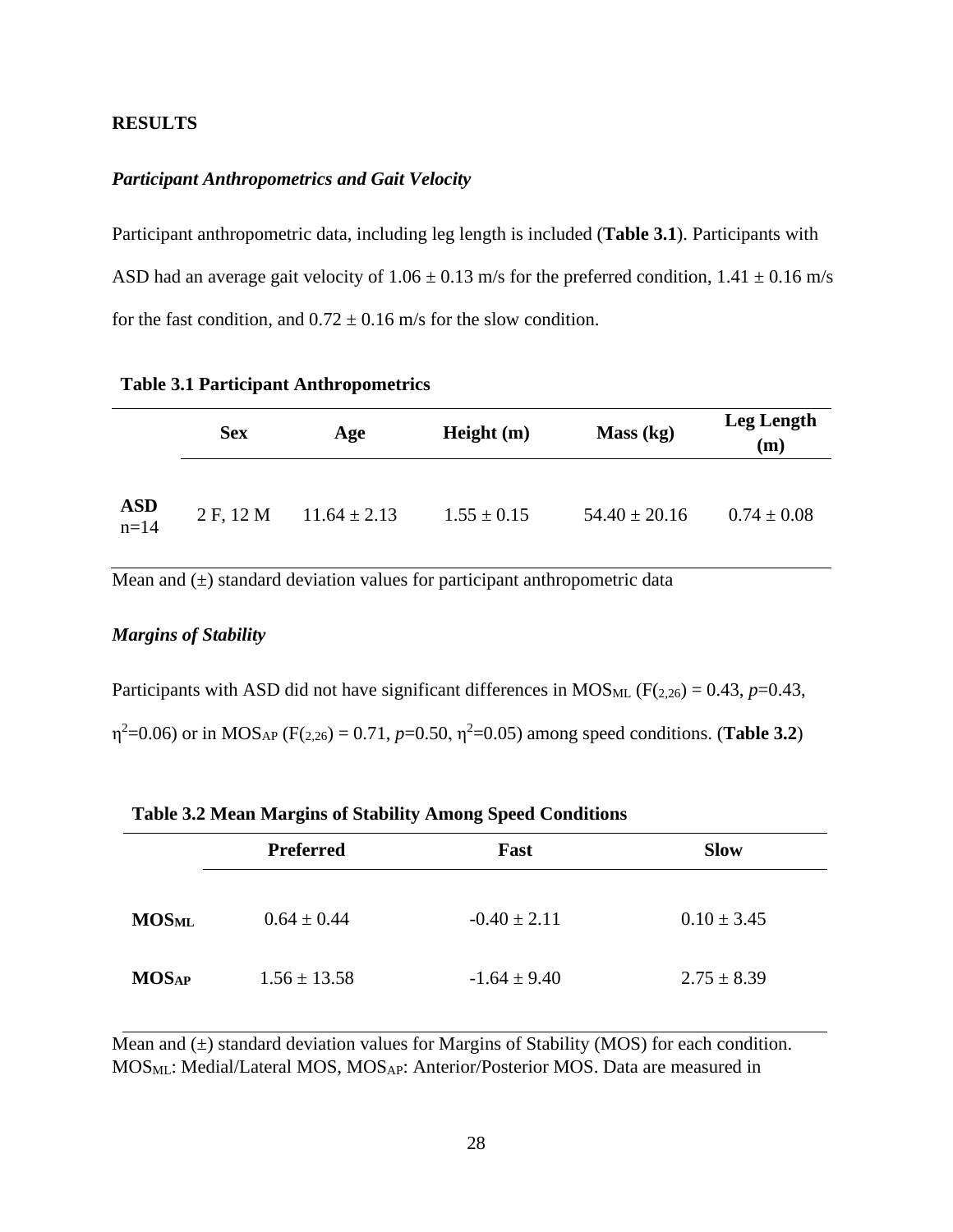## RESULTS

### *Participant Anthropometrics and Gait Velocity*

Participant anthropometric data, including leg length is included (**Table 3.1**). Participants with ASD had an average gait velocity of 1.06 ± 0.13 m/s for the preferred condition, 1.41 ± 0.16 m/s for the fast condition, and 0.72 ± 0.16 m/s for the slow condition.

**Table 3.1 Participant Anthropometrics**

| | Sex | Age | Height (m) | Mass (kg) | Leg Length (m) |
|---|---|---|---|---|---|
| **ASD** n=14 | 2 F, 12 M | 11.64 ± 2.13 | 1.55 ± 0.15 | 54.40 ± 20.16 | 0.74 ± 0.08 |

Mean and (±) standard deviation values for participant anthropometric data

### *Margins of Stability*

Participants with ASD did not have significant differences in $MOS_{ML}$ ($F_{(2,26)} = 0.43$, $p$=0.43, $\eta^2$=0.06) or in $MOS_{AP}$ ($F_{(2,26)} = 0.71$, $p$=0.50, $\eta^2$=0.05) among speed conditions. (**Table 3.2**)

**Table 3.2 Mean Margins of Stability Among Speed Conditions**

| | Preferred | Fast | Slow |
|---|---|---|---|
| **$MOS_{ML}$** | 0.64 ± 0.44 | -0.40 ± 2.11 | 0.10 ± 3.45 |
| **$MOS_{AP}$** | 1.56 ± 13.58 | -1.64 ± 9.40 | 2.75 ± 8.39 |

Mean and (±) standard deviation values for Margins of Stability (MOS) for each condition. $MOS_{ML}$: Medial/Lateral MOS, $MOS_{AP}$: Anterior/Posterior MOS. Data are measured in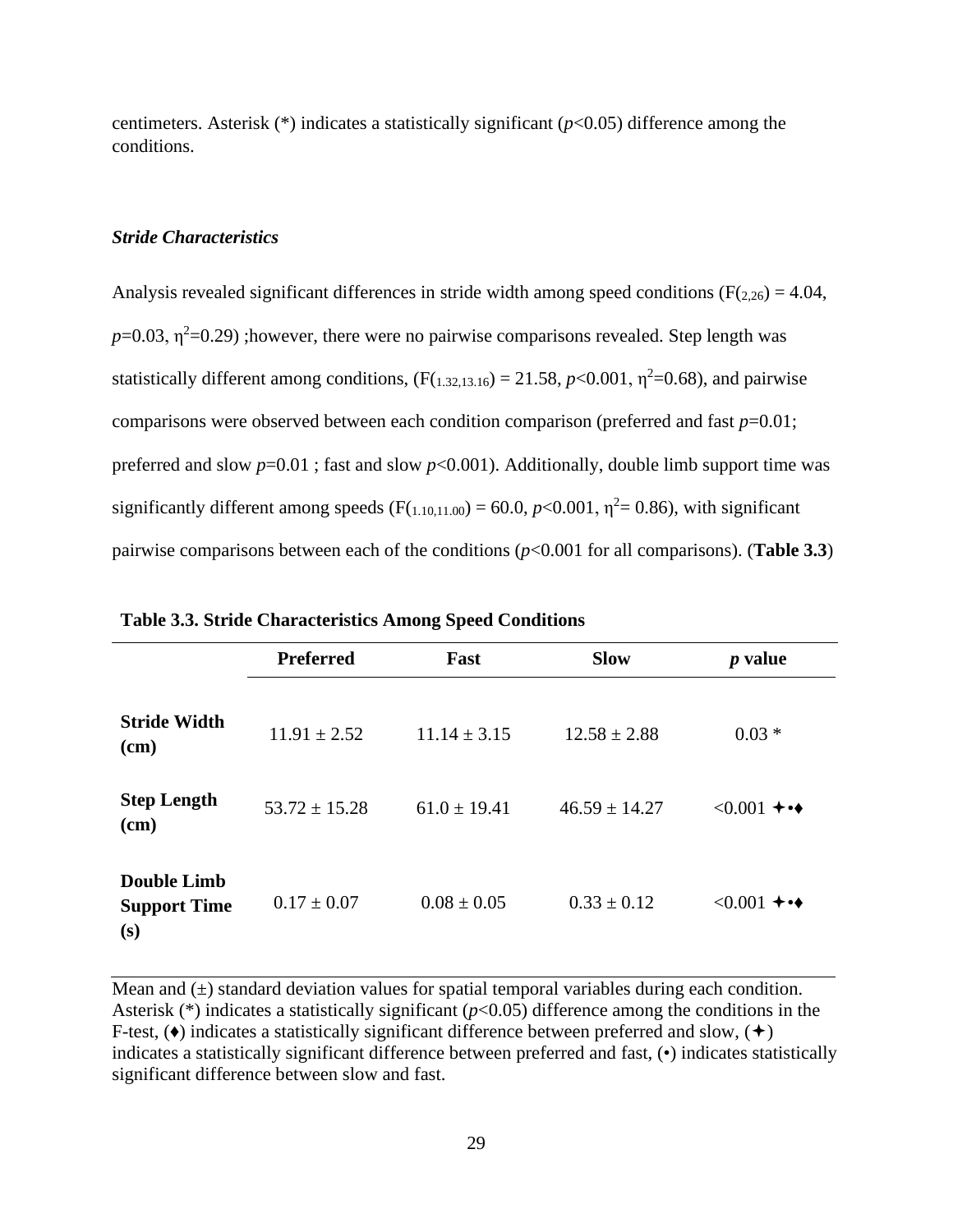centimeters. Asterisk (*) indicates a statistically significant ($p$<0.05) difference among the conditions.

### *Stride Characteristics*

Analysis revealed significant differences in stride width among speed conditions ($F_{(2,26)} = 4.04$, $p$=0.03, $\eta^2$=0.29) ;however, there were no pairwise comparisons revealed. Step length was statistically different among conditions, ($F_{(1.32,13.16)} = 21.58$, $p$<0.001, $\eta^2$=0.68), and pairwise comparisons were observed between each condition comparison (preferred and fast $p$=0.01; preferred and slow $p$=0.01 ; fast and slow $p$<0.001). Additionally, double limb support time was significantly different among speeds ($F_{(1.10,11.00)} = 60.0$, $p$<0.001, $\eta^2$= 0.86), with significant pairwise comparisons between each of the conditions ($p$<0.001 for all comparisons). (**Table 3.3**)

**Table 3.3. Stride Characteristics Among Speed Conditions**

| | **Preferred** | **Fast** | **Slow** | ***p* value** |
|---|---|---|---|---|
| **Stride Width (cm)** | 11.91 ± 2.52 | 11.14 ± 3.15 | 12.58 ± 2.88 | 0.03 * |
| **Step Length (cm)** | 53.72 ± 15.28 | 61.0 ± 19.41 | 46.59 ± 14.27 | <0.001 ✦•♦ |
| **Double Limb Support Time (s)** | 0.17 ± 0.07 | 0.08 ± 0.05 | 0.33 ± 0.12 | <0.001 ✦•♦ |

Mean and (±) standard deviation values for spatial temporal variables during each condition. Asterisk (*) indicates a statistically significant ($p$<0.05) difference among the conditions in the F-test, (♦) indicates a statistically significant difference between preferred and slow, (✦) indicates a statistically significant difference between preferred and fast, (•) indicates statistically significant difference between slow and fast.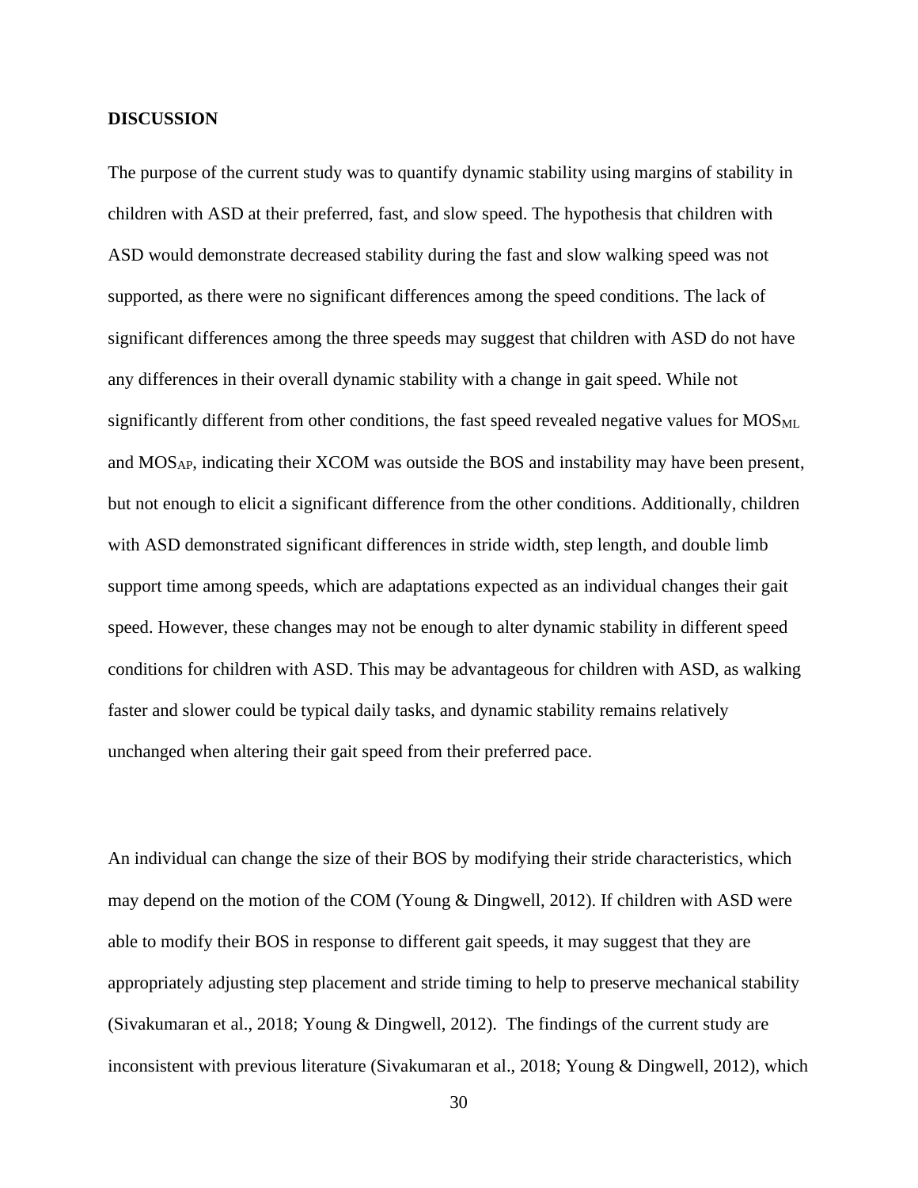## DISCUSSION

The purpose of the current study was to quantify dynamic stability using margins of stability in children with ASD at their preferred, fast, and slow speed. The hypothesis that children with ASD would demonstrate decreased stability during the fast and slow walking speed was not supported, as there were no significant differences among the speed conditions. The lack of significant differences among the three speeds may suggest that children with ASD do not have any differences in their overall dynamic stability with a change in gait speed. While not significantly different from other conditions, the fast speed revealed negative values for $MOS_{ML}$ and $MOS_{AP}$, indicating their XCOM was outside the BOS and instability may have been present, but not enough to elicit a significant difference from the other conditions. Additionally, children with ASD demonstrated significant differences in stride width, step length, and double limb support time among speeds, which are adaptations expected as an individual changes their gait speed. However, these changes may not be enough to alter dynamic stability in different speed conditions for children with ASD. This may be advantageous for children with ASD, as walking faster and slower could be typical daily tasks, and dynamic stability remains relatively unchanged when altering their gait speed from their preferred pace.

An individual can change the size of their BOS by modifying their stride characteristics, which may depend on the motion of the COM (Young & Dingwell, 2012). If children with ASD were able to modify their BOS in response to different gait speeds, it may suggest that they are appropriately adjusting step placement and stride timing to help to preserve mechanical stability (Sivakumaran et al., 2018; Young & Dingwell, 2012). The findings of the current study are inconsistent with previous literature (Sivakumaran et al., 2018; Young & Dingwell, 2012), which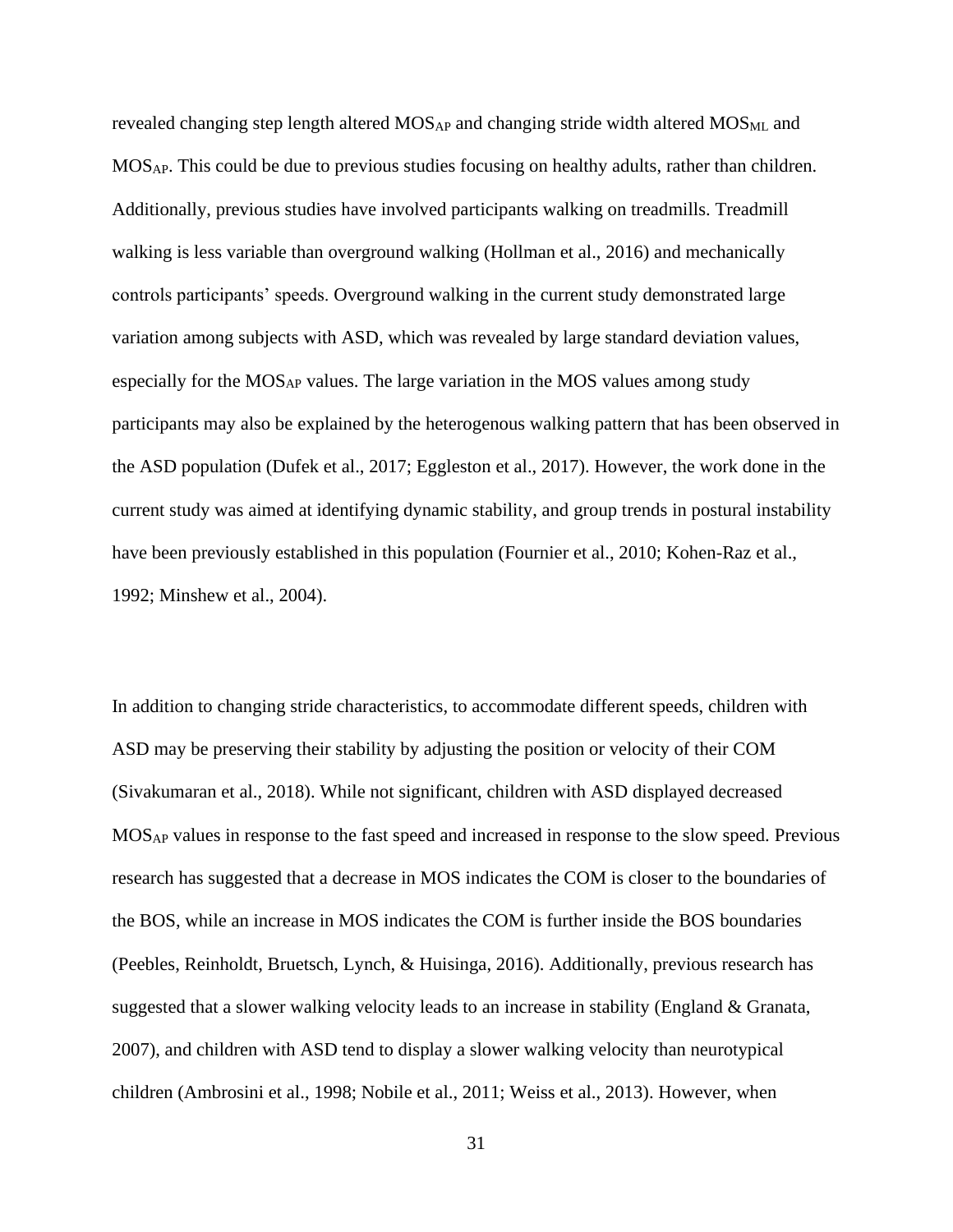revealed changing step length altered $MOS_{AP}$ and changing stride width altered $MOS_{ML}$ and $MOS_{AP}$. This could be due to previous studies focusing on healthy adults, rather than children. Additionally, previous studies have involved participants walking on treadmills. Treadmill walking is less variable than overground walking (Hollman et al., 2016) and mechanically controls participants' speeds. Overground walking in the current study demonstrated large variation among subjects with ASD, which was revealed by large standard deviation values, especially for the $MOS_{AP}$ values. The large variation in the MOS values among study participants may also be explained by the heterogenous walking pattern that has been observed in the ASD population (Dufek et al., 2017; Eggleston et al., 2017). However, the work done in the current study was aimed at identifying dynamic stability, and group trends in postural instability have been previously established in this population (Fournier et al., 2010; Kohen-Raz et al., 1992; Minshew et al., 2004).

In addition to changing stride characteristics, to accommodate different speeds, children with ASD may be preserving their stability by adjusting the position or velocity of their COM (Sivakumaran et al., 2018). While not significant, children with ASD displayed decreased $MOS_{AP}$ values in response to the fast speed and increased in response to the slow speed. Previous research has suggested that a decrease in MOS indicates the COM is closer to the boundaries of the BOS, while an increase in MOS indicates the COM is further inside the BOS boundaries (Peebles, Reinholdt, Bruetsch, Lynch, & Huisinga, 2016). Additionally, previous research has suggested that a slower walking velocity leads to an increase in stability (England & Granata, 2007), and children with ASD tend to display a slower walking velocity than neurotypical children (Ambrosini et al., 1998; Nobile et al., 2011; Weiss et al., 2013). However, when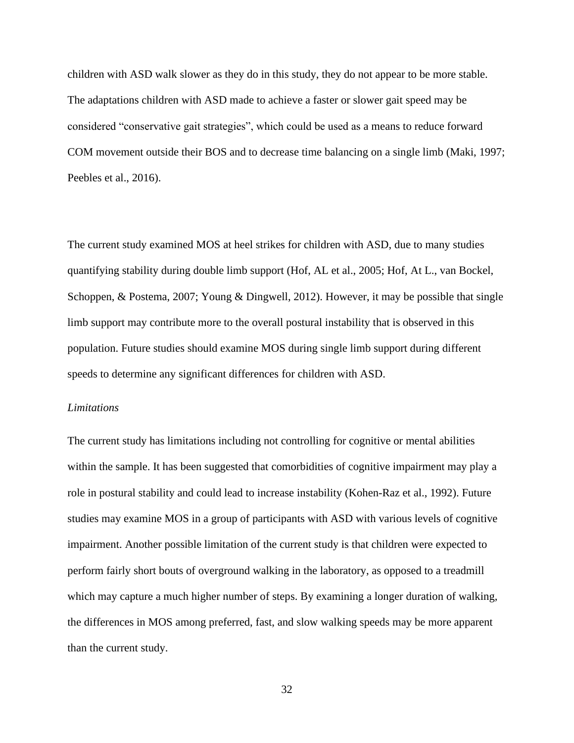children with ASD walk slower as they do in this study, they do not appear to be more stable. The adaptations children with ASD made to achieve a faster or slower gait speed may be considered "conservative gait strategies", which could be used as a means to reduce forward COM movement outside their BOS and to decrease time balancing on a single limb (Maki, 1997; Peebles et al., 2016).

The current study examined MOS at heel strikes for children with ASD, due to many studies quantifying stability during double limb support (Hof, AL et al., 2005; Hof, At L., van Bockel, Schoppen, & Postema, 2007; Young & Dingwell, 2012). However, it may be possible that single limb support may contribute more to the overall postural instability that is observed in this population. Future studies should examine MOS during single limb support during different speeds to determine any significant differences for children with ASD.

### *Limitations*

The current study has limitations including not controlling for cognitive or mental abilities within the sample. It has been suggested that comorbidities of cognitive impairment may play a role in postural stability and could lead to increase instability (Kohen-Raz et al., 1992). Future studies may examine MOS in a group of participants with ASD with various levels of cognitive impairment. Another possible limitation of the current study is that children were expected to perform fairly short bouts of overground walking in the laboratory, as opposed to a treadmill which may capture a much higher number of steps. By examining a longer duration of walking, the differences in MOS among preferred, fast, and slow walking speeds may be more apparent than the current study.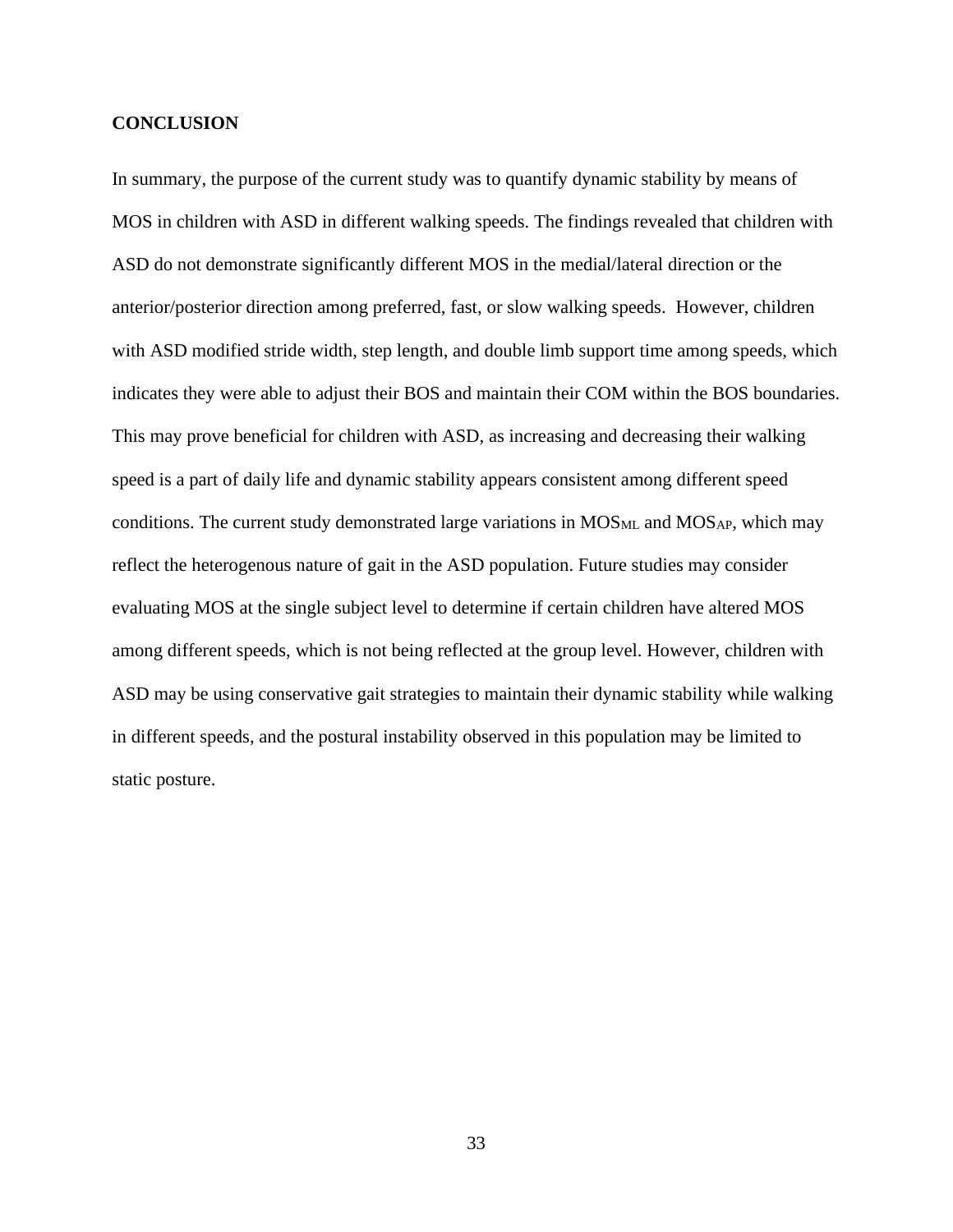## CONCLUSION

In summary, the purpose of the current study was to quantify dynamic stability by means of MOS in children with ASD in different walking speeds. The findings revealed that children with ASD do not demonstrate significantly different MOS in the medial/lateral direction or the anterior/posterior direction among preferred, fast, or slow walking speeds. However, children with ASD modified stride width, step length, and double limb support time among speeds, which indicates they were able to adjust their BOS and maintain their COM within the BOS boundaries. This may prove beneficial for children with ASD, as increasing and decreasing their walking speed is a part of daily life and dynamic stability appears consistent among different speed conditions. The current study demonstrated large variations in $MOS_{ML}$ and $MOS_{AP}$, which may reflect the heterogenous nature of gait in the ASD population. Future studies may consider evaluating MOS at the single subject level to determine if certain children have altered MOS among different speeds, which is not being reflected at the group level. However, children with ASD may be using conservative gait strategies to maintain their dynamic stability while walking in different speeds, and the postural instability observed in this population may be limited to static posture.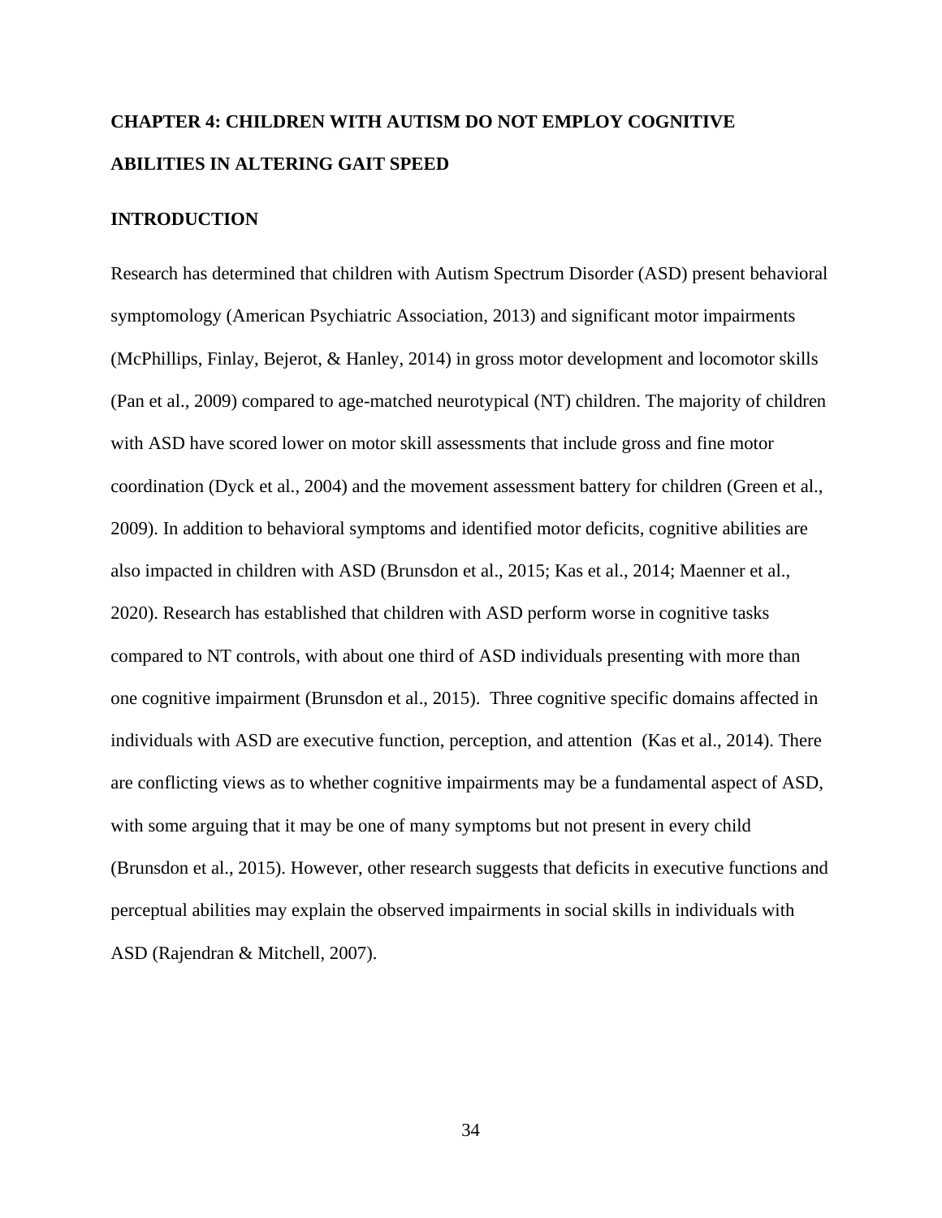# CHAPTER 4: CHILDREN WITH AUTISM DO NOT EMPLOY COGNITIVE ABILITIES IN ALTERING GAIT SPEED

## INTRODUCTION

Research has determined that children with Autism Spectrum Disorder (ASD) present behavioral symptomology (American Psychiatric Association, 2013) and significant motor impairments (McPhillips, Finlay, Bejerot, & Hanley, 2014) in gross motor development and locomotor skills (Pan et al., 2009) compared to age-matched neurotypical (NT) children. The majority of children with ASD have scored lower on motor skill assessments that include gross and fine motor coordination (Dyck et al., 2004) and the movement assessment battery for children (Green et al., 2009). In addition to behavioral symptoms and identified motor deficits, cognitive abilities are also impacted in children with ASD (Brunsdon et al., 2015; Kas et al., 2014; Maenner et al., 2020). Research has established that children with ASD perform worse in cognitive tasks compared to NT controls, with about one third of ASD individuals presenting with more than one cognitive impairment (Brunsdon et al., 2015). Three cognitive specific domains affected in individuals with ASD are executive function, perception, and attention (Kas et al., 2014). There are conflicting views as to whether cognitive impairments may be a fundamental aspect of ASD, with some arguing that it may be one of many symptoms but not present in every child (Brunsdon et al., 2015). However, other research suggests that deficits in executive functions and perceptual abilities may explain the observed impairments in social skills in individuals with ASD (Rajendran & Mitchell, 2007).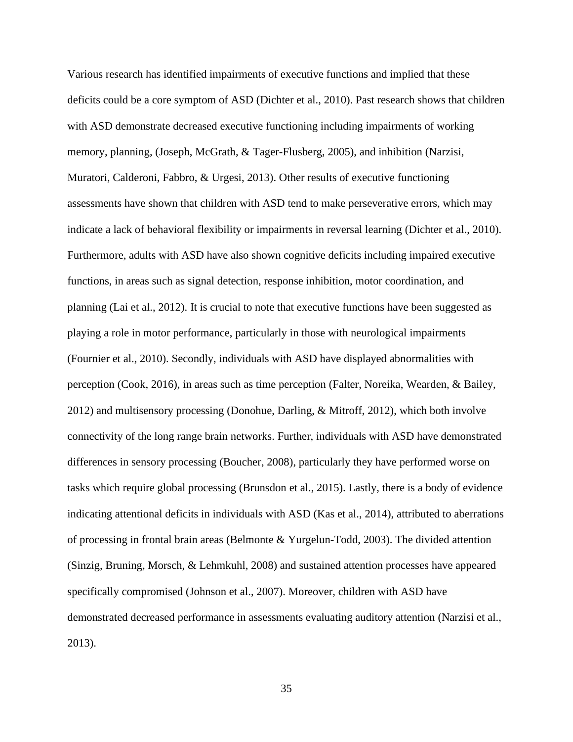Various research has identified impairments of executive functions and implied that these deficits could be a core symptom of ASD (Dichter et al., 2010). Past research shows that children with ASD demonstrate decreased executive functioning including impairments of working memory, planning, (Joseph, McGrath, & Tager-Flusberg, 2005), and inhibition (Narzisi, Muratori, Calderoni, Fabbro, & Urgesi, 2013). Other results of executive functioning assessments have shown that children with ASD tend to make perseverative errors, which may indicate a lack of behavioral flexibility or impairments in reversal learning (Dichter et al., 2010). Furthermore, adults with ASD have also shown cognitive deficits including impaired executive functions, in areas such as signal detection, response inhibition, motor coordination, and planning (Lai et al., 2012). It is crucial to note that executive functions have been suggested as playing a role in motor performance, particularly in those with neurological impairments (Fournier et al., 2010). Secondly, individuals with ASD have displayed abnormalities with perception (Cook, 2016), in areas such as time perception (Falter, Noreika, Wearden, & Bailey, 2012) and multisensory processing (Donohue, Darling, & Mitroff, 2012), which both involve connectivity of the long range brain networks. Further, individuals with ASD have demonstrated differences in sensory processing (Boucher, 2008), particularly they have performed worse on tasks which require global processing (Brunsdon et al., 2015). Lastly, there is a body of evidence indicating attentional deficits in individuals with ASD (Kas et al., 2014), attributed to aberrations of processing in frontal brain areas (Belmonte & Yurgelun-Todd, 2003). The divided attention (Sinzig, Bruning, Morsch, & Lehmkuhl, 2008) and sustained attention processes have appeared specifically compromised (Johnson et al., 2007). Moreover, children with ASD have demonstrated decreased performance in assessments evaluating auditory attention (Narzisi et al., 2013).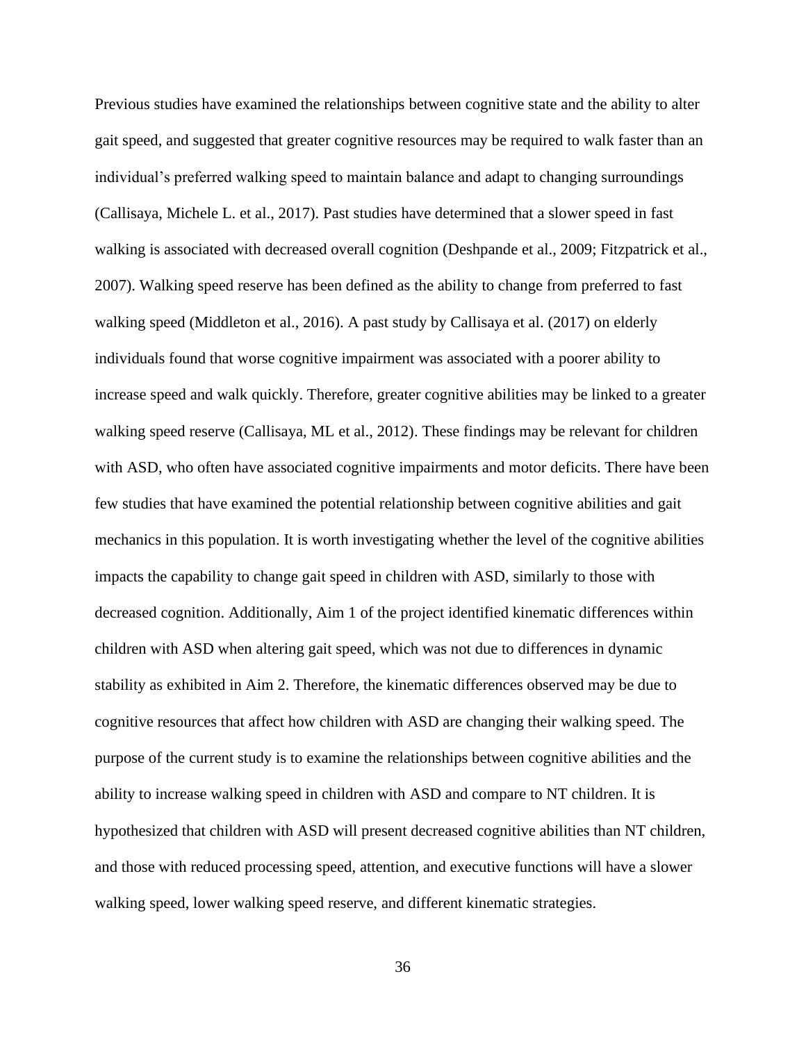Previous studies have examined the relationships between cognitive state and the ability to alter gait speed, and suggested that greater cognitive resources may be required to walk faster than an individual's preferred walking speed to maintain balance and adapt to changing surroundings (Callisaya, Michele L. et al., 2017). Past studies have determined that a slower speed in fast walking is associated with decreased overall cognition (Deshpande et al., 2009; Fitzpatrick et al., 2007). Walking speed reserve has been defined as the ability to change from preferred to fast walking speed (Middleton et al., 2016). A past study by Callisaya et al. (2017) on elderly individuals found that worse cognitive impairment was associated with a poorer ability to increase speed and walk quickly. Therefore, greater cognitive abilities may be linked to a greater walking speed reserve (Callisaya, ML et al., 2012). These findings may be relevant for children with ASD, who often have associated cognitive impairments and motor deficits. There have been few studies that have examined the potential relationship between cognitive abilities and gait mechanics in this population. It is worth investigating whether the level of the cognitive abilities impacts the capability to change gait speed in children with ASD, similarly to those with decreased cognition. Additionally, Aim 1 of the project identified kinematic differences within children with ASD when altering gait speed, which was not due to differences in dynamic stability as exhibited in Aim 2. Therefore, the kinematic differences observed may be due to cognitive resources that affect how children with ASD are changing their walking speed. The purpose of the current study is to examine the relationships between cognitive abilities and the ability to increase walking speed in children with ASD and compare to NT children. It is hypothesized that children with ASD will present decreased cognitive abilities than NT children, and those with reduced processing speed, attention, and executive functions will have a slower walking speed, lower walking speed reserve, and different kinematic strategies.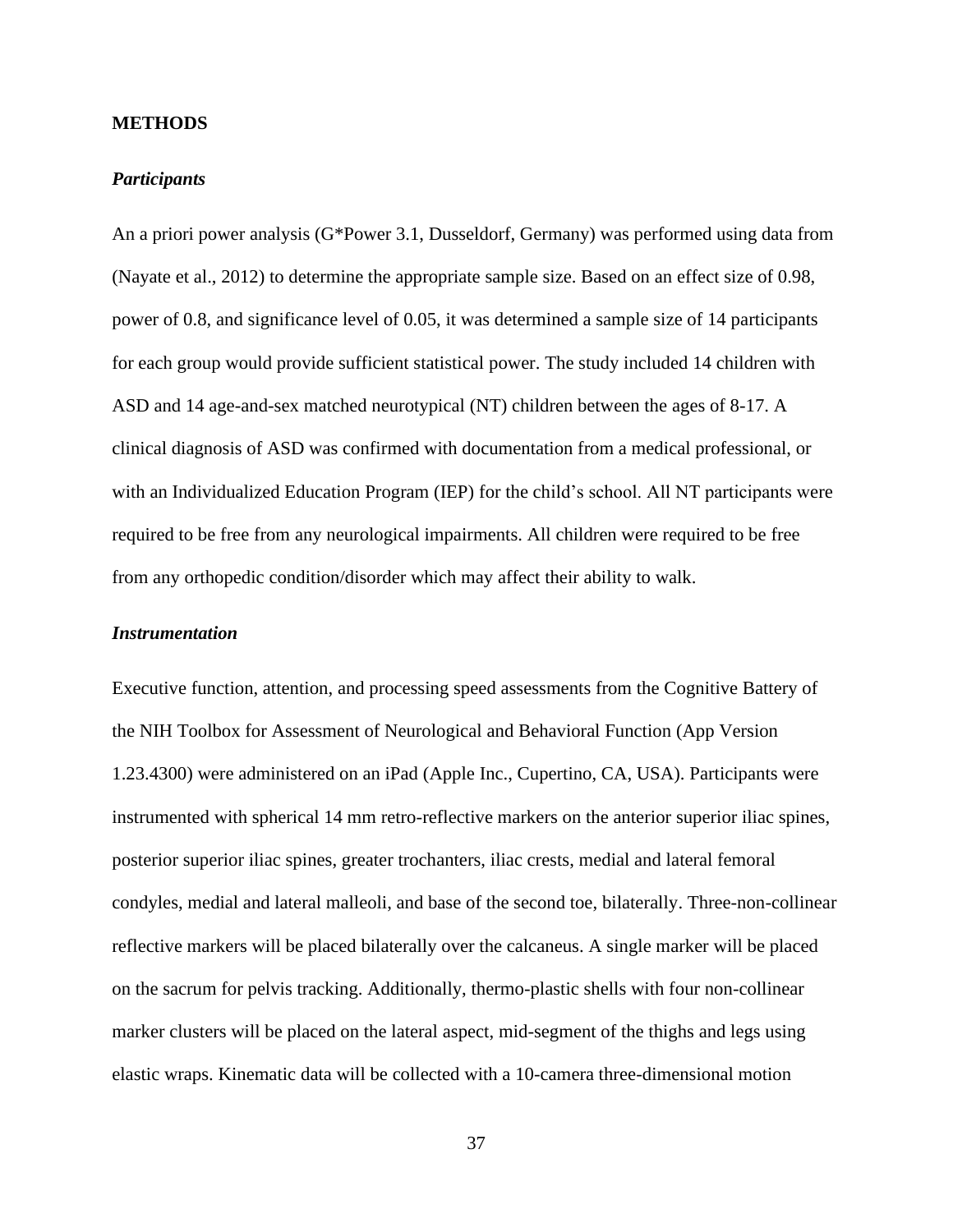## METHODS

### *Participants*

An a priori power analysis (G*Power 3.1, Dusseldorf, Germany) was performed using data from (Nayate et al., 2012) to determine the appropriate sample size. Based on an effect size of 0.98, power of 0.8, and significance level of 0.05, it was determined a sample size of 14 participants for each group would provide sufficient statistical power. The study included 14 children with ASD and 14 age-and-sex matched neurotypical (NT) children between the ages of 8-17. A clinical diagnosis of ASD was confirmed with documentation from a medical professional, or with an Individualized Education Program (IEP) for the child's school. All NT participants were required to be free from any neurological impairments. All children were required to be free from any orthopedic condition/disorder which may affect their ability to walk.

### *Instrumentation*

Executive function, attention, and processing speed assessments from the Cognitive Battery of the NIH Toolbox for Assessment of Neurological and Behavioral Function (App Version 1.23.4300) were administered on an iPad (Apple Inc., Cupertino, CA, USA). Participants were instrumented with spherical 14 mm retro-reflective markers on the anterior superior iliac spines, posterior superior iliac spines, greater trochanters, iliac crests, medial and lateral femoral condyles, medial and lateral malleoli, and base of the second toe, bilaterally. Three-non-collinear reflective markers will be placed bilaterally over the calcaneus. A single marker will be placed on the sacrum for pelvis tracking. Additionally, thermo-plastic shells with four non-collinear marker clusters will be placed on the lateral aspect, mid-segment of the thighs and legs using elastic wraps. Kinematic data will be collected with a 10-camera three-dimensional motion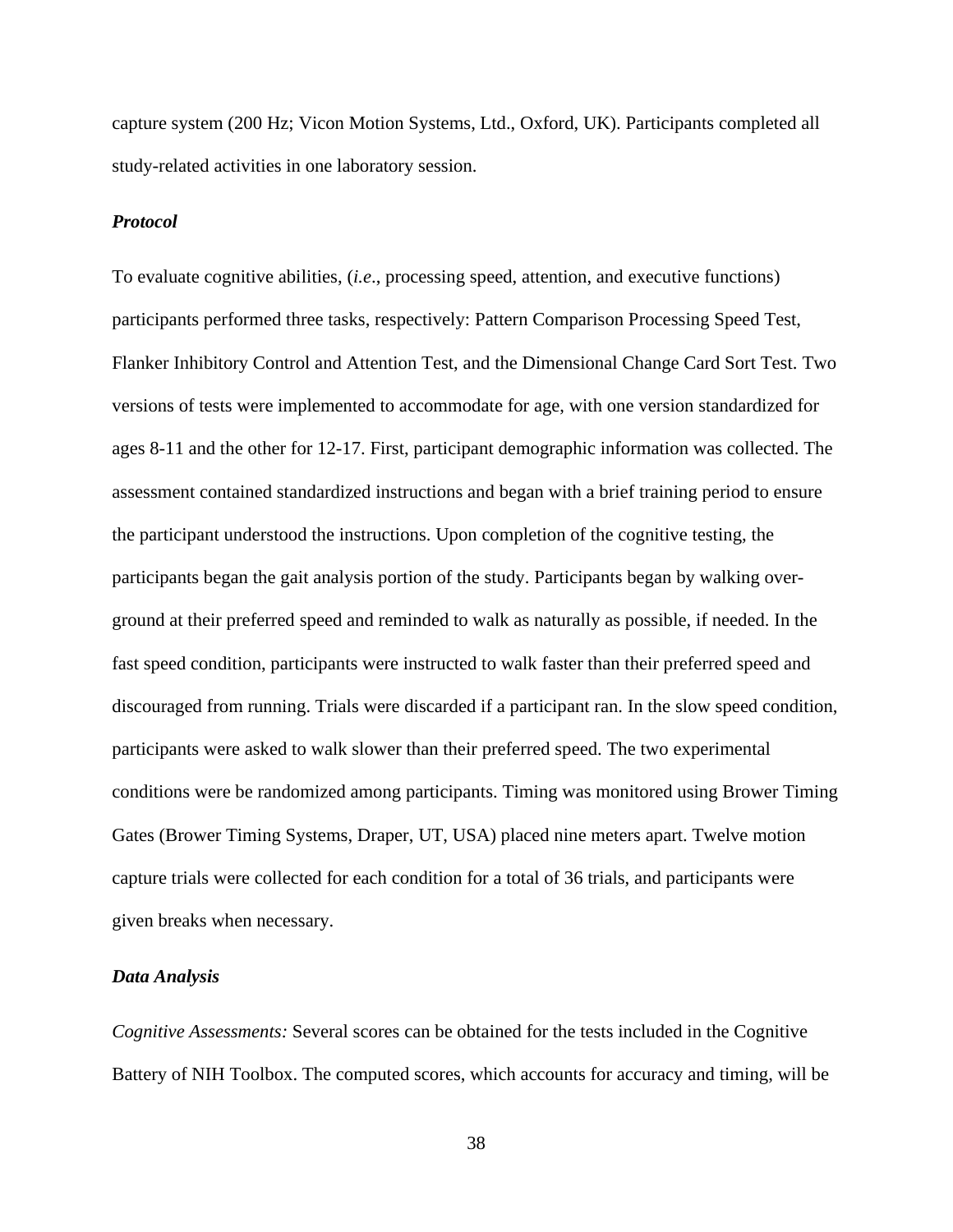capture system (200 Hz; Vicon Motion Systems, Ltd., Oxford, UK). Participants completed all study-related activities in one laboratory session.

### *Protocol*

To evaluate cognitive abilities, (*i.e*., processing speed, attention, and executive functions) participants performed three tasks, respectively: Pattern Comparison Processing Speed Test, Flanker Inhibitory Control and Attention Test, and the Dimensional Change Card Sort Test. Two versions of tests were implemented to accommodate for age, with one version standardized for ages 8-11 and the other for 12-17. First, participant demographic information was collected. The assessment contained standardized instructions and began with a brief training period to ensure the participant understood the instructions. Upon completion of the cognitive testing, the participants began the gait analysis portion of the study. Participants began by walking over-ground at their preferred speed and reminded to walk as naturally as possible, if needed. In the fast speed condition, participants were instructed to walk faster than their preferred speed and discouraged from running. Trials were discarded if a participant ran. In the slow speed condition, participants were asked to walk slower than their preferred speed. The two experimental conditions were be randomized among participants. Timing was monitored using Brower Timing Gates (Brower Timing Systems, Draper, UT, USA) placed nine meters apart. Twelve motion capture trials were collected for each condition for a total of 36 trials, and participants were given breaks when necessary.

### *Data Analysis*

*Cognitive Assessments:* Several scores can be obtained for the tests included in the Cognitive Battery of NIH Toolbox. The computed scores, which accounts for accuracy and timing, will be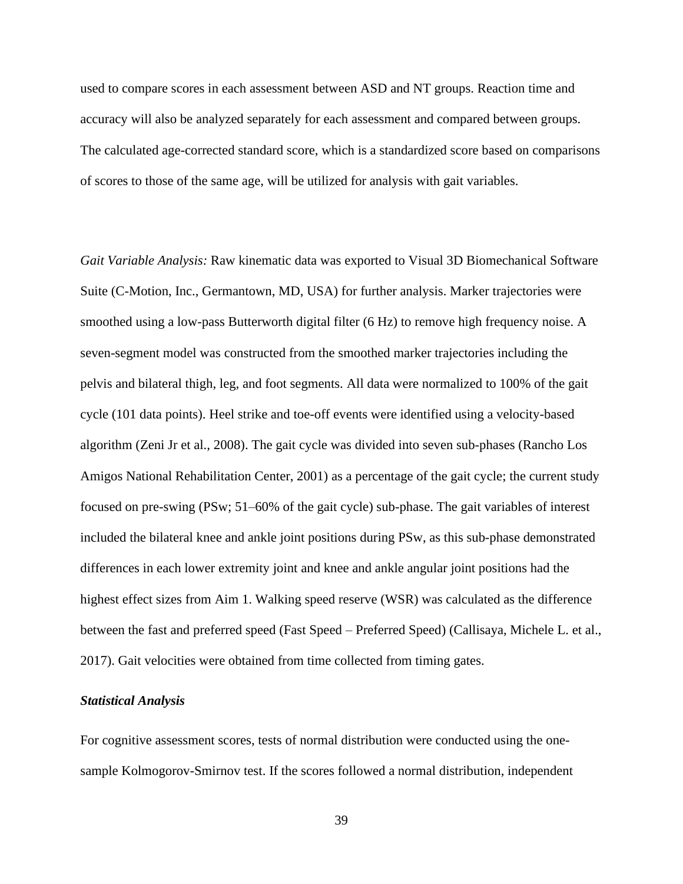used to compare scores in each assessment between ASD and NT groups. Reaction time and accuracy will also be analyzed separately for each assessment and compared between groups. The calculated age-corrected standard score, which is a standardized score based on comparisons of scores to those of the same age, will be utilized for analysis with gait variables.

*Gait Variable Analysis:* Raw kinematic data was exported to Visual 3D Biomechanical Software Suite (C-Motion, Inc., Germantown, MD, USA) for further analysis. Marker trajectories were smoothed using a low-pass Butterworth digital filter (6 Hz) to remove high frequency noise. A seven-segment model was constructed from the smoothed marker trajectories including the pelvis and bilateral thigh, leg, and foot segments. All data were normalized to 100% of the gait cycle (101 data points). Heel strike and toe-off events were identified using a velocity-based algorithm (Zeni Jr et al., 2008). The gait cycle was divided into seven sub-phases (Rancho Los Amigos National Rehabilitation Center, 2001) as a percentage of the gait cycle; the current study focused on pre-swing (PSw; 51–60% of the gait cycle) sub-phase. The gait variables of interest included the bilateral knee and ankle joint positions during PSw, as this sub-phase demonstrated differences in each lower extremity joint and knee and ankle angular joint positions had the highest effect sizes from Aim 1. Walking speed reserve (WSR) was calculated as the difference between the fast and preferred speed (Fast Speed – Preferred Speed) (Callisaya, Michele L. et al., 2017). Gait velocities were obtained from time collected from timing gates.

### *Statistical Analysis*

For cognitive assessment scores, tests of normal distribution were conducted using the one-sample Kolmogorov-Smirnov test. If the scores followed a normal distribution, independent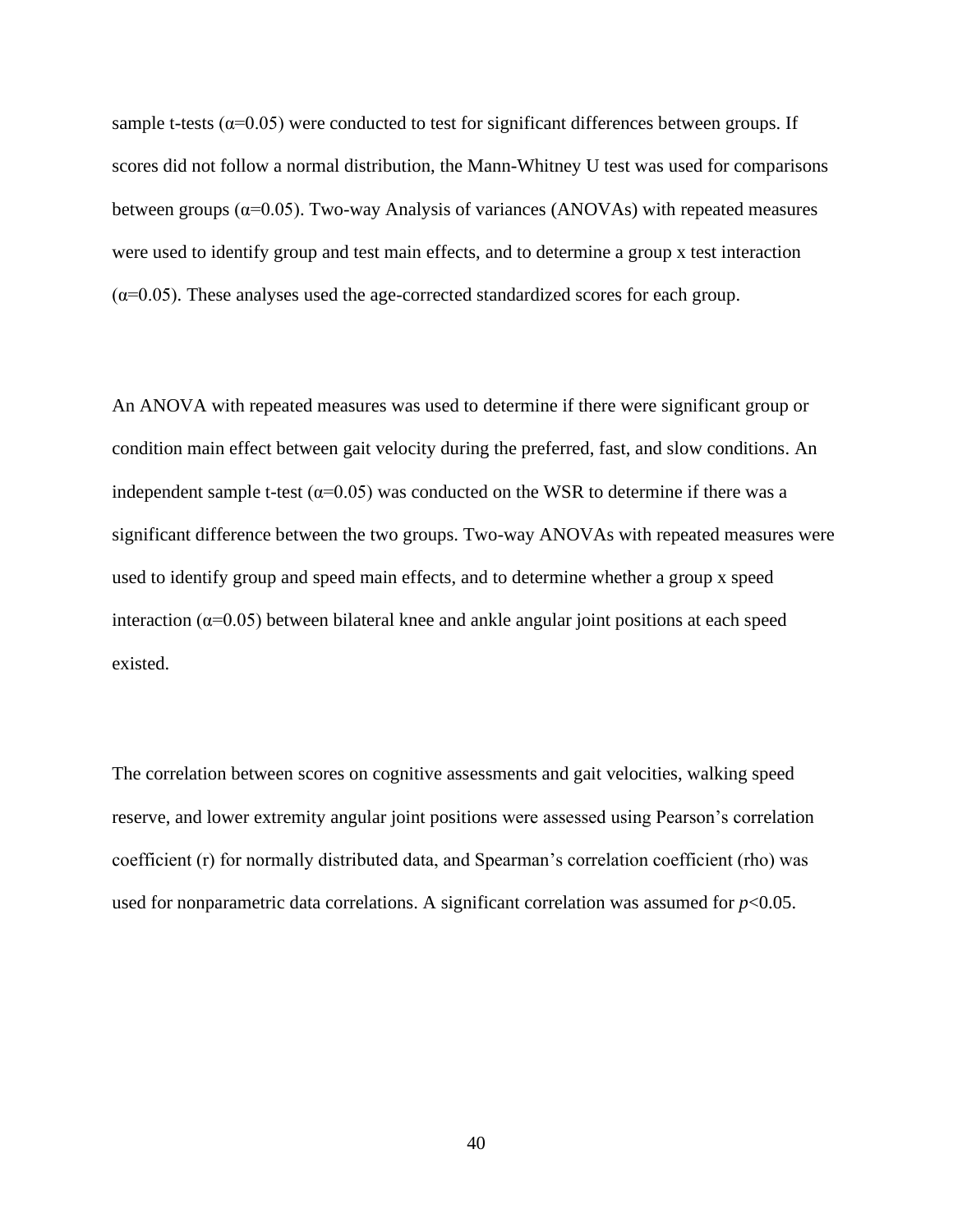sample t-tests ($\alpha$=0.05) were conducted to test for significant differences between groups. If scores did not follow a normal distribution, the Mann-Whitney U test was used for comparisons between groups ($\alpha$=0.05). Two-way Analysis of variances (ANOVAs) with repeated measures were used to identify group and test main effects, and to determine a group x test interaction ($\alpha$=0.05). These analyses used the age-corrected standardized scores for each group.

An ANOVA with repeated measures was used to determine if there were significant group or condition main effect between gait velocity during the preferred, fast, and slow conditions. An independent sample t-test ($\alpha$=0.05) was conducted on the WSR to determine if there was a significant difference between the two groups. Two-way ANOVAs with repeated measures were used to identify group and speed main effects, and to determine whether a group x speed interaction ($\alpha$=0.05) between bilateral knee and ankle angular joint positions at each speed existed.

The correlation between scores on cognitive assessments and gait velocities, walking speed reserve, and lower extremity angular joint positions were assessed using Pearson's correlation coefficient (r) for normally distributed data, and Spearman's correlation coefficient (rho) was used for nonparametric data correlations. A significant correlation was assumed for $p<0.05$.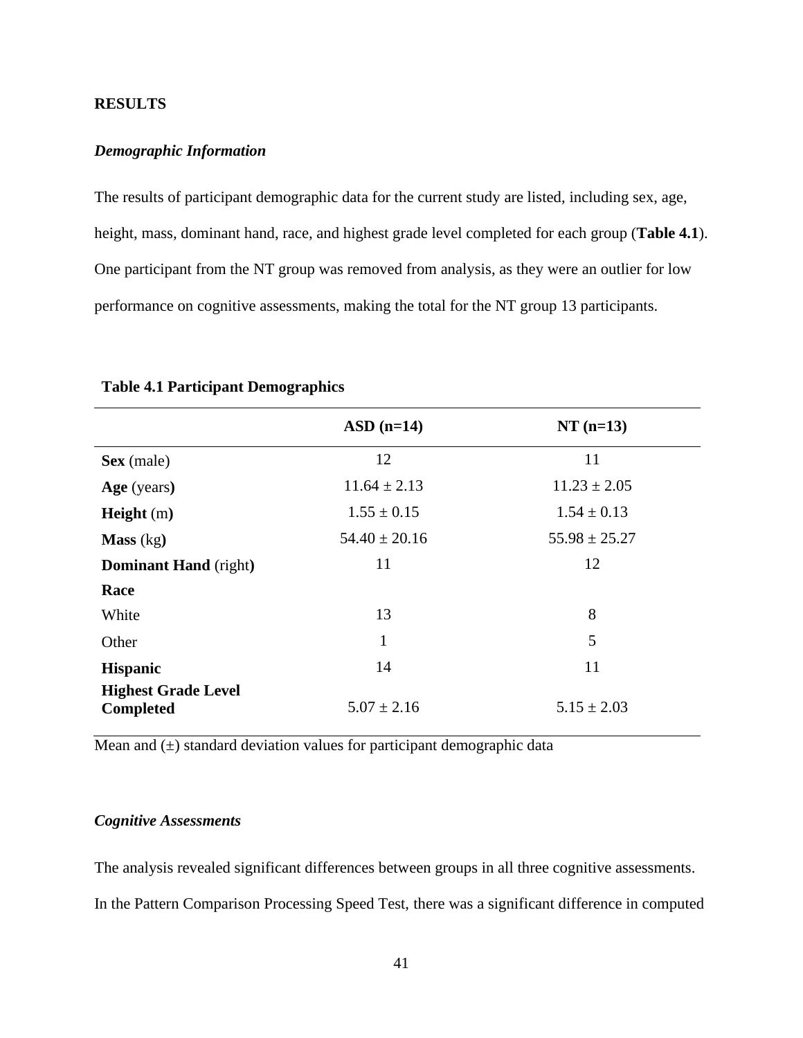## RESULTS

### *Demographic Information*

The results of participant demographic data for the current study are listed, including sex, age, height, mass, dominant hand, race, and highest grade level completed for each group (**Table 4.1**). One participant from the NT group was removed from analysis, as they were an outlier for low performance on cognitive assessments, making the total for the NT group 13 participants.

**Table 4.1 Participant Demographics**

| | ASD (n=14) | NT (n=13) |
|---|---|---|
| **Sex** (male) | 12 | 11 |
| **Age** (years**)** | 11.64 ± 2.13 | 11.23 ± 2.05 |
| **Height** (m**)** | 1.55 ± 0.15 | 1.54 ± 0.13 |
| **Mass** (kg**)** | 54.40 ± 20.16 | 55.98 ± 25.27 |
| **Dominant Hand** (right**)** | 11 | 12 |
| **Race** | | |
| White | 13 | 8 |
| Other | 1 | 5 |
| **Hispanic** | 14 | 11 |
| **Highest Grade Level Completed** | 5.07 ± 2.16 | 5.15 ± 2.03 |

Mean and (±) standard deviation values for participant demographic data

### *Cognitive Assessments*

The analysis revealed significant differences between groups in all three cognitive assessments. In the Pattern Comparison Processing Speed Test, there was a significant difference in computed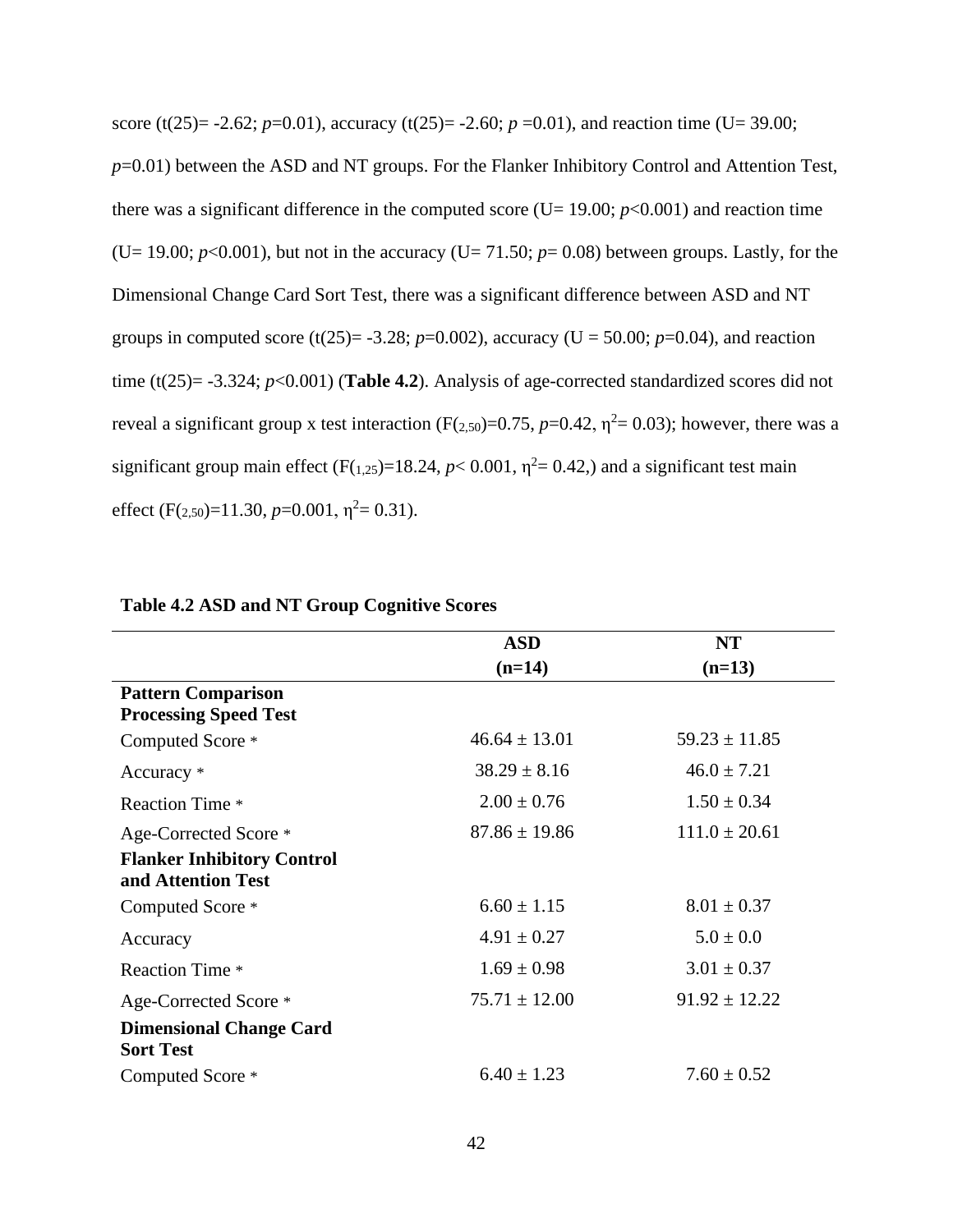score ($t(25) = -2.62$; $p=0.01$), accuracy ($t(25) = -2.60$; $p = 0.01$), and reaction time ($U = 39.00$; $p=0.01$) between the ASD and NT groups. For the Flanker Inhibitory Control and Attention Test, there was a significant difference in the computed score ($U = 19.00$; $p<0.001$) and reaction time ($U = 19.00$; $p<0.001$), but not in the accuracy ($U = 71.50$; $p = 0.08$) between groups. Lastly, for the Dimensional Change Card Sort Test, there was a significant difference between ASD and NT groups in computed score ($t(25) = -3.28$; $p=0.002$), accuracy ($U = 50.00$; $p=0.04$), and reaction time ($t(25) = -3.324$; $p<0.001$) (**Table 4.2**). Analysis of age-corrected standardized scores did not reveal a significant group x test interaction ($F_{(2,50)}=0.75$, $p=0.42$, $\eta^2 = 0.03$); however, there was a significant group main effect ($F_{(1,25)}=18.24$, $p< 0.001$, $\eta^2 = 0.42$,) and a significant test main effect ($F_{(2,50)}=11.30$, $p=0.001$, $\eta^2 = 0.31$).

**Table 4.2 ASD and NT Group Cognitive Scores**

| | ASD (n=14) | NT (n=13) |
|---|---|---|
| **Pattern Comparison Processing Speed Test** | | |
| Computed Score * | 46.64 ± 13.01 | 59.23 ± 11.85 |
| Accuracy * | 38.29 ± 8.16 | 46.0 ± 7.21 |
| Reaction Time * | 2.00 ± 0.76 | 1.50 ± 0.34 |
| Age-Corrected Score * | 87.86 ± 19.86 | 111.0 ± 20.61 |
| **Flanker Inhibitory Control and Attention Test** | | |
| Computed Score * | 6.60 ± 1.15 | 8.01 ± 0.37 |
| Accuracy | 4.91 ± 0.27 | 5.0 ± 0.0 |
| Reaction Time * | 1.69 ± 0.98 | 3.01 ± 0.37 |
| Age-Corrected Score * | 75.71 ± 12.00 | 91.92 ± 12.22 |
| **Dimensional Change Card Sort Test** | | |
| Computed Score * | 6.40 ± 1.23 | 7.60 ± 0.52 |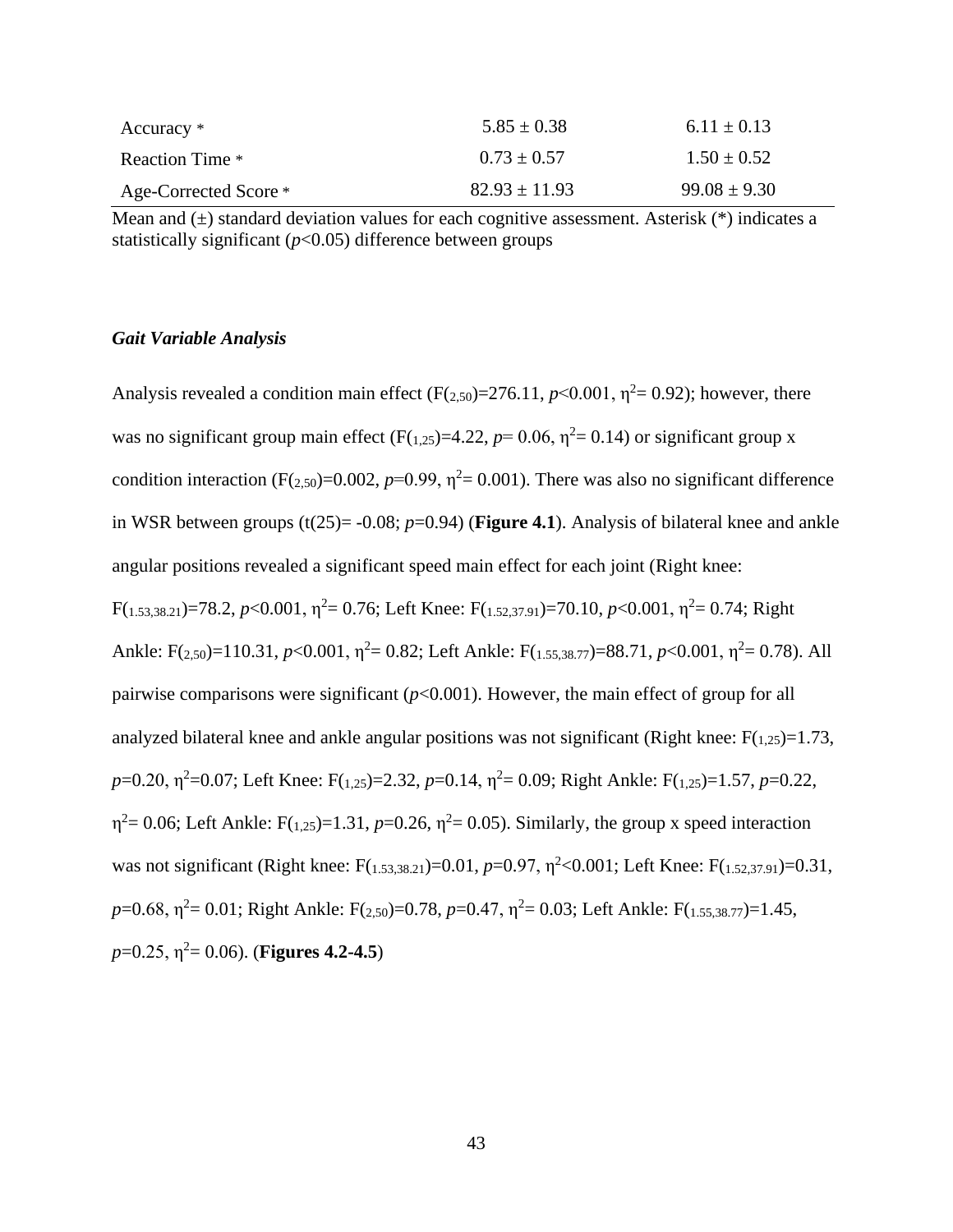| | | |
|---|---|---|
| Accuracy * | 5.85 ± 0.38 | 6.11 ± 0.13 |
| Reaction Time * | 0.73 ± 0.57 | 1.50 ± 0.52 |
| Age-Corrected Score * | 82.93 ± 11.93 | 99.08 ± 9.30 |

Mean and (±) standard deviation values for each cognitive assessment. Asterisk (*) indicates a statistically significant (*p*<0.05) difference between groups

***Gait Variable Analysis***

Analysis revealed a condition main effect ($F_{(2,50)}$=276.11, $p$<0.001, $\eta^2$= 0.92); however, there was no significant group main effect ($F_{(1,25)}$=4.22, $p$= 0.06, $\eta^2$= 0.14) or significant group x condition interaction ($F_{(2,50)}$=0.002, $p$=0.99, $\eta^2$= 0.001). There was also no significant difference in WSR between groups (t(25)= -0.08; $p$=0.94) (**Figure 4.1**). Analysis of bilateral knee and ankle angular positions revealed a significant speed main effect for each joint (Right knee: $F_{(1.53,38.21)}$=78.2, $p$<0.001, $\eta^2$= 0.76; Left Knee: $F_{(1.52,37.91)}$=70.10, $p$<0.001, $\eta^2$= 0.74; Right Ankle: $F_{(2,50)}$=110.31, $p$<0.001, $\eta^2$= 0.82; Left Ankle: $F_{(1.55,38.77)}$=88.71, $p$<0.001, $\eta^2$= 0.78). All pairwise comparisons were significant ($p$<0.001). However, the main effect of group for all analyzed bilateral knee and ankle angular positions was not significant (Right knee: $F_{(1,25)}$=1.73, $p$=0.20, $\eta^2$=0.07; Left Knee: $F_{(1,25)}$=2.32, $p$=0.14, $\eta^2$= 0.09; Right Ankle: $F_{(1,25)}$=1.57, $p$=0.22, $\eta^2$= 0.06; Left Ankle: $F_{(1,25)}$=1.31, $p$=0.26, $\eta^2$= 0.05). Similarly, the group x speed interaction was not significant (Right knee: $F_{(1.53,38.21)}$=0.01, $p$=0.97, $\eta^2$<0.001; Left Knee: $F_{(1.52,37.91)}$=0.31, $p$=0.68, $\eta^2$= 0.01; Right Ankle: $F_{(2,50)}$=0.78, $p$=0.47, $\eta^2$= 0.03; Left Ankle: $F_{(1.55,38.77)}$=1.45, $p$=0.25, $\eta^2$= 0.06). (**Figures 4.2-4.5**)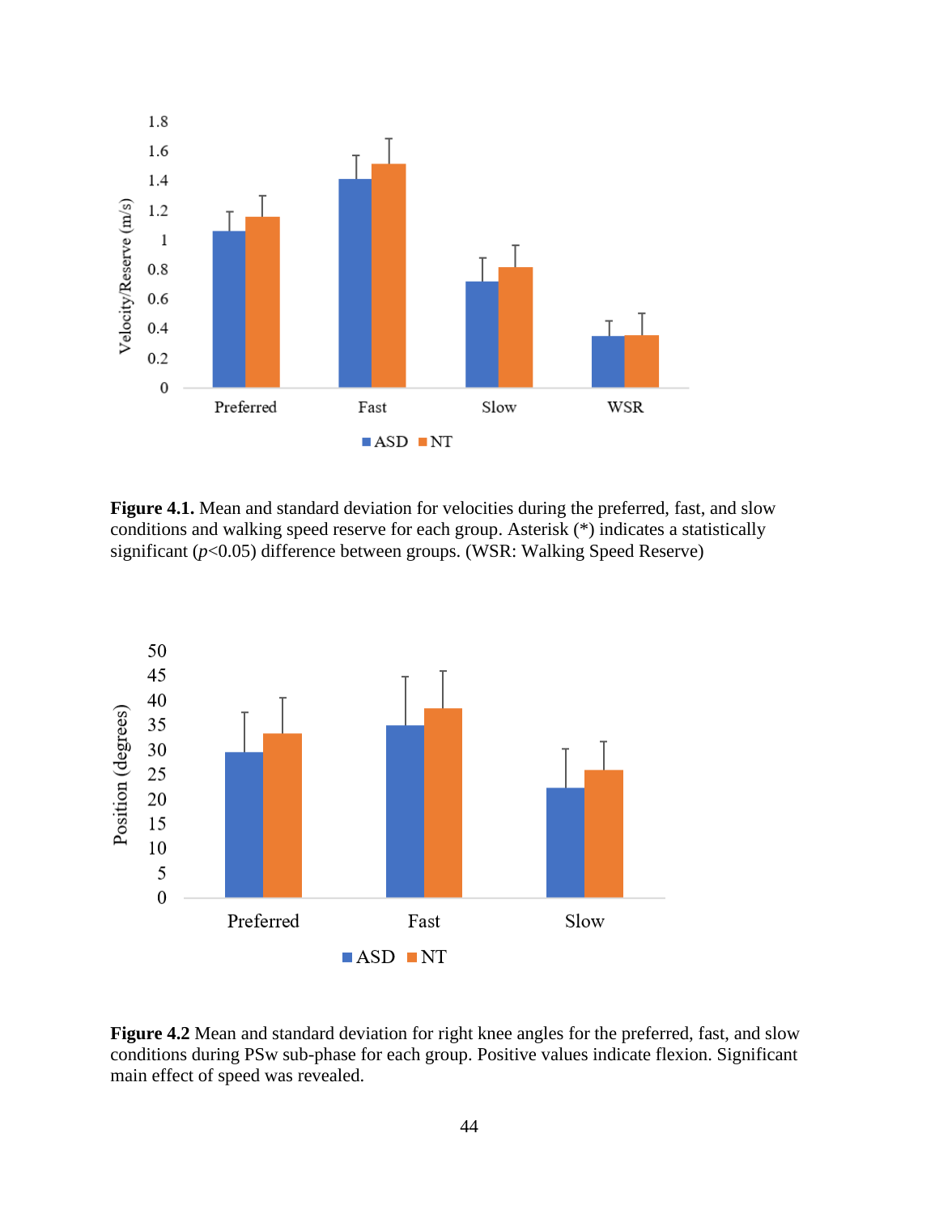**Figure 4.1.** Mean and standard deviation for velocities during the preferred, fast, and slow conditions and walking speed reserve for each group. Asterisk (*) indicates a statistically significant (*p*<0.05) difference between groups. (WSR: Walking Speed Reserve)

**Figure 4.2** Mean and standard deviation for right knee angles for the preferred, fast, and slow conditions during PSw sub-phase for each group. Positive values indicate flexion. Significant main effect of speed was revealed.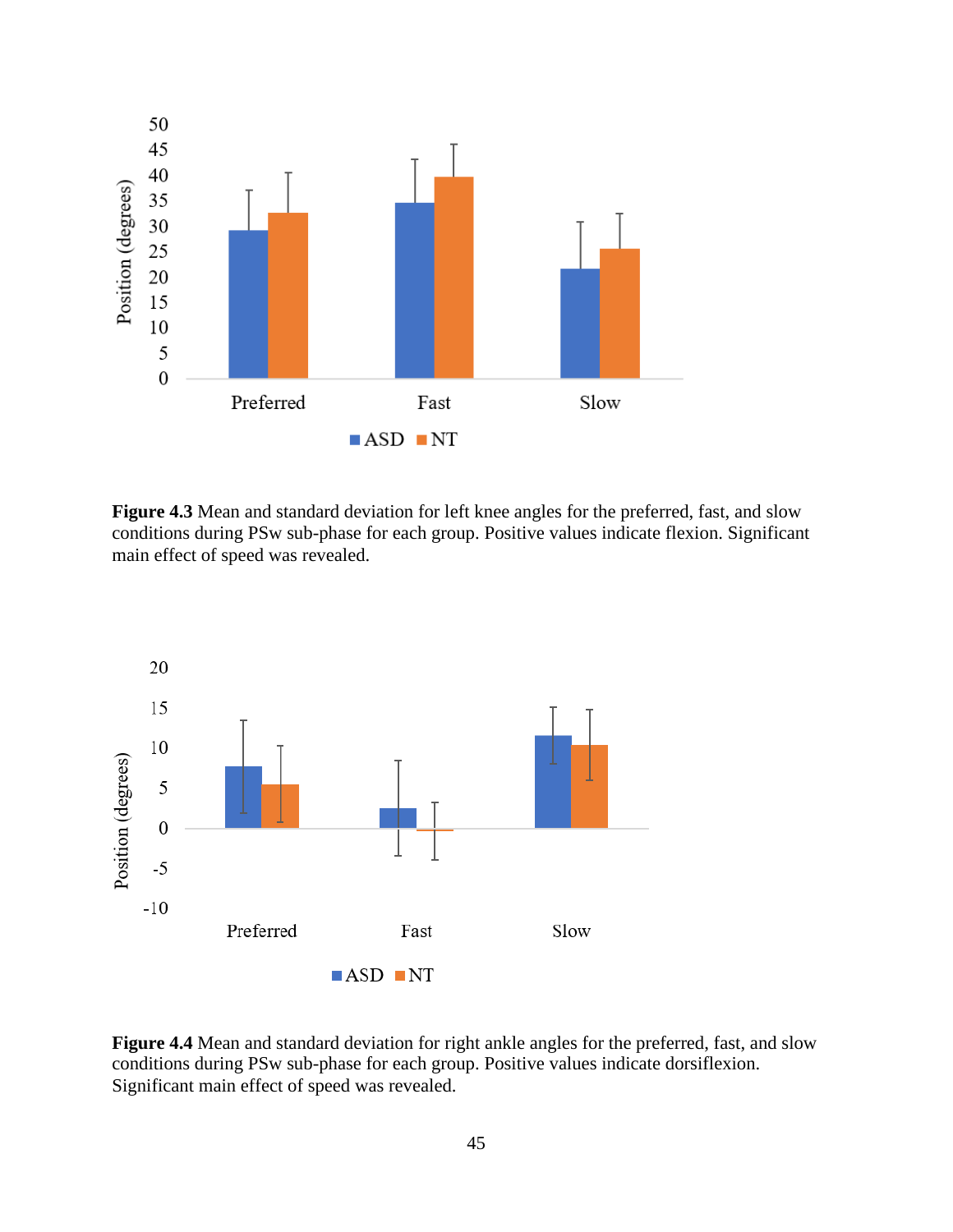**Figure 4.3** Mean and standard deviation for left knee angles for the preferred, fast, and slow conditions during PSw sub-phase for each group. Positive values indicate flexion. Significant main effect of speed was revealed.

**Figure 4.4** Mean and standard deviation for right ankle angles for the preferred, fast, and slow conditions during PSw sub-phase for each group. Positive values indicate dorsiflexion. Significant main effect of speed was revealed.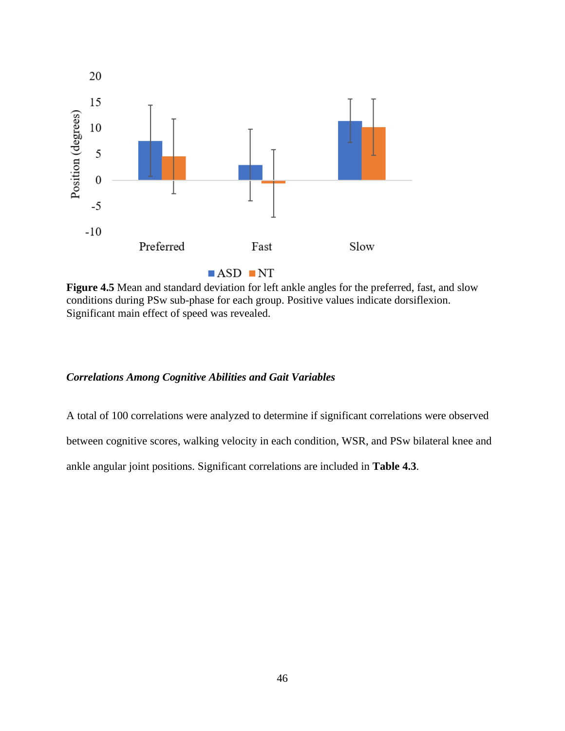**Figure 4.5** Mean and standard deviation for left ankle angles for the preferred, fast, and slow conditions during PSw sub-phase for each group. Positive values indicate dorsiflexion. Significant main effect of speed was revealed.

### *Correlations Among Cognitive Abilities and Gait Variables*

A total of 100 correlations were analyzed to determine if significant correlations were observed between cognitive scores, walking velocity in each condition, WSR, and PSw bilateral knee and ankle angular joint positions. Significant correlations are included in **Table 4.3**.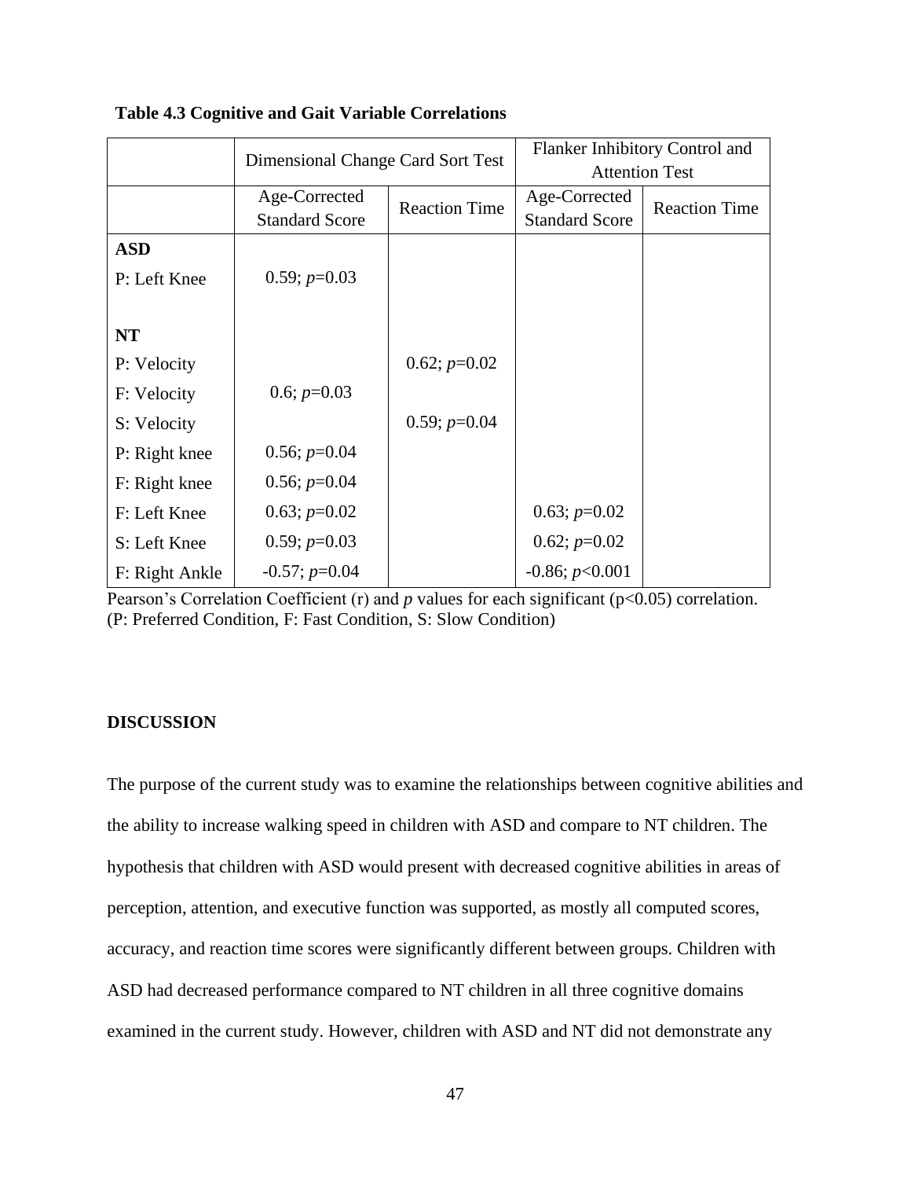**Table 4.3 Cognitive and Gait Variable Correlations**

| | Dimensional Change Card Sort Test | | Flanker Inhibitory Control and Attention Test | |
|---|---|---|---|---|
| | Age-Corrected Standard Score | Reaction Time | Age-Corrected Standard Score | Reaction Time |
| **ASD** | | | | |
| P: Left Knee | 0.59; *p*=0.03 | | | |
| **NT** | | | | |
| P: Velocity | | 0.62; *p*=0.02 | | |
| F: Velocity | 0.6; *p*=0.03 | | | |
| S: Velocity | | 0.59; *p*=0.04 | | |
| P: Right knee | 0.56; *p*=0.04 | | | |
| F: Right knee | 0.56; *p*=0.04 | | | |
| F: Left Knee | 0.63; *p*=0.02 | | 0.63; *p*=0.02 | |
| S: Left Knee | 0.59; *p*=0.03 | | 0.62; *p*=0.02 | |
| F: Right Ankle | -0.57; *p*=0.04 | | -0.86; *p*<0.001 | |

Pearson's Correlation Coefficient (r) and *p* values for each significant ($p<0.05$) correlation. (P: Preferred Condition, F: Fast Condition, S: Slow Condition)

## DISCUSSION

The purpose of the current study was to examine the relationships between cognitive abilities and the ability to increase walking speed in children with ASD and compare to NT children. The hypothesis that children with ASD would present with decreased cognitive abilities in areas of perception, attention, and executive function was supported, as mostly all computed scores, accuracy, and reaction time scores were significantly different between groups. Children with ASD had decreased performance compared to NT children in all three cognitive domains examined in the current study. However, children with ASD and NT did not demonstrate any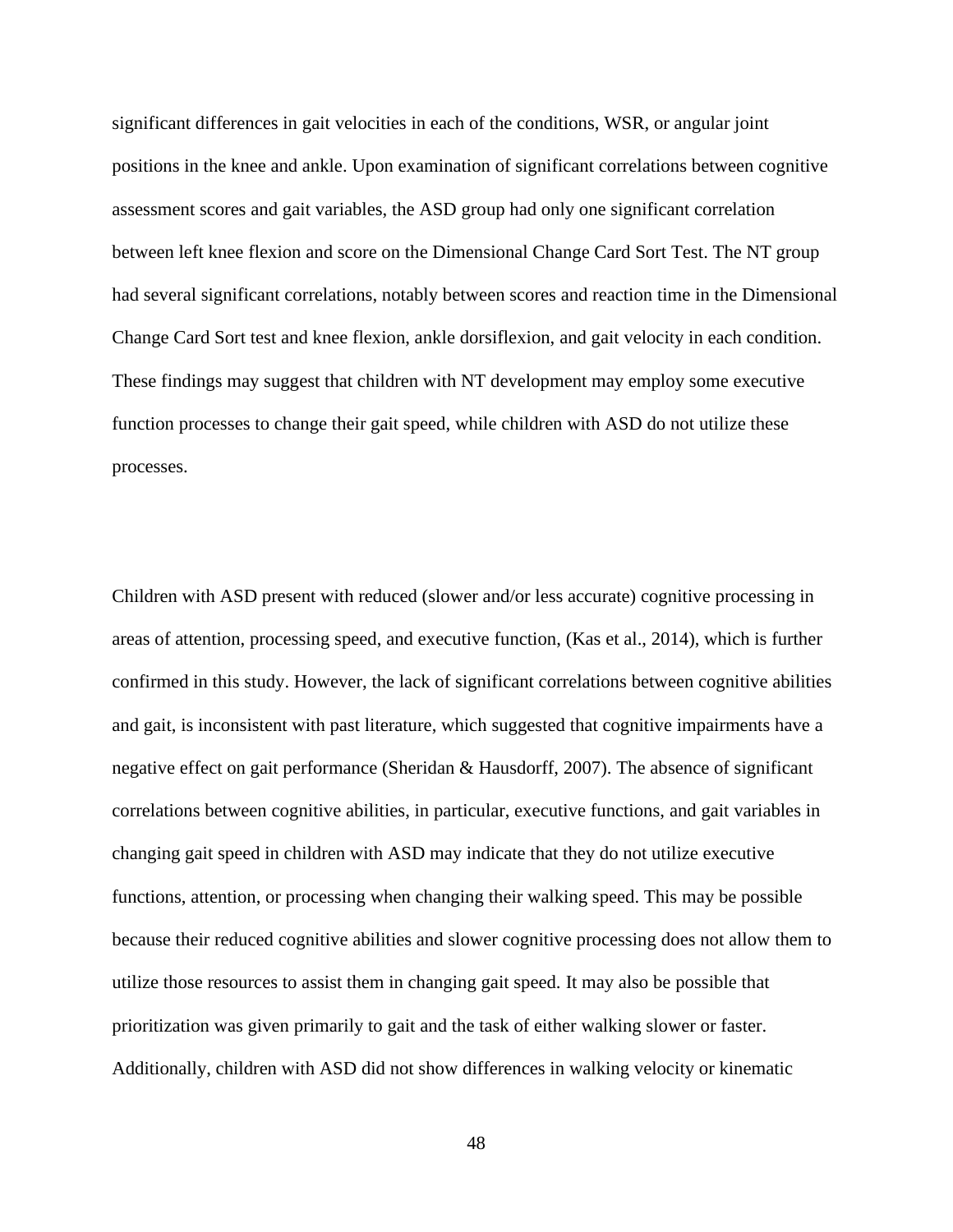significant differences in gait velocities in each of the conditions, WSR, or angular joint positions in the knee and ankle. Upon examination of significant correlations between cognitive assessment scores and gait variables, the ASD group had only one significant correlation between left knee flexion and score on the Dimensional Change Card Sort Test. The NT group had several significant correlations, notably between scores and reaction time in the Dimensional Change Card Sort test and knee flexion, ankle dorsiflexion, and gait velocity in each condition. These findings may suggest that children with NT development may employ some executive function processes to change their gait speed, while children with ASD do not utilize these processes.

Children with ASD present with reduced (slower and/or less accurate) cognitive processing in areas of attention, processing speed, and executive function, (Kas et al., 2014), which is further confirmed in this study. However, the lack of significant correlations between cognitive abilities and gait, is inconsistent with past literature, which suggested that cognitive impairments have a negative effect on gait performance (Sheridan & Hausdorff, 2007). The absence of significant correlations between cognitive abilities, in particular, executive functions, and gait variables in changing gait speed in children with ASD may indicate that they do not utilize executive functions, attention, or processing when changing their walking speed. This may be possible because their reduced cognitive abilities and slower cognitive processing does not allow them to utilize those resources to assist them in changing gait speed. It may also be possible that prioritization was given primarily to gait and the task of either walking slower or faster. Additionally, children with ASD did not show differences in walking velocity or kinematic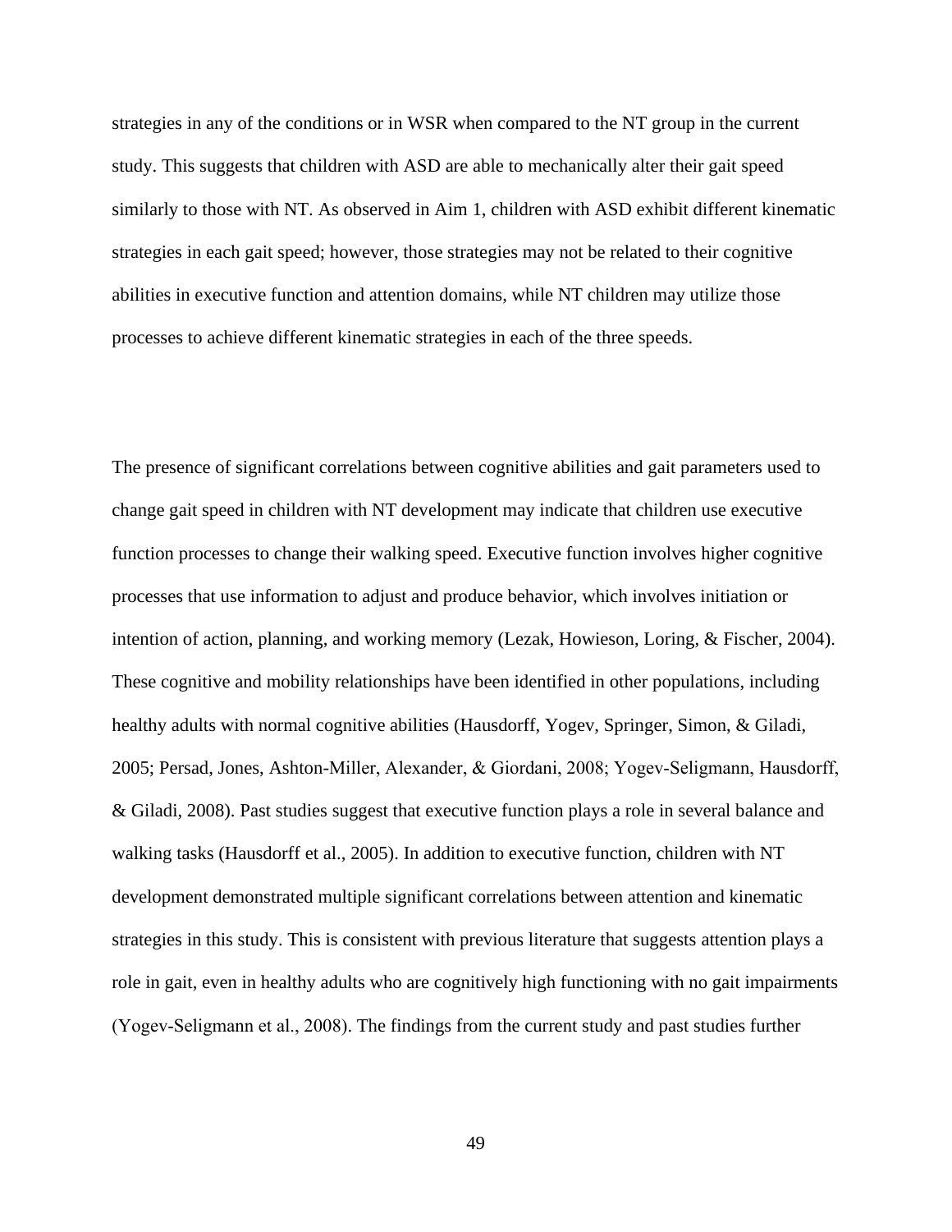strategies in any of the conditions or in WSR when compared to the NT group in the current study. This suggests that children with ASD are able to mechanically alter their gait speed similarly to those with NT. As observed in Aim 1, children with ASD exhibit different kinematic strategies in each gait speed; however, those strategies may not be related to their cognitive abilities in executive function and attention domains, while NT children may utilize those processes to achieve different kinematic strategies in each of the three speeds.

The presence of significant correlations between cognitive abilities and gait parameters used to change gait speed in children with NT development may indicate that children use executive function processes to change their walking speed. Executive function involves higher cognitive processes that use information to adjust and produce behavior, which involves initiation or intention of action, planning, and working memory (Lezak, Howieson, Loring, & Fischer, 2004). These cognitive and mobility relationships have been identified in other populations, including healthy adults with normal cognitive abilities (Hausdorff, Yogev, Springer, Simon, & Giladi, 2005; Persad, Jones, Ashton-Miller, Alexander, & Giordani, 2008; Yogev-Seligmann, Hausdorff, & Giladi, 2008). Past studies suggest that executive function plays a role in several balance and walking tasks (Hausdorff et al., 2005). In addition to executive function, children with NT development demonstrated multiple significant correlations between attention and kinematic strategies in this study. This is consistent with previous literature that suggests attention plays a role in gait, even in healthy adults who are cognitively high functioning with no gait impairments (Yogev-Seligmann et al., 2008). The findings from the current study and past studies further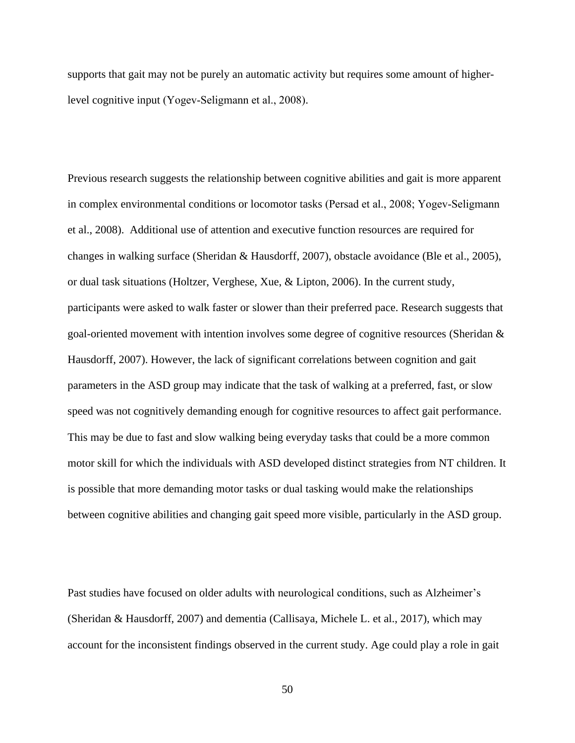supports that gait may not be purely an automatic activity but requires some amount of higher-level cognitive input (Yogev-Seligmann et al., 2008).

Previous research suggests the relationship between cognitive abilities and gait is more apparent in complex environmental conditions or locomotor tasks (Persad et al., 2008; Yogev-Seligmann et al., 2008). Additional use of attention and executive function resources are required for changes in walking surface (Sheridan & Hausdorff, 2007), obstacle avoidance (Ble et al., 2005), or dual task situations (Holtzer, Verghese, Xue, & Lipton, 2006). In the current study, participants were asked to walk faster or slower than their preferred pace. Research suggests that goal-oriented movement with intention involves some degree of cognitive resources (Sheridan & Hausdorff, 2007). However, the lack of significant correlations between cognition and gait parameters in the ASD group may indicate that the task of walking at a preferred, fast, or slow speed was not cognitively demanding enough for cognitive resources to affect gait performance. This may be due to fast and slow walking being everyday tasks that could be a more common motor skill for which the individuals with ASD developed distinct strategies from NT children. It is possible that more demanding motor tasks or dual tasking would make the relationships between cognitive abilities and changing gait speed more visible, particularly in the ASD group.

Past studies have focused on older adults with neurological conditions, such as Alzheimer's (Sheridan & Hausdorff, 2007) and dementia (Callisaya, Michele L. et al., 2017), which may account for the inconsistent findings observed in the current study. Age could play a role in gait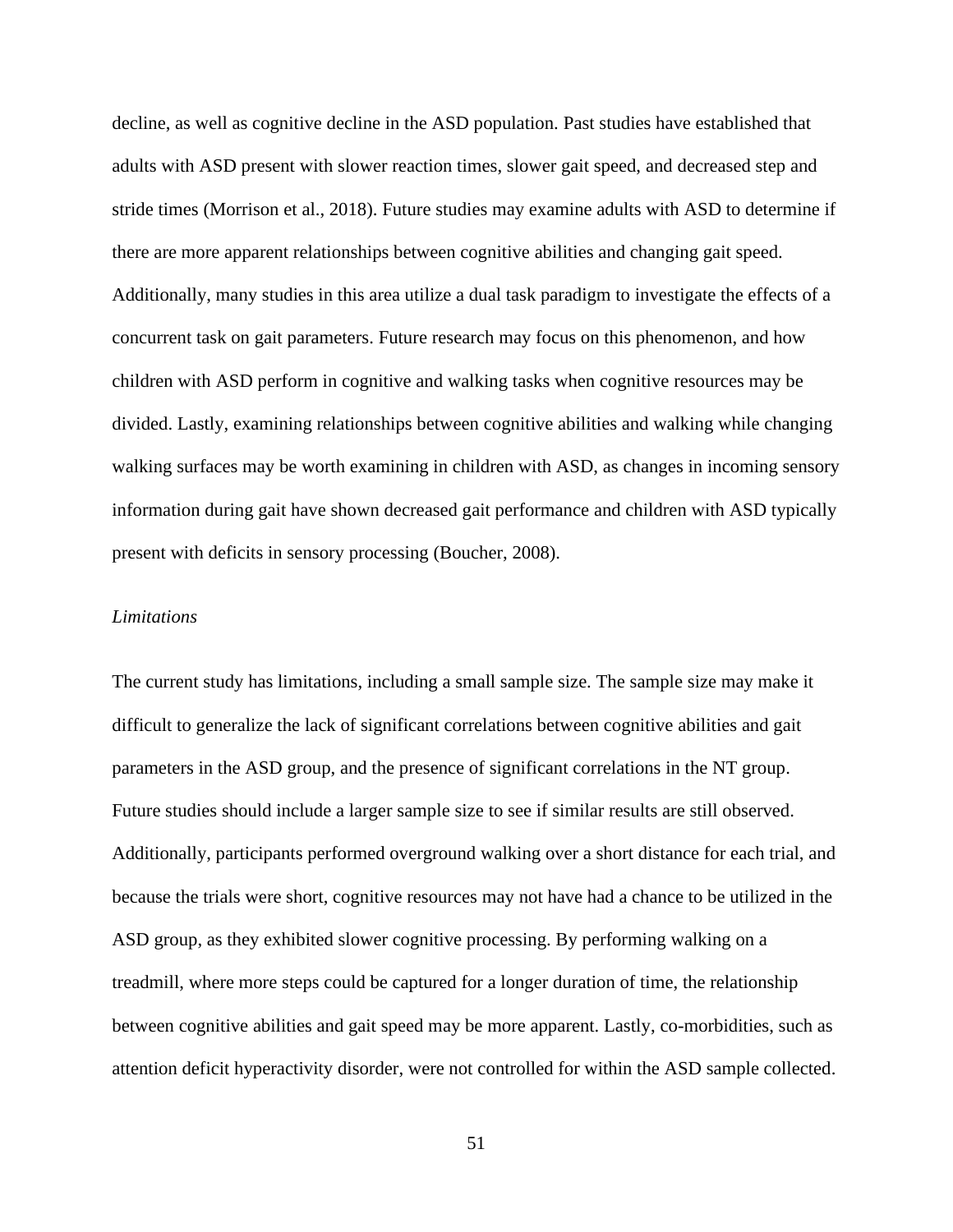decline, as well as cognitive decline in the ASD population. Past studies have established that adults with ASD present with slower reaction times, slower gait speed, and decreased step and stride times (Morrison et al., 2018). Future studies may examine adults with ASD to determine if there are more apparent relationships between cognitive abilities and changing gait speed. Additionally, many studies in this area utilize a dual task paradigm to investigate the effects of a concurrent task on gait parameters. Future research may focus on this phenomenon, and how children with ASD perform in cognitive and walking tasks when cognitive resources may be divided. Lastly, examining relationships between cognitive abilities and walking while changing walking surfaces may be worth examining in children with ASD, as changes in incoming sensory information during gait have shown decreased gait performance and children with ASD typically present with deficits in sensory processing (Boucher, 2008).

### *Limitations*

The current study has limitations, including a small sample size. The sample size may make it difficult to generalize the lack of significant correlations between cognitive abilities and gait parameters in the ASD group, and the presence of significant correlations in the NT group. Future studies should include a larger sample size to see if similar results are still observed. Additionally, participants performed overground walking over a short distance for each trial, and because the trials were short, cognitive resources may not have had a chance to be utilized in the ASD group, as they exhibited slower cognitive processing. By performing walking on a treadmill, where more steps could be captured for a longer duration of time, the relationship between cognitive abilities and gait speed may be more apparent. Lastly, co-morbidities, such as attention deficit hyperactivity disorder, were not controlled for within the ASD sample collected.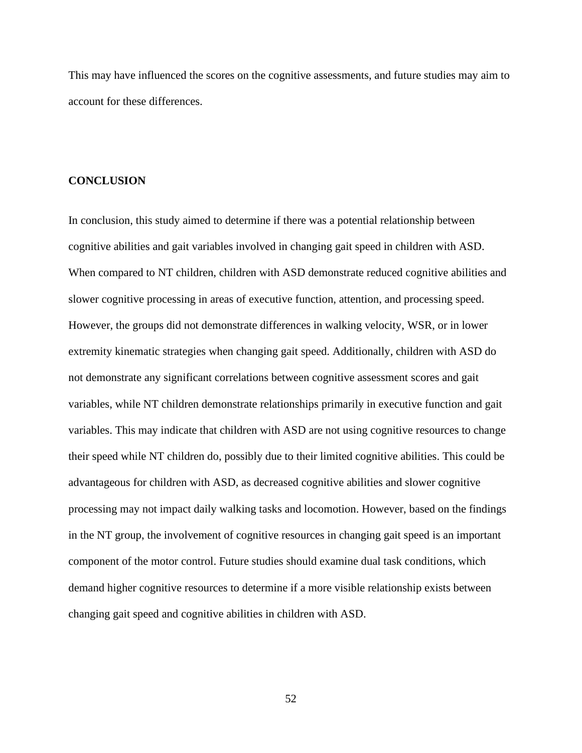This may have influenced the scores on the cognitive assessments, and future studies may aim to account for these differences.

## CONCLUSION

In conclusion, this study aimed to determine if there was a potential relationship between cognitive abilities and gait variables involved in changing gait speed in children with ASD. When compared to NT children, children with ASD demonstrate reduced cognitive abilities and slower cognitive processing in areas of executive function, attention, and processing speed. However, the groups did not demonstrate differences in walking velocity, WSR, or in lower extremity kinematic strategies when changing gait speed. Additionally, children with ASD do not demonstrate any significant correlations between cognitive assessment scores and gait variables, while NT children demonstrate relationships primarily in executive function and gait variables. This may indicate that children with ASD are not using cognitive resources to change their speed while NT children do, possibly due to their limited cognitive abilities. This could be advantageous for children with ASD, as decreased cognitive abilities and slower cognitive processing may not impact daily walking tasks and locomotion. However, based on the findings in the NT group, the involvement of cognitive resources in changing gait speed is an important component of the motor control. Future studies should examine dual task conditions, which demand higher cognitive resources to determine if a more visible relationship exists between changing gait speed and cognitive abilities in children with ASD.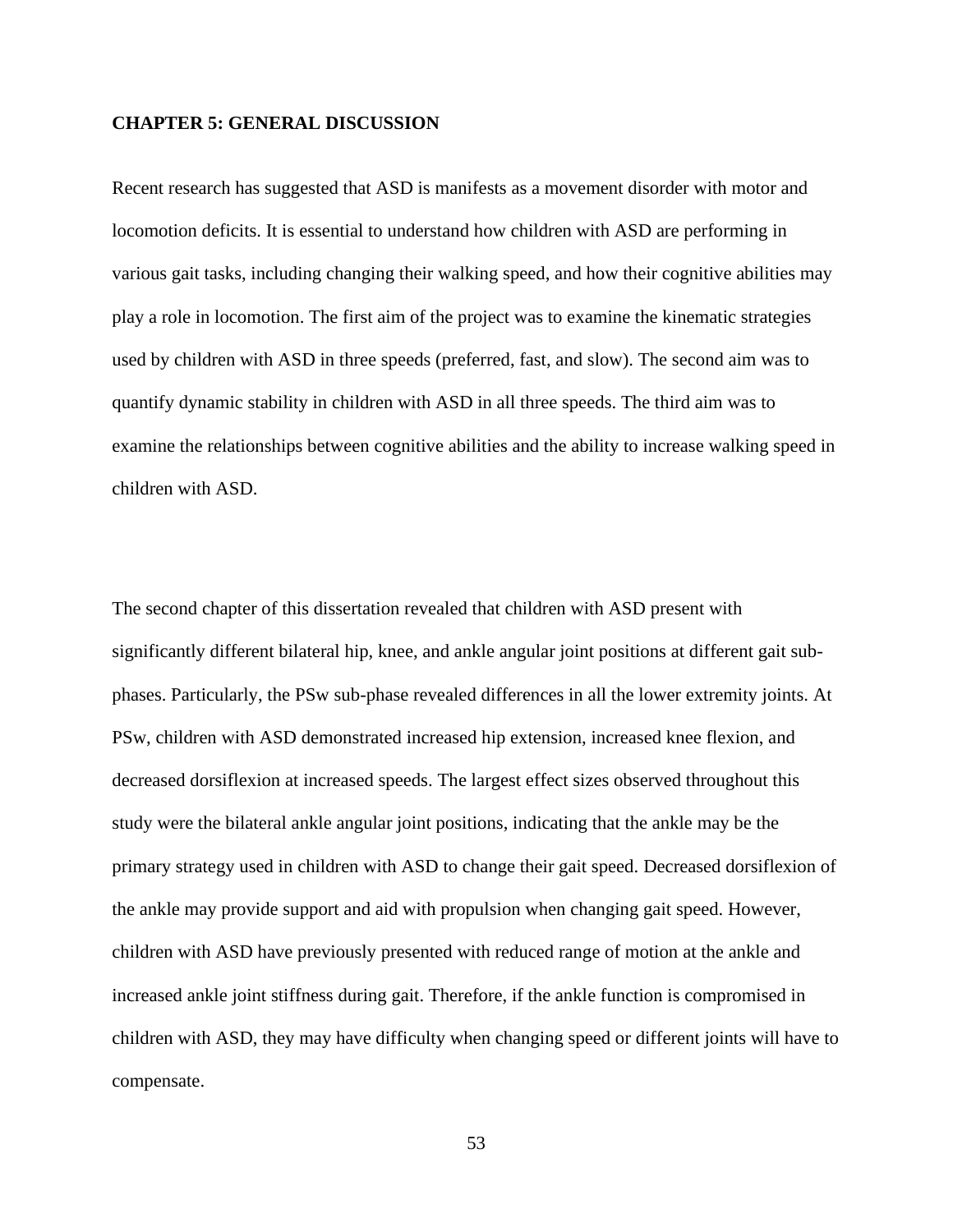# CHAPTER 5: GENERAL DISCUSSION

Recent research has suggested that ASD is manifests as a movement disorder with motor and locomotion deficits. It is essential to understand how children with ASD are performing in various gait tasks, including changing their walking speed, and how their cognitive abilities may play a role in locomotion. The first aim of the project was to examine the kinematic strategies used by children with ASD in three speeds (preferred, fast, and slow). The second aim was to quantify dynamic stability in children with ASD in all three speeds. The third aim was to examine the relationships between cognitive abilities and the ability to increase walking speed in children with ASD.

The second chapter of this dissertation revealed that children with ASD present with significantly different bilateral hip, knee, and ankle angular joint positions at different gait sub-phases. Particularly, the PSw sub-phase revealed differences in all the lower extremity joints. At PSw, children with ASD demonstrated increased hip extension, increased knee flexion, and decreased dorsiflexion at increased speeds. The largest effect sizes observed throughout this study were the bilateral ankle angular joint positions, indicating that the ankle may be the primary strategy used in children with ASD to change their gait speed. Decreased dorsiflexion of the ankle may provide support and aid with propulsion when changing gait speed. However, children with ASD have previously presented with reduced range of motion at the ankle and increased ankle joint stiffness during gait. Therefore, if the ankle function is compromised in children with ASD, they may have difficulty when changing speed or different joints will have to compensate.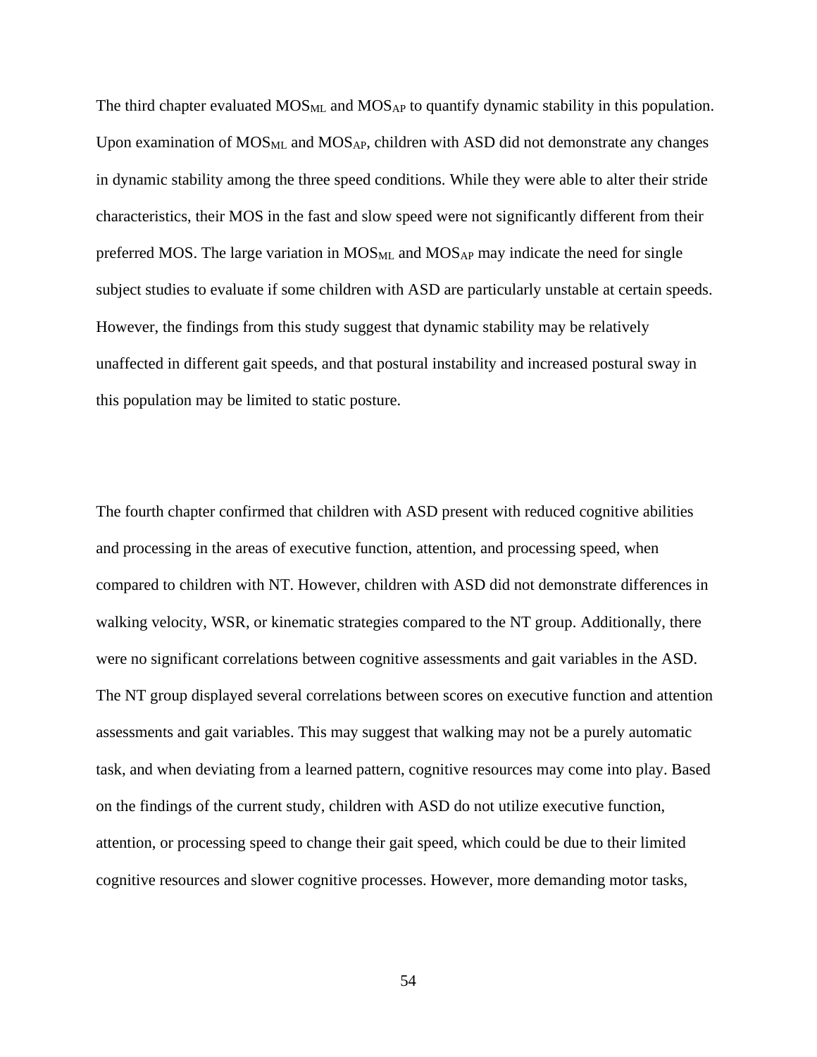The third chapter evaluated $MOS_{ML}$ and $MOS_{AP}$ to quantify dynamic stability in this population. Upon examination of $MOS_{ML}$ and $MOS_{AP}$, children with ASD did not demonstrate any changes in dynamic stability among the three speed conditions. While they were able to alter their stride characteristics, their MOS in the fast and slow speed were not significantly different from their preferred MOS. The large variation in $MOS_{ML}$ and $MOS_{AP}$ may indicate the need for single subject studies to evaluate if some children with ASD are particularly unstable at certain speeds. However, the findings from this study suggest that dynamic stability may be relatively unaffected in different gait speeds, and that postural instability and increased postural sway in this population may be limited to static posture.

The fourth chapter confirmed that children with ASD present with reduced cognitive abilities and processing in the areas of executive function, attention, and processing speed, when compared to children with NT. However, children with ASD did not demonstrate differences in walking velocity, WSR, or kinematic strategies compared to the NT group. Additionally, there were no significant correlations between cognitive assessments and gait variables in the ASD. The NT group displayed several correlations between scores on executive function and attention assessments and gait variables. This may suggest that walking may not be a purely automatic task, and when deviating from a learned pattern, cognitive resources may come into play. Based on the findings of the current study, children with ASD do not utilize executive function, attention, or processing speed to change their gait speed, which could be due to their limited cognitive resources and slower cognitive processes. However, more demanding motor tasks,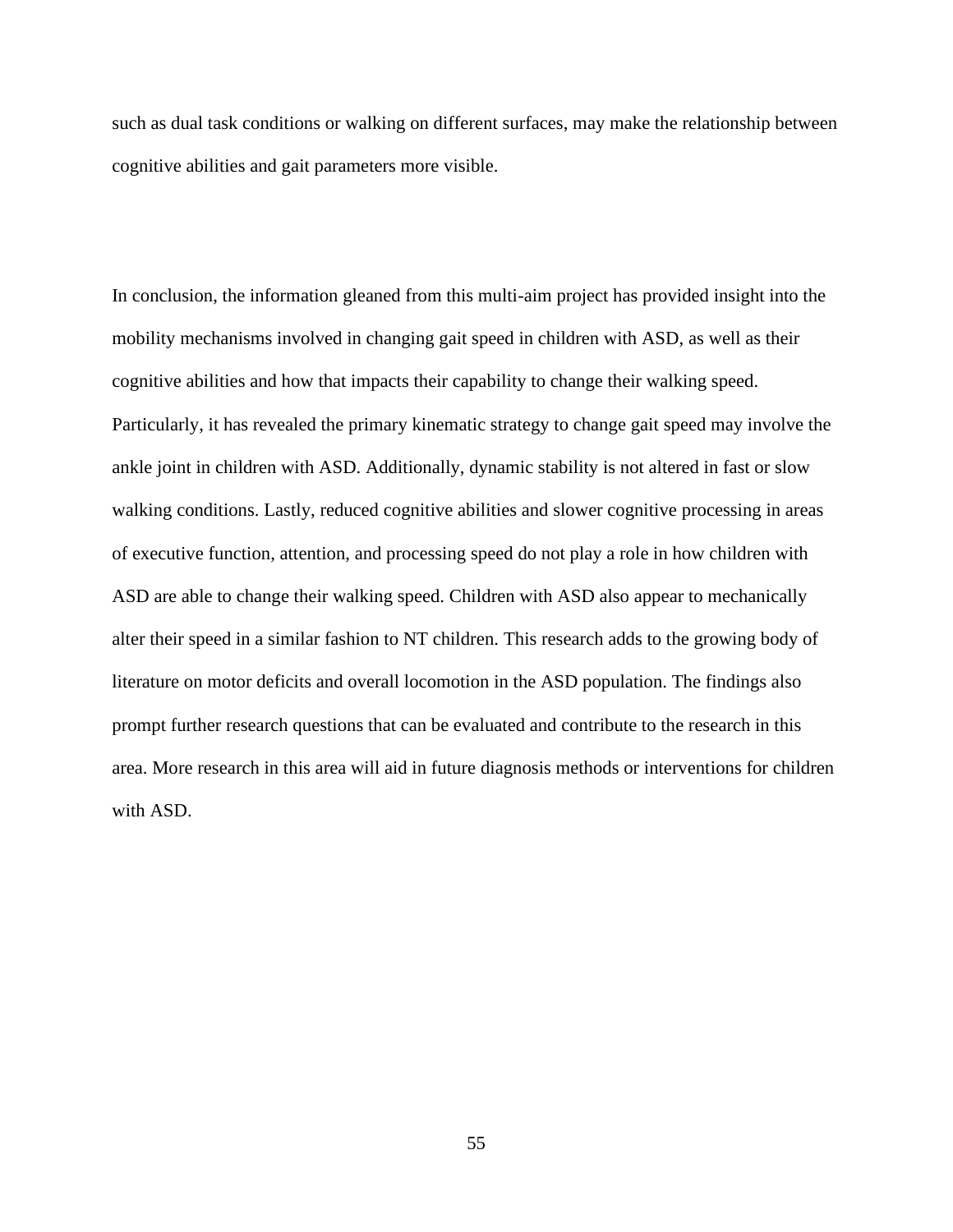such as dual task conditions or walking on different surfaces, may make the relationship between cognitive abilities and gait parameters more visible.

In conclusion, the information gleaned from this multi-aim project has provided insight into the mobility mechanisms involved in changing gait speed in children with ASD, as well as their cognitive abilities and how that impacts their capability to change their walking speed. Particularly, it has revealed the primary kinematic strategy to change gait speed may involve the ankle joint in children with ASD. Additionally, dynamic stability is not altered in fast or slow walking conditions. Lastly, reduced cognitive abilities and slower cognitive processing in areas of executive function, attention, and processing speed do not play a role in how children with ASD are able to change their walking speed. Children with ASD also appear to mechanically alter their speed in a similar fashion to NT children. This research adds to the growing body of literature on motor deficits and overall locomotion in the ASD population. The findings also prompt further research questions that can be evaluated and contribute to the research in this area. More research in this area will aid in future diagnosis methods or interventions for children with ASD.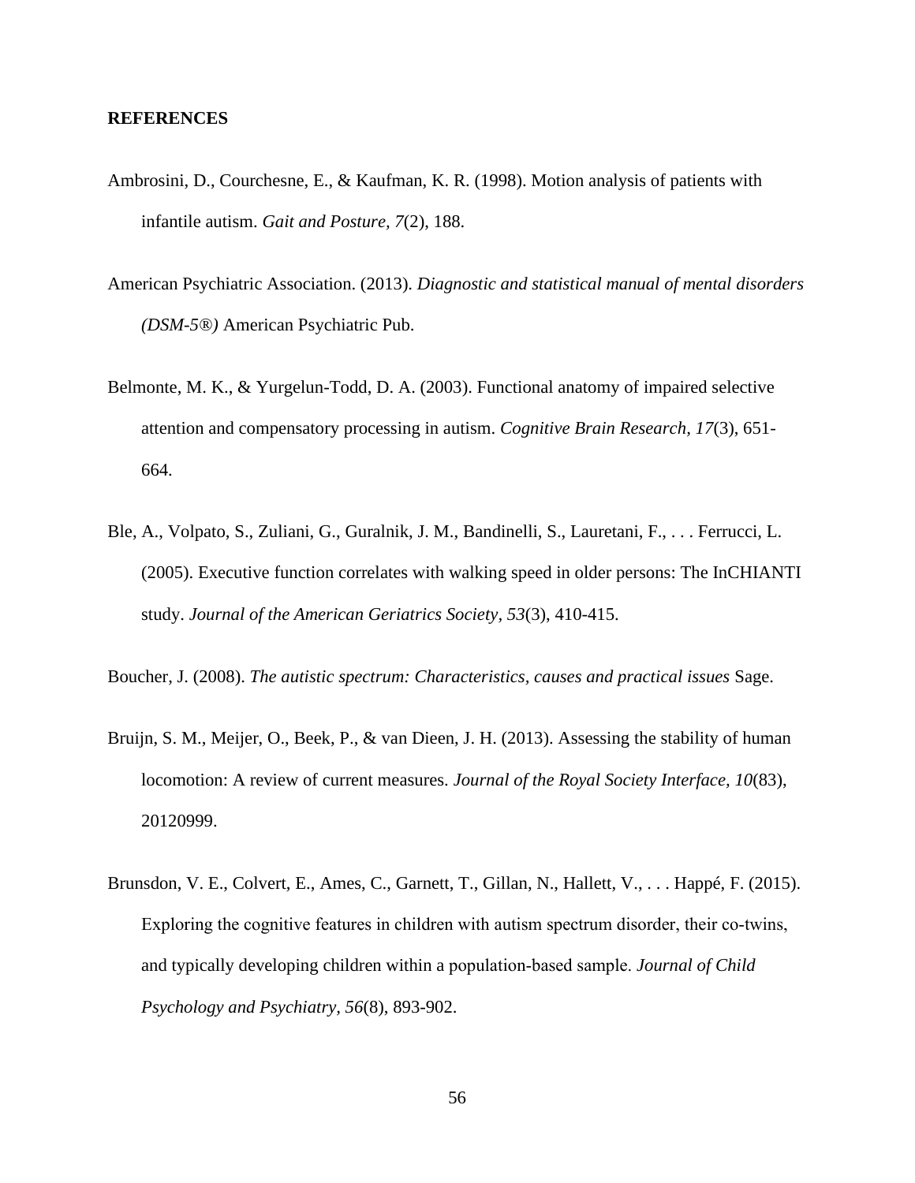## REFERENCES

Ambrosini, D., Courchesne, E., & Kaufman, K. R. (1998). Motion analysis of patients with infantile autism. *Gait and Posture, 7*(2), 188.

American Psychiatric Association. (2013). *Diagnostic and statistical manual of mental disorders (DSM-5®)* American Psychiatric Pub.

Belmonte, M. K., & Yurgelun-Todd, D. A. (2003). Functional anatomy of impaired selective attention and compensatory processing in autism. *Cognitive Brain Research, 17*(3), 651-664.

Ble, A., Volpato, S., Zuliani, G., Guralnik, J. M., Bandinelli, S., Lauretani, F., . . . Ferrucci, L. (2005). Executive function correlates with walking speed in older persons: The InCHIANTI study. *Journal of the American Geriatrics Society, 53*(3), 410-415.

Boucher, J. (2008). *The autistic spectrum: Characteristics, causes and practical issues* Sage.

Bruijn, S. M., Meijer, O., Beek, P., & van Dieen, J. H. (2013). Assessing the stability of human locomotion: A review of current measures. *Journal of the Royal Society Interface, 10*(83), 20120999.

Brunsdon, V. E., Colvert, E., Ames, C., Garnett, T., Gillan, N., Hallett, V., . . . Happé, F. (2015). Exploring the cognitive features in children with autism spectrum disorder, their co-twins, and typically developing children within a population-based sample. *Journal of Child Psychology and Psychiatry, 56*(8), 893-902.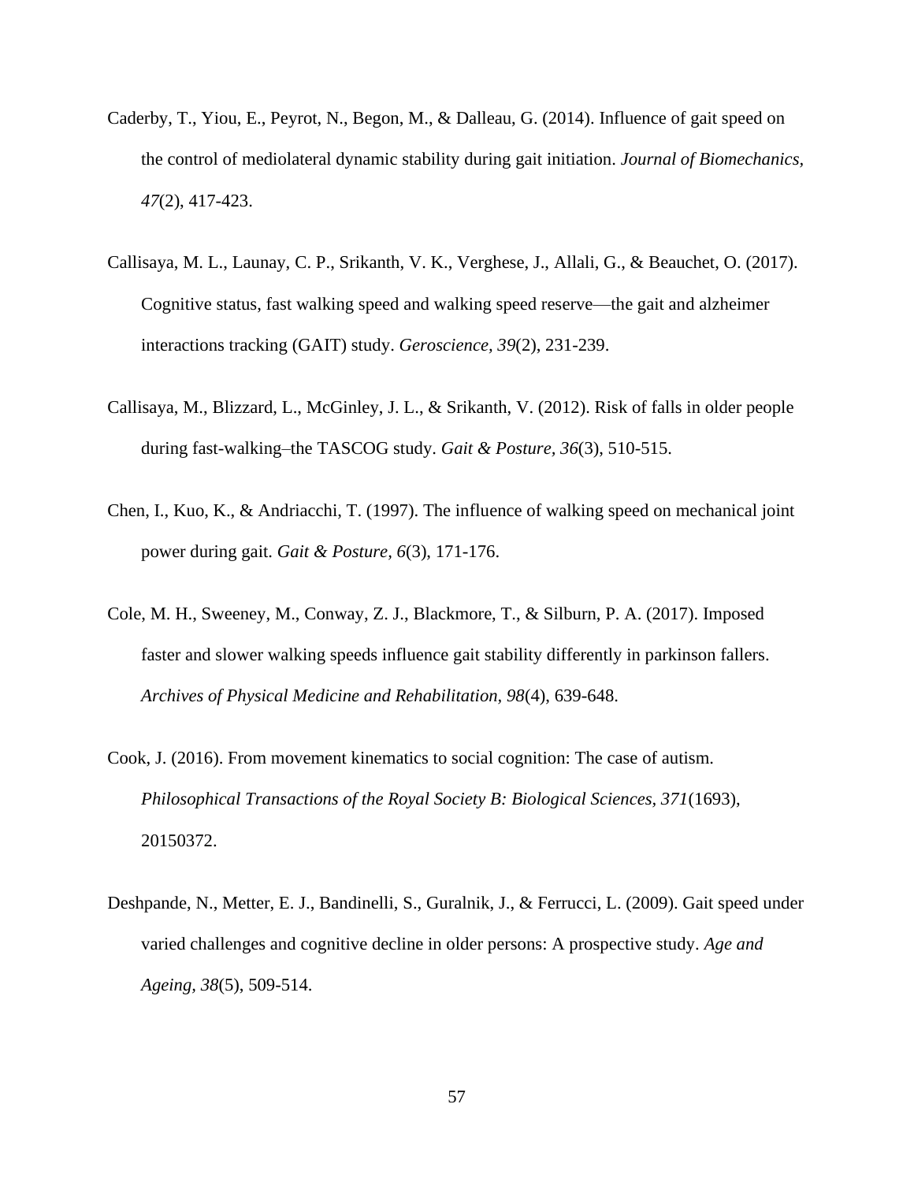Caderby, T., Yiou, E., Peyrot, N., Begon, M., & Dalleau, G. (2014). Influence of gait speed on the control of mediolateral dynamic stability during gait initiation. *Journal of Biomechanics, 47*(2), 417-423.

Callisaya, M. L., Launay, C. P., Srikanth, V. K., Verghese, J., Allali, G., & Beauchet, O. (2017). Cognitive status, fast walking speed and walking speed reserve—the gait and alzheimer interactions tracking (GAIT) study. *Geroscience, 39*(2), 231-239.

Callisaya, M., Blizzard, L., McGinley, J. L., & Srikanth, V. (2012). Risk of falls in older people during fast-walking–the TASCOG study. *Gait & Posture, 36*(3), 510-515.

Chen, I., Kuo, K., & Andriacchi, T. (1997). The influence of walking speed on mechanical joint power during gait. *Gait & Posture, 6*(3), 171-176.

Cole, M. H., Sweeney, M., Conway, Z. J., Blackmore, T., & Silburn, P. A. (2017). Imposed faster and slower walking speeds influence gait stability differently in parkinson fallers. *Archives of Physical Medicine and Rehabilitation, 98*(4), 639-648.

Cook, J. (2016). From movement kinematics to social cognition: The case of autism. *Philosophical Transactions of the Royal Society B: Biological Sciences, 371*(1693), 20150372.

Deshpande, N., Metter, E. J., Bandinelli, S., Guralnik, J., & Ferrucci, L. (2009). Gait speed under varied challenges and cognitive decline in older persons: A prospective study. *Age and Ageing, 38*(5), 509-514.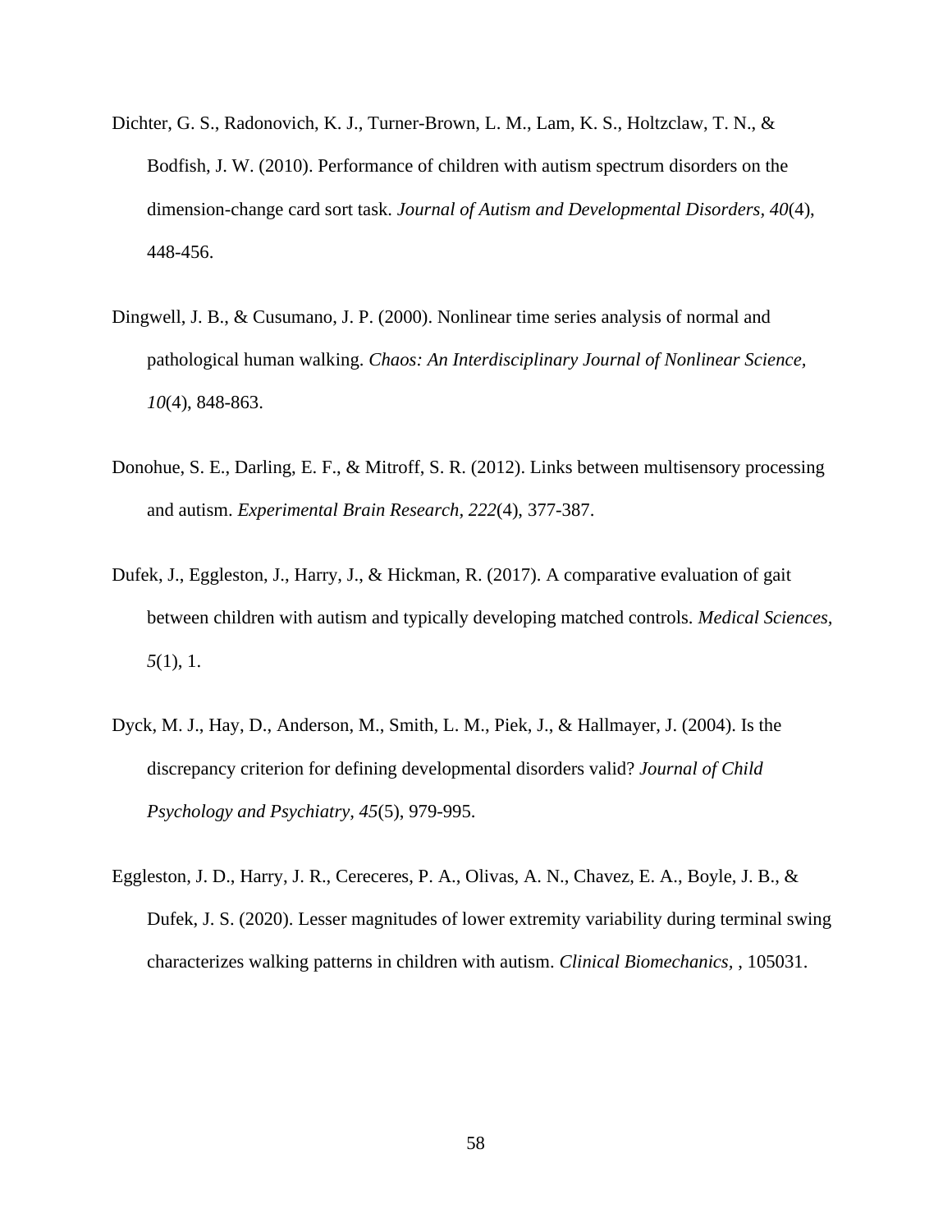Dichter, G. S., Radonovich, K. J., Turner-Brown, L. M., Lam, K. S., Holtzclaw, T. N., & Bodfish, J. W. (2010). Performance of children with autism spectrum disorders on the dimension-change card sort task. *Journal of Autism and Developmental Disorders*, *40*(4), 448-456.

Dingwell, J. B., & Cusumano, J. P. (2000). Nonlinear time series analysis of normal and pathological human walking. *Chaos: An Interdisciplinary Journal of Nonlinear Science, 10*(4), 848-863.

Donohue, S. E., Darling, E. F., & Mitroff, S. R. (2012). Links between multisensory processing and autism. *Experimental Brain Research*, *222*(4), 377-387.

Dufek, J., Eggleston, J., Harry, J., & Hickman, R. (2017). A comparative evaluation of gait between children with autism and typically developing matched controls. *Medical Sciences*, *5*(1), 1.

Dyck, M. J., Hay, D., Anderson, M., Smith, L. M., Piek, J., & Hallmayer, J. (2004). Is the discrepancy criterion for defining developmental disorders valid? *Journal of Child Psychology and Psychiatry, 45*(5), 979-995.

Eggleston, J. D., Harry, J. R., Cereceres, P. A., Olivas, A. N., Chavez, E. A., Boyle, J. B., & Dufek, J. S. (2020). Lesser magnitudes of lower extremity variability during terminal swing characterizes walking patterns in children with autism. *Clinical Biomechanics,* , 105031.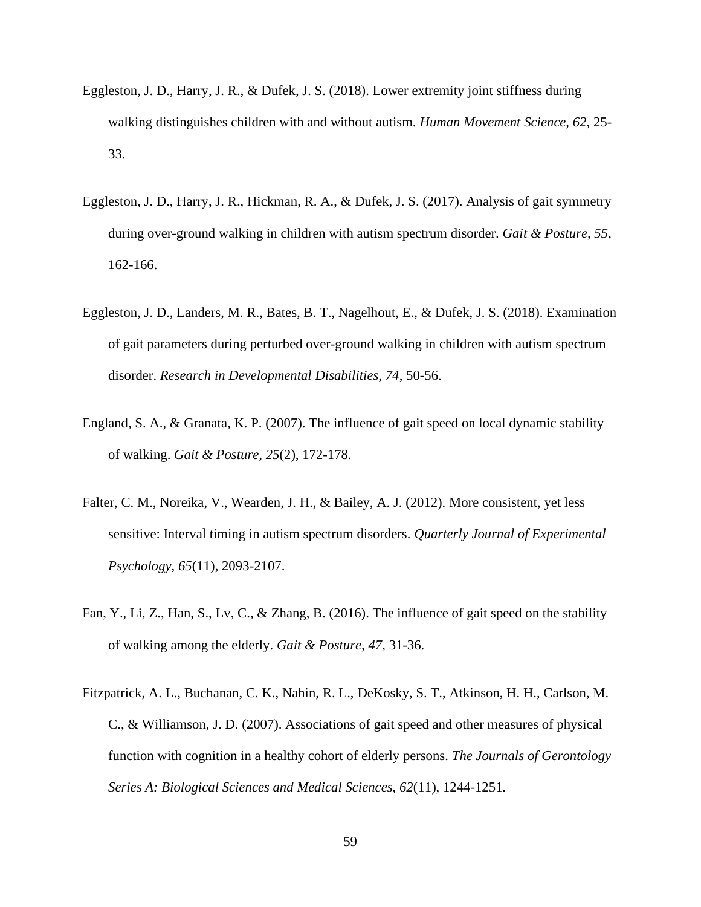Eggleston, J. D., Harry, J. R., & Dufek, J. S. (2018). Lower extremity joint stiffness during walking distinguishes children with and without autism. *Human Movement Science, 62*, 25-33.

Eggleston, J. D., Harry, J. R., Hickman, R. A., & Dufek, J. S. (2017). Analysis of gait symmetry during over-ground walking in children with autism spectrum disorder. *Gait & Posture, 55*, 162-166.

Eggleston, J. D., Landers, M. R., Bates, B. T., Nagelhout, E., & Dufek, J. S. (2018). Examination of gait parameters during perturbed over-ground walking in children with autism spectrum disorder. *Research in Developmental Disabilities, 74*, 50-56.

England, S. A., & Granata, K. P. (2007). The influence of gait speed on local dynamic stability of walking. *Gait & Posture, 25*(2), 172-178.

Falter, C. M., Noreika, V., Wearden, J. H., & Bailey, A. J. (2012). More consistent, yet less sensitive: Interval timing in autism spectrum disorders. *Quarterly Journal of Experimental Psychology, 65*(11), 2093-2107.

Fan, Y., Li, Z., Han, S., Lv, C., & Zhang, B. (2016). The influence of gait speed on the stability of walking among the elderly. *Gait & Posture, 47*, 31-36.

Fitzpatrick, A. L., Buchanan, C. K., Nahin, R. L., DeKosky, S. T., Atkinson, H. H., Carlson, M. C., & Williamson, J. D. (2007). Associations of gait speed and other measures of physical function with cognition in a healthy cohort of elderly persons. *The Journals of Gerontology Series A: Biological Sciences and Medical Sciences, 62*(11), 1244-1251.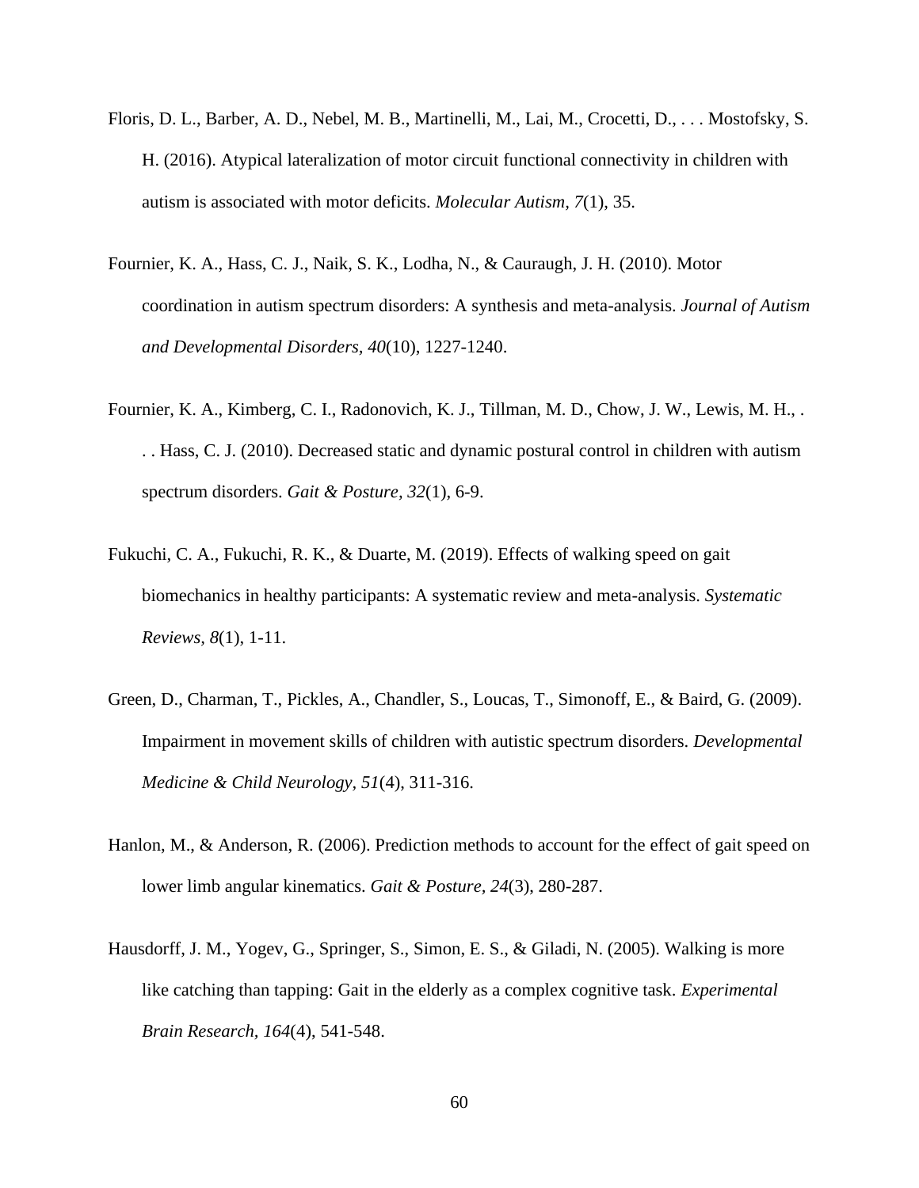Floris, D. L., Barber, A. D., Nebel, M. B., Martinelli, M., Lai, M., Crocetti, D., . . . Mostofsky, S. H. (2016). Atypical lateralization of motor circuit functional connectivity in children with autism is associated with motor deficits. *Molecular Autism*, *7*(1), 35.

Fournier, K. A., Hass, C. J., Naik, S. K., Lodha, N., & Cauraugh, J. H. (2010). Motor coordination in autism spectrum disorders: A synthesis and meta-analysis. *Journal of Autism and Developmental Disorders*, *40*(10), 1227-1240.

Fournier, K. A., Kimberg, C. I., Radonovich, K. J., Tillman, M. D., Chow, J. W., Lewis, M. H., . . . Hass, C. J. (2010). Decreased static and dynamic postural control in children with autism spectrum disorders. *Gait & Posture*, *32*(1), 6-9.

Fukuchi, C. A., Fukuchi, R. K., & Duarte, M. (2019). Effects of walking speed on gait biomechanics in healthy participants: A systematic review and meta-analysis. *Systematic Reviews*, *8*(1), 1-11.

Green, D., Charman, T., Pickles, A., Chandler, S., Loucas, T., Simonoff, E., & Baird, G. (2009). Impairment in movement skills of children with autistic spectrum disorders. *Developmental Medicine & Child Neurology*, *51*(4), 311-316.

Hanlon, M., & Anderson, R. (2006). Prediction methods to account for the effect of gait speed on lower limb angular kinematics. *Gait & Posture*, *24*(3), 280-287.

Hausdorff, J. M., Yogev, G., Springer, S., Simon, E. S., & Giladi, N. (2005). Walking is more like catching than tapping: Gait in the elderly as a complex cognitive task. *Experimental Brain Research*, *164*(4), 541-548.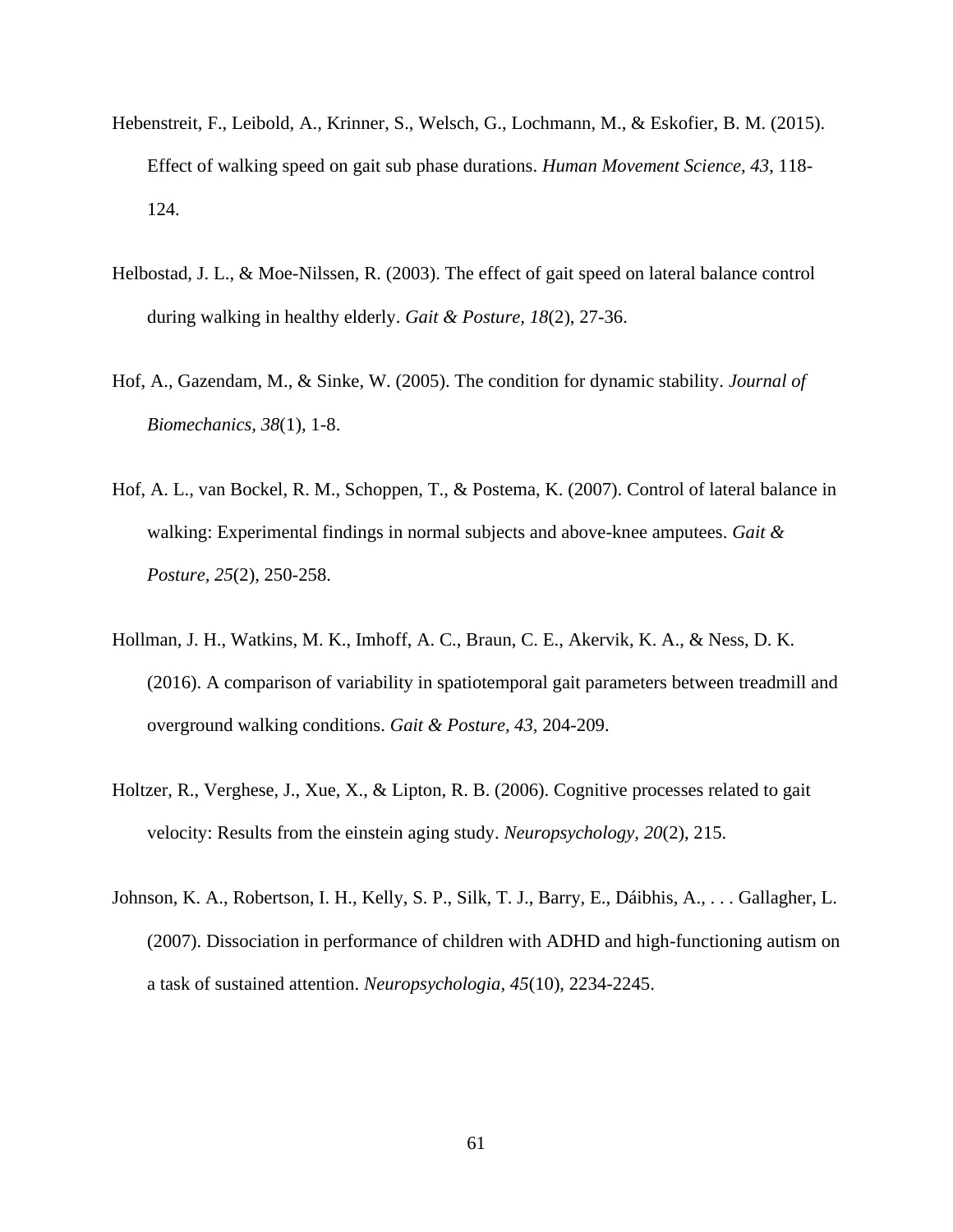Hebenstreit, F., Leibold, A., Krinner, S., Welsch, G., Lochmann, M., & Eskofier, B. M. (2015). Effect of walking speed on gait sub phase durations. *Human Movement Science, 43*, 118-124.

Helbostad, J. L., & Moe-Nilssen, R. (2003). The effect of gait speed on lateral balance control during walking in healthy elderly. *Gait & Posture, 18*(2), 27-36.

Hof, A., Gazendam, M., & Sinke, W. (2005). The condition for dynamic stability. *Journal of Biomechanics, 38*(1), 1-8.

Hof, A. L., van Bockel, R. M., Schoppen, T., & Postema, K. (2007). Control of lateral balance in walking: Experimental findings in normal subjects and above-knee amputees. *Gait & Posture, 25*(2), 250-258.

Hollman, J. H., Watkins, M. K., Imhoff, A. C., Braun, C. E., Akervik, K. A., & Ness, D. K. (2016). A comparison of variability in spatiotemporal gait parameters between treadmill and overground walking conditions. *Gait & Posture, 43*, 204-209.

Holtzer, R., Verghese, J., Xue, X., & Lipton, R. B. (2006). Cognitive processes related to gait velocity: Results from the einstein aging study. *Neuropsychology, 20*(2), 215.

Johnson, K. A., Robertson, I. H., Kelly, S. P., Silk, T. J., Barry, E., Dáibhis, A., . . . Gallagher, L. (2007). Dissociation in performance of children with ADHD and high-functioning autism on a task of sustained attention. *Neuropsychologia, 45*(10), 2234-2245.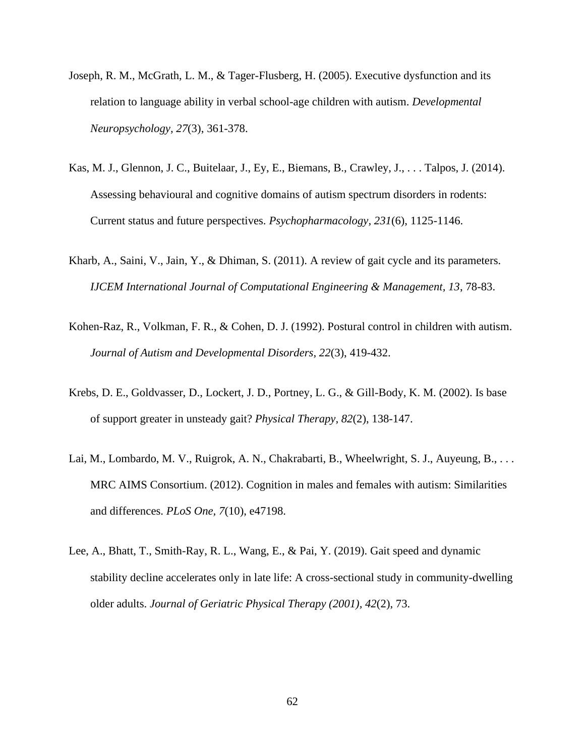Joseph, R. M., McGrath, L. M., & Tager-Flusberg, H. (2005). Executive dysfunction and its relation to language ability in verbal school-age children with autism. *Developmental Neuropsychology, 27*(3), 361-378.

Kas, M. J., Glennon, J. C., Buitelaar, J., Ey, E., Biemans, B., Crawley, J., . . . Talpos, J. (2014). Assessing behavioural and cognitive domains of autism spectrum disorders in rodents: Current status and future perspectives. *Psychopharmacology, 231*(6), 1125-1146.

Kharb, A., Saini, V., Jain, Y., & Dhiman, S. (2011). A review of gait cycle and its parameters. *IJCEM International Journal of Computational Engineering & Management, 13*, 78-83.

Kohen-Raz, R., Volkman, F. R., & Cohen, D. J. (1992). Postural control in children with autism. *Journal of Autism and Developmental Disorders, 22*(3), 419-432.

Krebs, D. E., Goldvasser, D., Lockert, J. D., Portney, L. G., & Gill-Body, K. M. (2002). Is base of support greater in unsteady gait? *Physical Therapy, 82*(2), 138-147.

Lai, M., Lombardo, M. V., Ruigrok, A. N., Chakrabarti, B., Wheelwright, S. J., Auyeung, B., . . . MRC AIMS Consortium. (2012). Cognition in males and females with autism: Similarities and differences. *PLoS One, 7*(10), e47198.

Lee, A., Bhatt, T., Smith-Ray, R. L., Wang, E., & Pai, Y. (2019). Gait speed and dynamic stability decline accelerates only in late life: A cross-sectional study in community-dwelling older adults. *Journal of Geriatric Physical Therapy (2001), 42*(2), 73.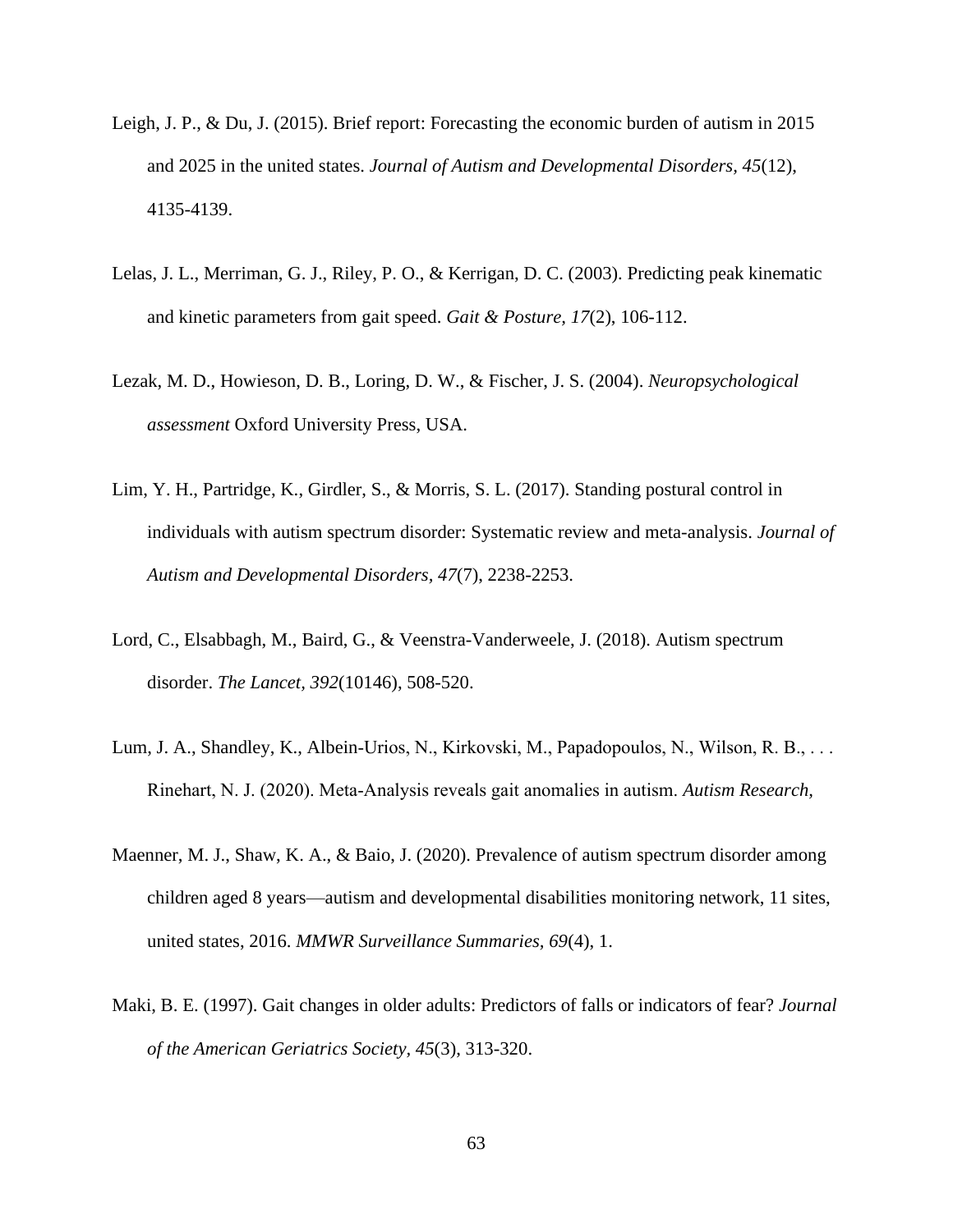Leigh, J. P., & Du, J. (2015). Brief report: Forecasting the economic burden of autism in 2015 and 2025 in the united states. *Journal of Autism and Developmental Disorders, 45*(12), 4135-4139.

Lelas, J. L., Merriman, G. J., Riley, P. O., & Kerrigan, D. C. (2003). Predicting peak kinematic and kinetic parameters from gait speed. *Gait & Posture, 17*(2), 106-112.

Lezak, M. D., Howieson, D. B., Loring, D. W., & Fischer, J. S. (2004). *Neuropsychological assessment* Oxford University Press, USA.

Lim, Y. H., Partridge, K., Girdler, S., & Morris, S. L. (2017). Standing postural control in individuals with autism spectrum disorder: Systematic review and meta-analysis. *Journal of Autism and Developmental Disorders, 47*(7), 2238-2253.

Lord, C., Elsabbagh, M., Baird, G., & Veenstra-Vanderweele, J. (2018). Autism spectrum disorder. *The Lancet, 392*(10146), 508-520.

Lum, J. A., Shandley, K., Albein-Urios, N., Kirkovski, M., Papadopoulos, N., Wilson, R. B., . . . Rinehart, N. J. (2020). Meta-Analysis reveals gait anomalies in autism. *Autism Research,*

Maenner, M. J., Shaw, K. A., & Baio, J. (2020). Prevalence of autism spectrum disorder among children aged 8 years—autism and developmental disabilities monitoring network, 11 sites, united states, 2016. *MMWR Surveillance Summaries, 69*(4), 1.

Maki, B. E. (1997). Gait changes in older adults: Predictors of falls or indicators of fear? *Journal of the American Geriatrics Society, 45*(3), 313-320.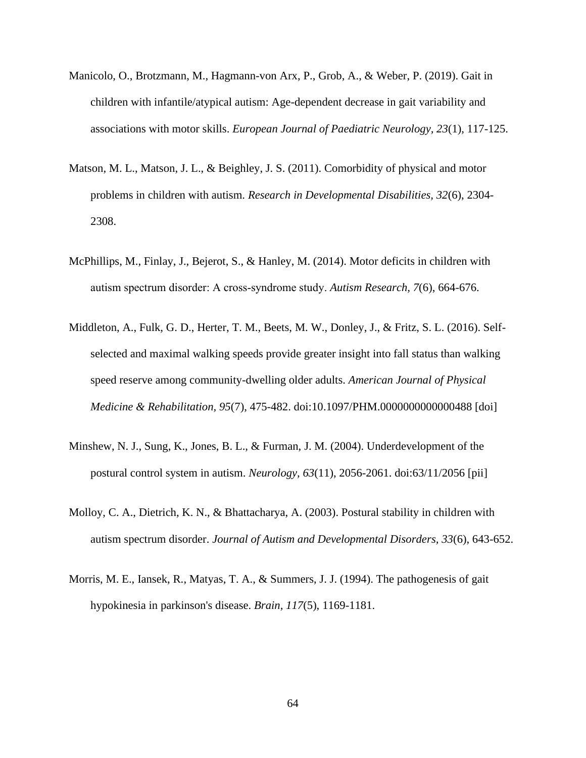Manicolo, O., Brotzmann, M., Hagmann-von Arx, P., Grob, A., & Weber, P. (2019). Gait in children with infantile/atypical autism: Age-dependent decrease in gait variability and associations with motor skills. *European Journal of Paediatric Neurology, 23*(1), 117-125.

Matson, M. L., Matson, J. L., & Beighley, J. S. (2011). Comorbidity of physical and motor problems in children with autism. *Research in Developmental Disabilities, 32*(6), 2304-2308.

McPhillips, M., Finlay, J., Bejerot, S., & Hanley, M. (2014). Motor deficits in children with autism spectrum disorder: A cross-syndrome study. *Autism Research, 7*(6), 664-676.

Middleton, A., Fulk, G. D., Herter, T. M., Beets, M. W., Donley, J., & Fritz, S. L. (2016). Self-selected and maximal walking speeds provide greater insight into fall status than walking speed reserve among community-dwelling older adults. *American Journal of Physical Medicine & Rehabilitation, 95*(7), 475-482. doi:10.1097/PHM.0000000000000488 [doi]

Minshew, N. J., Sung, K., Jones, B. L., & Furman, J. M. (2004). Underdevelopment of the postural control system in autism. *Neurology, 63*(11), 2056-2061. doi:63/11/2056 [pii]

Molloy, C. A., Dietrich, K. N., & Bhattacharya, A. (2003). Postural stability in children with autism spectrum disorder. *Journal of Autism and Developmental Disorders, 33*(6), 643-652.

Morris, M. E., Iansek, R., Matyas, T. A., & Summers, J. J. (1994). The pathogenesis of gait hypokinesia in parkinson's disease. *Brain, 117*(5), 1169-1181.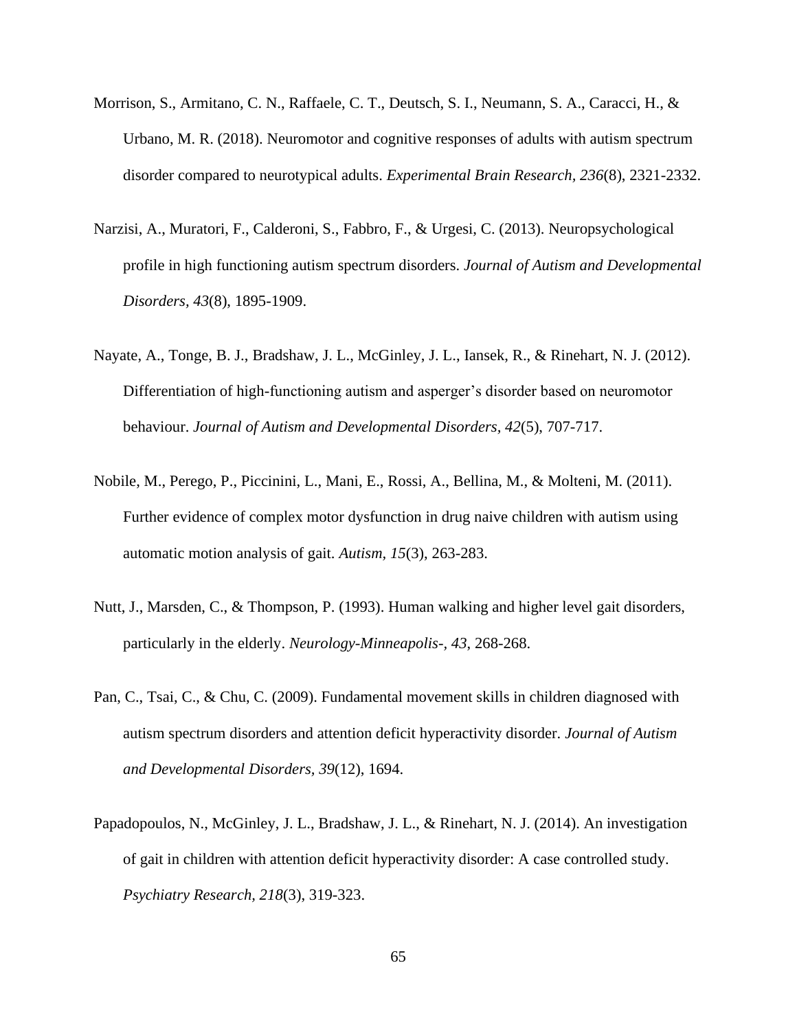Morrison, S., Armitano, C. N., Raffaele, C. T., Deutsch, S. I., Neumann, S. A., Caracci, H., & Urbano, M. R. (2018). Neuromotor and cognitive responses of adults with autism spectrum disorder compared to neurotypical adults. *Experimental Brain Research, 236*(8), 2321-2332.

Narzisi, A., Muratori, F., Calderoni, S., Fabbro, F., & Urgesi, C. (2013). Neuropsychological profile in high functioning autism spectrum disorders. *Journal of Autism and Developmental Disorders, 43*(8), 1895-1909.

Nayate, A., Tonge, B. J., Bradshaw, J. L., McGinley, J. L., Iansek, R., & Rinehart, N. J. (2012). Differentiation of high-functioning autism and asperger's disorder based on neuromotor behaviour. *Journal of Autism and Developmental Disorders, 42*(5), 707-717.

Nobile, M., Perego, P., Piccinini, L., Mani, E., Rossi, A., Bellina, M., & Molteni, M. (2011). Further evidence of complex motor dysfunction in drug naive children with autism using automatic motion analysis of gait. *Autism, 15*(3), 263-283.

Nutt, J., Marsden, C., & Thompson, P. (1993). Human walking and higher level gait disorders, particularly in the elderly. *Neurology-Minneapolis-, 43*, 268-268.

Pan, C., Tsai, C., & Chu, C. (2009). Fundamental movement skills in children diagnosed with autism spectrum disorders and attention deficit hyperactivity disorder. *Journal of Autism and Developmental Disorders, 39*(12), 1694.

Papadopoulos, N., McGinley, J. L., Bradshaw, J. L., & Rinehart, N. J. (2014). An investigation of gait in children with attention deficit hyperactivity disorder: A case controlled study. *Psychiatry Research, 218*(3), 319-323.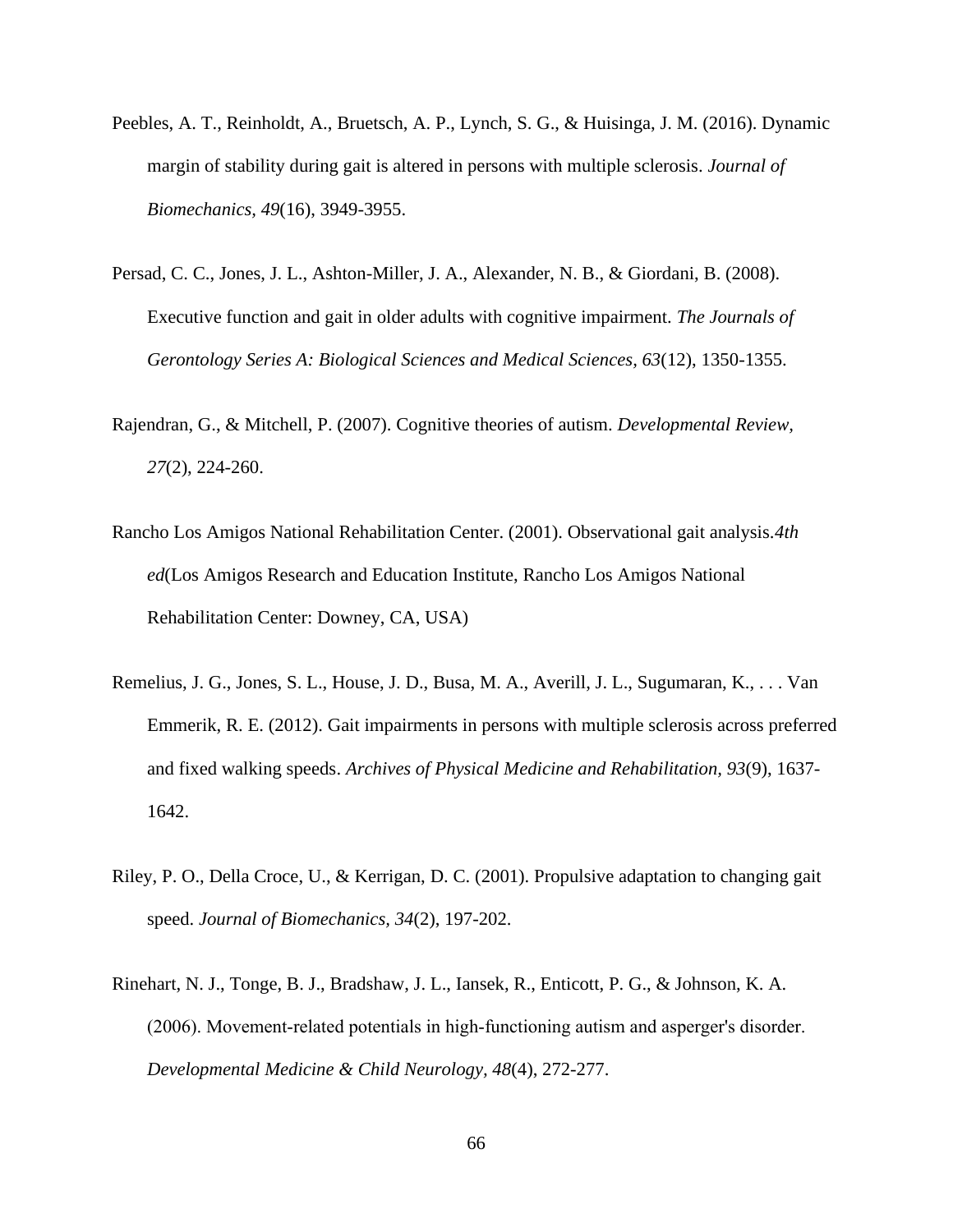Peebles, A. T., Reinholdt, A., Bruetsch, A. P., Lynch, S. G., & Huisinga, J. M. (2016). Dynamic margin of stability during gait is altered in persons with multiple sclerosis. *Journal of Biomechanics, 49*(16), 3949-3955.

Persad, C. C., Jones, J. L., Ashton-Miller, J. A., Alexander, N. B., & Giordani, B. (2008). Executive function and gait in older adults with cognitive impairment. *The Journals of Gerontology Series A: Biological Sciences and Medical Sciences*, *63*(12), 1350-1355.

Rajendran, G., & Mitchell, P. (2007). Cognitive theories of autism. *Developmental Review, 27*(2), 224-260.

Rancho Los Amigos National Rehabilitation Center. (2001). Observational gait analysis.*4th ed*(Los Amigos Research and Education Institute, Rancho Los Amigos National Rehabilitation Center: Downey, CA, USA)

Remelius, J. G., Jones, S. L., House, J. D., Busa, M. A., Averill, J. L., Sugumaran, K., . . . Van Emmerik, R. E. (2012). Gait impairments in persons with multiple sclerosis across preferred and fixed walking speeds. *Archives of Physical Medicine and Rehabilitation, 93*(9), 1637-1642.

Riley, P. O., Della Croce, U., & Kerrigan, D. C. (2001). Propulsive adaptation to changing gait speed. *Journal of Biomechanics, 34*(2), 197-202.

Rinehart, N. J., Tonge, B. J., Bradshaw, J. L., Iansek, R., Enticott, P. G., & Johnson, K. A. (2006). Movement-related potentials in high-functioning autism and asperger's disorder. *Developmental Medicine & Child Neurology, 48*(4), 272-277.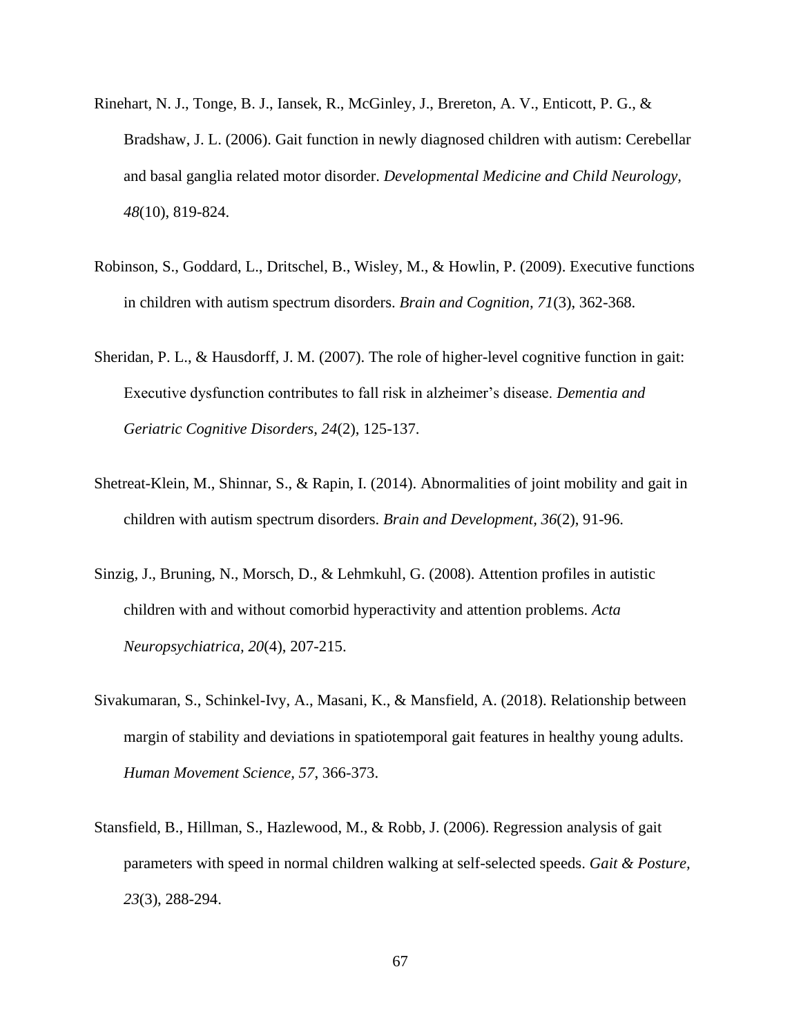Rinehart, N. J., Tonge, B. J., Iansek, R., McGinley, J., Brereton, A. V., Enticott, P. G., & Bradshaw, J. L. (2006). Gait function in newly diagnosed children with autism: Cerebellar and basal ganglia related motor disorder. *Developmental Medicine and Child Neurology, 48*(10), 819-824.

Robinson, S., Goddard, L., Dritschel, B., Wisley, M., & Howlin, P. (2009). Executive functions in children with autism spectrum disorders. *Brain and Cognition, 71*(3), 362-368.

Sheridan, P. L., & Hausdorff, J. M. (2007). The role of higher-level cognitive function in gait: Executive dysfunction contributes to fall risk in alzheimer's disease. *Dementia and Geriatric Cognitive Disorders, 24*(2), 125-137.

Shetreat-Klein, M., Shinnar, S., & Rapin, I. (2014). Abnormalities of joint mobility and gait in children with autism spectrum disorders. *Brain and Development, 36*(2), 91-96.

Sinzig, J., Bruning, N., Morsch, D., & Lehmkuhl, G. (2008). Attention profiles in autistic children with and without comorbid hyperactivity and attention problems. *Acta Neuropsychiatrica, 20*(4), 207-215.

Sivakumaran, S., Schinkel-Ivy, A., Masani, K., & Mansfield, A. (2018). Relationship between margin of stability and deviations in spatiotemporal gait features in healthy young adults. *Human Movement Science, 57*, 366-373.

Stansfield, B., Hillman, S., Hazlewood, M., & Robb, J. (2006). Regression analysis of gait parameters with speed in normal children walking at self-selected speeds. *Gait & Posture, 23*(3), 288-294.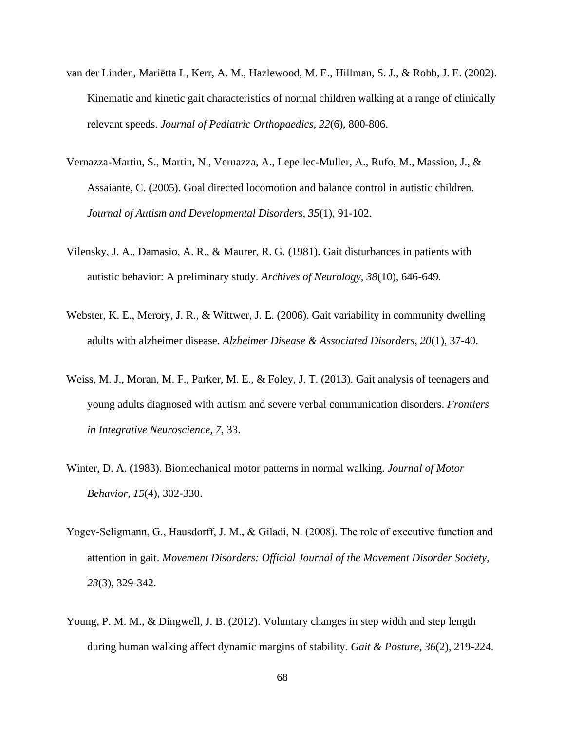van der Linden, Mariëtta L, Kerr, A. M., Hazlewood, M. E., Hillman, S. J., & Robb, J. E. (2002). Kinematic and kinetic gait characteristics of normal children walking at a range of clinically relevant speeds. *Journal of Pediatric Orthopaedics, 22*(6), 800-806.

Vernazza-Martin, S., Martin, N., Vernazza, A., Lepellec-Muller, A., Rufo, M., Massion, J., & Assaiante, C. (2005). Goal directed locomotion and balance control in autistic children. *Journal of Autism and Developmental Disorders, 35*(1), 91-102.

Vilensky, J. A., Damasio, A. R., & Maurer, R. G. (1981). Gait disturbances in patients with autistic behavior: A preliminary study. *Archives of Neurology, 38*(10), 646-649.

Webster, K. E., Merory, J. R., & Wittwer, J. E. (2006). Gait variability in community dwelling adults with alzheimer disease. *Alzheimer Disease & Associated Disorders, 20*(1), 37-40.

Weiss, M. J., Moran, M. F., Parker, M. E., & Foley, J. T. (2013). Gait analysis of teenagers and young adults diagnosed with autism and severe verbal communication disorders. *Frontiers in Integrative Neuroscience, 7*, 33.

Winter, D. A. (1983). Biomechanical motor patterns in normal walking. *Journal of Motor Behavior, 15*(4), 302-330.

Yogev-Seligmann, G., Hausdorff, J. M., & Giladi, N. (2008). The role of executive function and attention in gait. *Movement Disorders: Official Journal of the Movement Disorder Society, 23*(3), 329-342.

Young, P. M. M., & Dingwell, J. B. (2012). Voluntary changes in step width and step length during human walking affect dynamic margins of stability. *Gait & Posture, 36*(2), 219-224.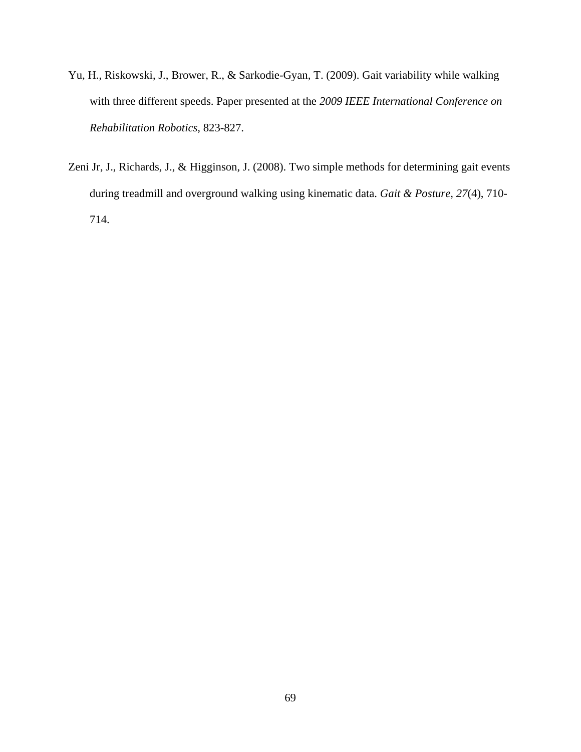Yu, H., Riskowski, J., Brower, R., & Sarkodie-Gyan, T. (2009). Gait variability while walking with three different speeds. Paper presented at the *2009 IEEE International Conference on Rehabilitation Robotics,* 823-827.

Zeni Jr, J., Richards, J., & Higginson, J. (2008). Two simple methods for determining gait events during treadmill and overground walking using kinematic data. *Gait & Posture, 27*(4), 710-714.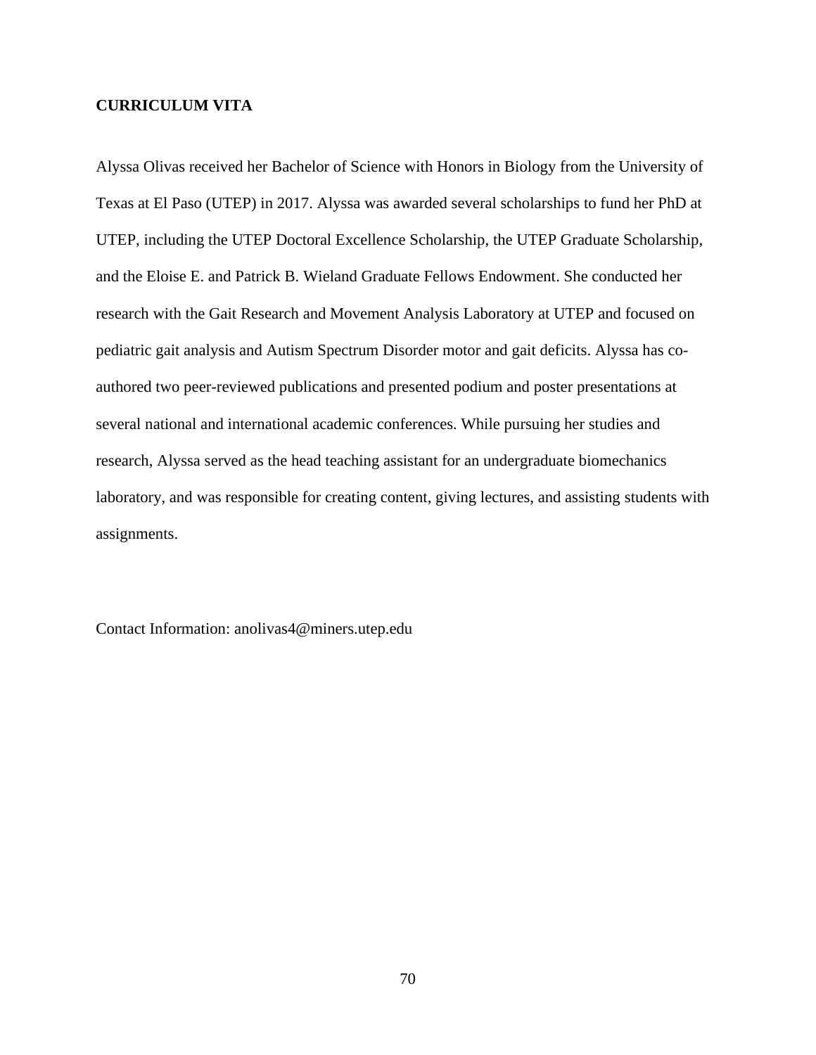# CURRICULUM VITA

Alyssa Olivas received her Bachelor of Science with Honors in Biology from the University of Texas at El Paso (UTEP) in 2017. Alyssa was awarded several scholarships to fund her PhD at UTEP, including the UTEP Doctoral Excellence Scholarship, the UTEP Graduate Scholarship, and the Eloise E. and Patrick B. Wieland Graduate Fellows Endowment. She conducted her research with the Gait Research and Movement Analysis Laboratory at UTEP and focused on pediatric gait analysis and Autism Spectrum Disorder motor and gait deficits. Alyssa has co-authored two peer-reviewed publications and presented podium and poster presentations at several national and international academic conferences. While pursuing her studies and research, Alyssa served as the head teaching assistant for an undergraduate biomechanics laboratory, and was responsible for creating content, giving lectures, and assisting students with assignments.

Contact Information: anolivas4@miners.utep.edu